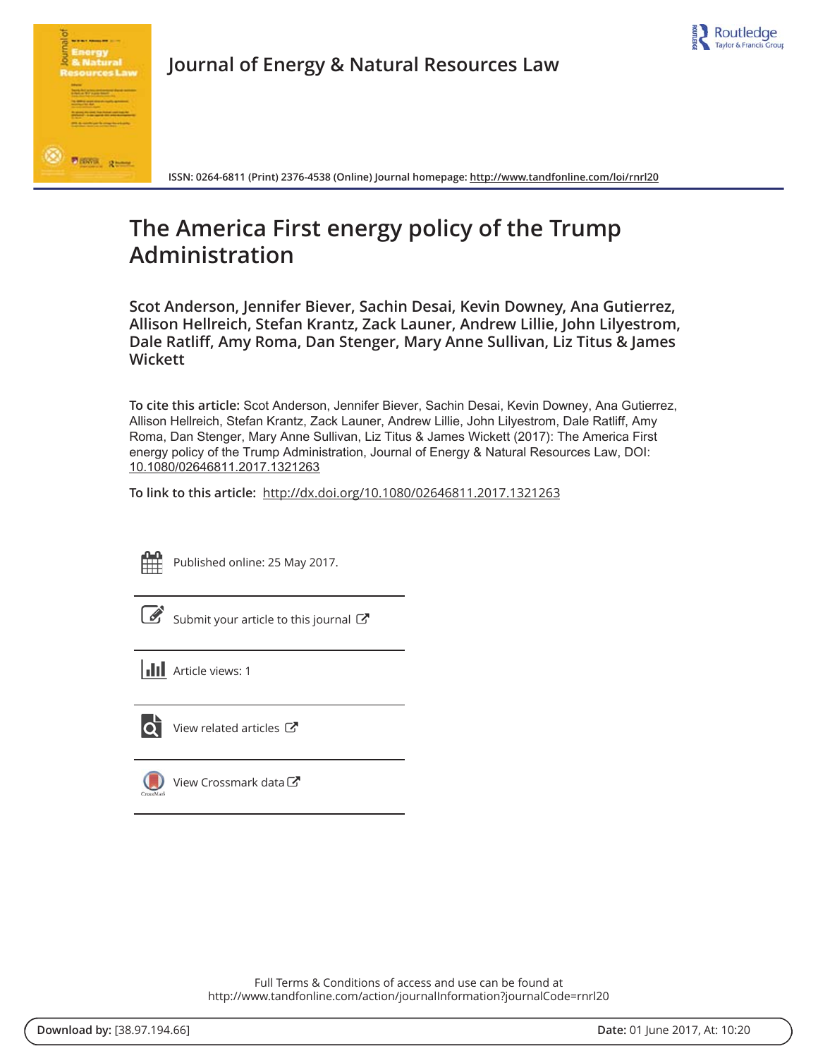Journal of Energy & Natural Resources Law

ISSN: 0264-6811 (Print) 2376-4538 (Online) Journal homepage: http://www.tandfonline.com/loi/rnrl20

# The America First energy policy of the Trump Administration

**Scot Anderson, Jennifer Biever, Sachin Desai, Kevin Downey, Ana Gutierrez, Allison Hellreich, Stefan Krantz, Zack Launer, Andrew Lillie, John Lilyestrom, Dale Ratliff, Amy Roma, Dan Stenger, Mary Anne Sullivan, Liz Titus & James Wickett**

**To cite this article:** Scot Anderson, Jennifer Biever, Sachin Desai, Kevin Downey, Ana Gutierrez, Allison Hellreich, Stefan Krantz, Zack Launer, Andrew Lillie, John Lilyestrom, Dale Ratliff, Amy Roma, Dan Stenger, Mary Anne Sullivan, Liz Titus & James Wickett (2017): The America First energy policy of the Trump Administration, Journal of Energy & Natural Resources Law, DOI: 10.1080/02646811.2017.1321263

**To link to this article:** http://dx.doi.org/10.1080/02646811.2017.1321263

Published online: 25 May 2017.

Submit your article to this journal

Article views: 1

View related articles

View Crossmark data

Full Terms & Conditions of access and use can be found at
http://www.tandfonline.com/action/journalInformation?journalCode=rnrl20

**Download by:** [38.97.194.66] **Date:** 01 June 2017, At: 10:20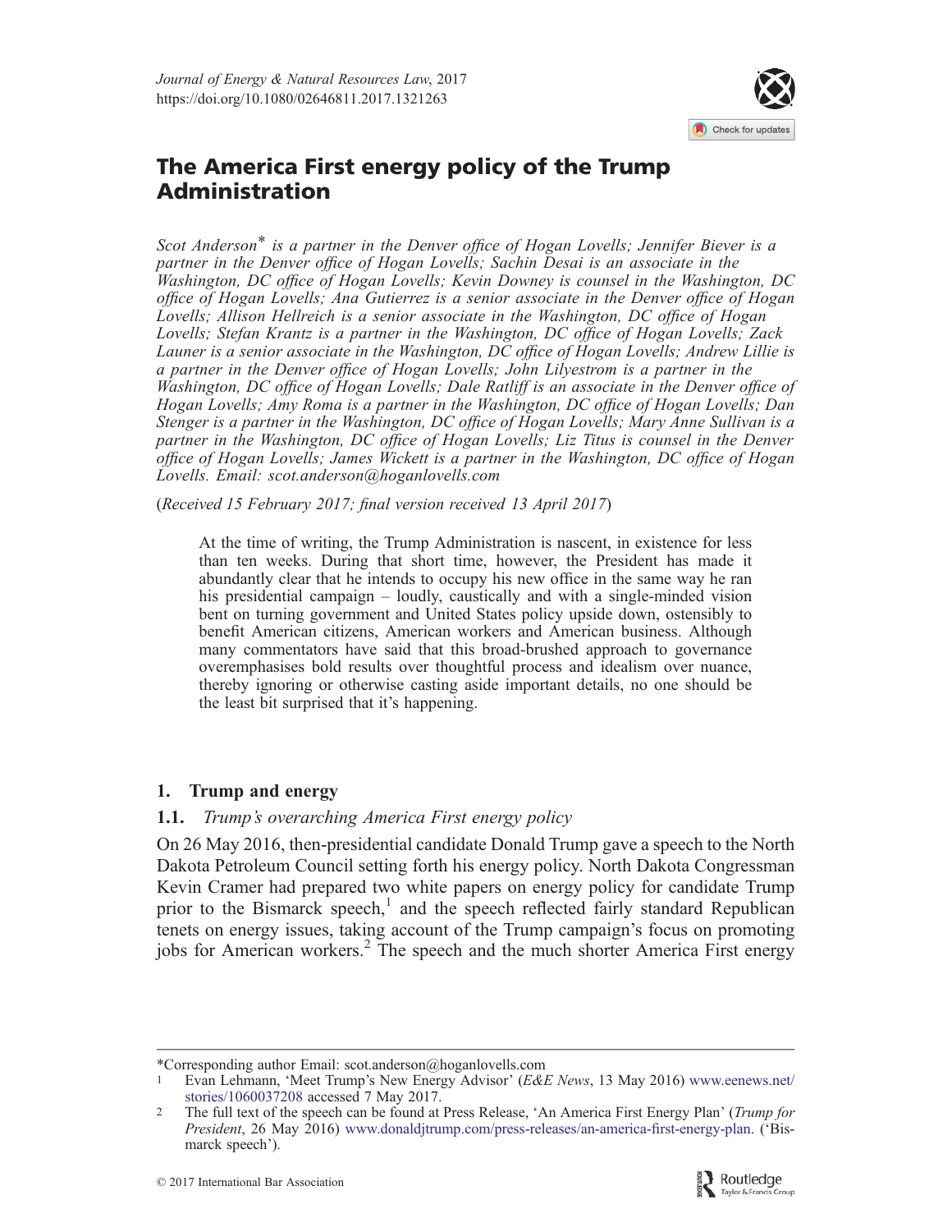# The America First energy policy of the Trump Administration

*Scot Anderson*\* *is a partner in the Denver office of Hogan Lovells; Jennifer Biever is a partner in the Denver office of Hogan Lovells; Sachin Desai is an associate in the Washington, DC office of Hogan Lovells; Kevin Downey is counsel in the Washington, DC office of Hogan Lovells; Ana Gutierrez is a senior associate in the Denver office of Hogan Lovells; Allison Hellreich is a senior associate in the Washington, DC office of Hogan Lovells; Stefan Krantz is a partner in the Washington, DC office of Hogan Lovells; Zack Launer is a senior associate in the Washington, DC office of Hogan Lovells; Andrew Lillie is a partner in the Denver office of Hogan Lovells; John Lilyestrom is a partner in the Washington, DC office of Hogan Lovells; Dale Ratliff is an associate in the Denver office of Hogan Lovells; Amy Roma is a partner in the Washington, DC office of Hogan Lovells; Dan Stenger is a partner in the Washington, DC office of Hogan Lovells; Mary Anne Sullivan is a partner in the Washington, DC office of Hogan Lovells; Liz Titus is counsel in the Denver office of Hogan Lovells; James Wickett is a partner in the Washington, DC office of Hogan Lovells. Email: scot.anderson@hoganlovells.com*

(*Received 15 February 2017; final version received 13 April 2017*)

> At the time of writing, the Trump Administration is nascent, in existence for less than ten weeks. During that short time, however, the President has made it abundantly clear that he intends to occupy his new office in the same way he ran his presidential campaign – loudly, caustically and with a single-minded vision bent on turning government and United States policy upside down, ostensibly to benefit American citizens, American workers and American business. Although many commentators have said that this broad-brushed approach to governance overemphasises bold results over thoughtful process and idealism over nuance, thereby ignoring or otherwise casting aside important details, no one should be the least bit surprised that it's happening.

## 1. Trump and energy

### 1.1. *Trump's overarching America First energy policy*

On 26 May 2016, then-presidential candidate Donald Trump gave a speech to the North Dakota Petroleum Council setting forth his energy policy. North Dakota Congressman Kevin Cramer had prepared two white papers on energy policy for candidate Trump prior to the Bismarck speech,[1] and the speech reflected fairly standard Republican tenets on energy issues, taking account of the Trump campaign's focus on promoting jobs for American workers.[2] The speech and the much shorter America First energy

---

\*Corresponding author Email: scot.anderson@hoganlovells.com

[1] Evan Lehmann, 'Meet Trump's New Energy Advisor' (*E&E News*, 13 May 2016) www.eenews.net/stories/1060037208 accessed 7 May 2017.

[2] The full text of the speech can be found at Press Release, 'An America First Energy Plan' (*Trump for President*, 26 May 2016) www.donaldjtrump.com/press-releases/an-america-first-energy-plan. ('Bismarck speech').

© 2017 International Bar Association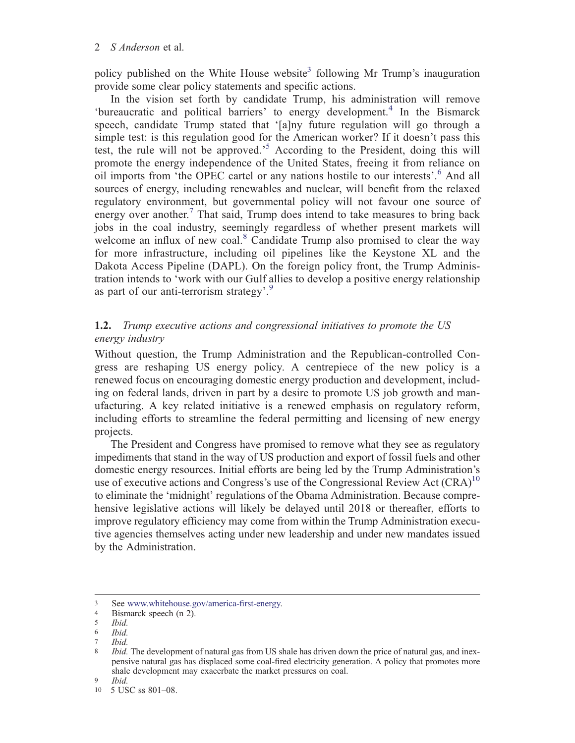policy published on the White House website[3] following Mr Trump's inauguration provide some clear policy statements and specific actions.

In the vision set forth by candidate Trump, his administration will remove 'bureaucratic and political barriers' to energy development.[4] In the Bismarck speech, candidate Trump stated that '[a]ny future regulation will go through a simple test: is this regulation good for the American worker? If it doesn't pass this test, the rule will not be approved.'[5] According to the President, doing this will promote the energy independence of the United States, freeing it from reliance on oil imports from 'the OPEC cartel or any nations hostile to our interests'.[6] And all sources of energy, including renewables and nuclear, will benefit from the relaxed regulatory environment, but governmental policy will not favour one source of energy over another.[7] That said, Trump does intend to take measures to bring back jobs in the coal industry, seemingly regardless of whether present markets will welcome an influx of new coal.[8] Candidate Trump also promised to clear the way for more infrastructure, including oil pipelines like the Keystone XL and the Dakota Access Pipeline (DAPL). On the foreign policy front, the Trump Administration intends to 'work with our Gulf allies to develop a positive energy relationship as part of our anti-terrorism strategy'.[9]

### 1.2. *Trump executive actions and congressional initiatives to promote the US energy industry*

Without question, the Trump Administration and the Republican-controlled Congress are reshaping US energy policy. A centrepiece of the new policy is a renewed focus on encouraging domestic energy production and development, including on federal lands, driven in part by a desire to promote US job growth and manufacturing. A key related initiative is a renewed emphasis on regulatory reform, including efforts to streamline the federal permitting and licensing of new energy projects.

The President and Congress have promised to remove what they see as regulatory impediments that stand in the way of US production and export of fossil fuels and other domestic energy resources. Initial efforts are being led by the Trump Administration's use of executive actions and Congress's use of the Congressional Review Act (CRA)[10] to eliminate the 'midnight' regulations of the Obama Administration. Because comprehensive legislative actions will likely be delayed until 2018 or thereafter, efforts to improve regulatory efficiency may come from within the Trump Administration executive agencies themselves acting under new leadership and under new mandates issued by the Administration.

---

3 See www.whitehouse.gov/america-first-energy.

4 Bismarck speech (n 2).

5 *Ibid.*

6 *Ibid.*

7 *Ibid.*

8 *Ibid.* The development of natural gas from US shale has driven down the price of natural gas, and inexpensive natural gas has displaced some coal-fired electricity generation. A policy that promotes more shale development may exacerbate the market pressures on coal.

9 *Ibid.*

10 5 USC ss 801–08.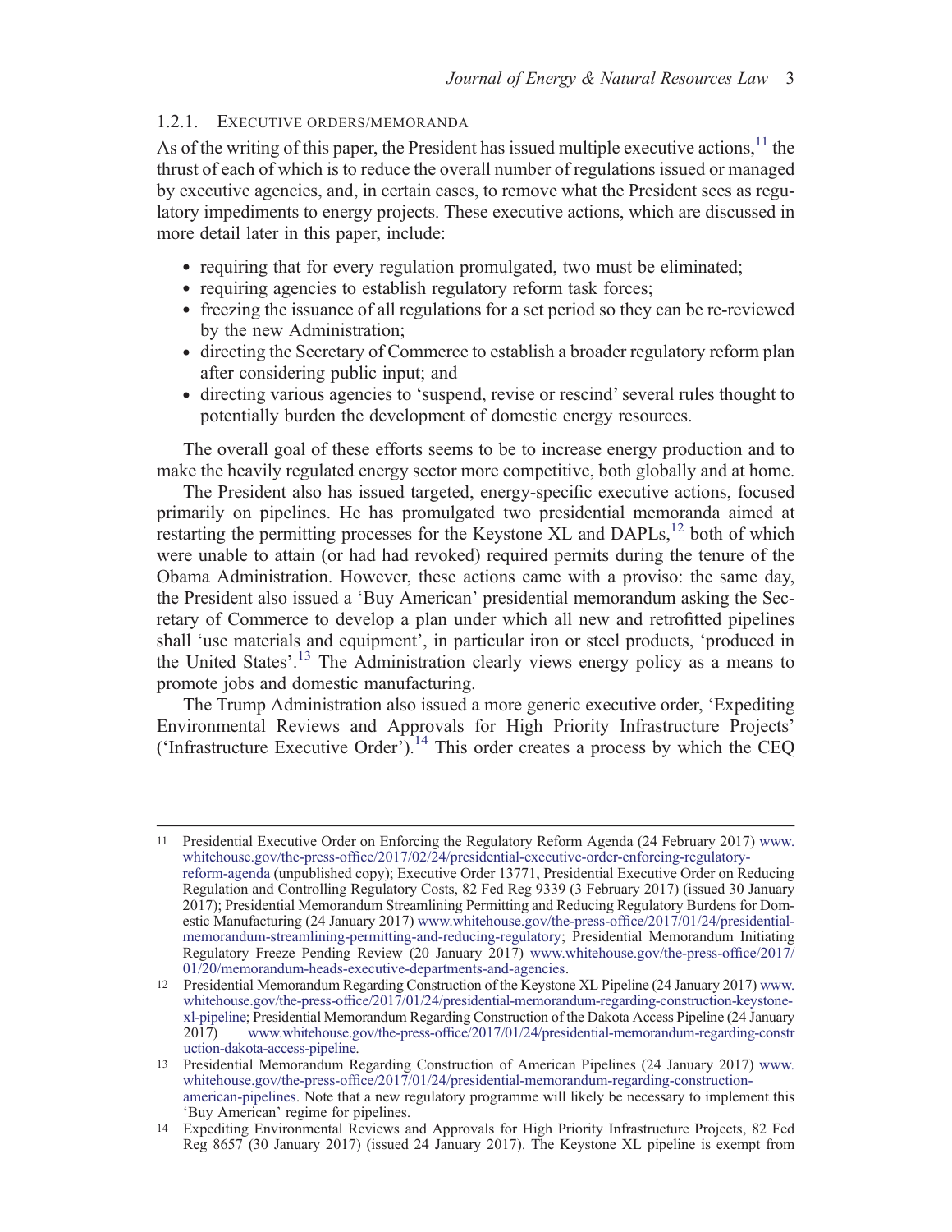### 1.2.1. Executive orders/memoranda

As of the writing of this paper, the President has issued multiple executive actions,[11] the thrust of each of which is to reduce the overall number of regulations issued or managed by executive agencies, and, in certain cases, to remove what the President sees as regulatory impediments to energy projects. These executive actions, which are discussed in more detail later in this paper, include:

- requiring that for every regulation promulgated, two must be eliminated;
- requiring agencies to establish regulatory reform task forces;
- freezing the issuance of all regulations for a set period so they can be re-reviewed by the new Administration;
- directing the Secretary of Commerce to establish a broader regulatory reform plan after considering public input; and
- directing various agencies to 'suspend, revise or rescind' several rules thought to potentially burden the development of domestic energy resources.

The overall goal of these efforts seems to be to increase energy production and to make the heavily regulated energy sector more competitive, both globally and at home.

The President also has issued targeted, energy-specific executive actions, focused primarily on pipelines. He has promulgated two presidential memoranda aimed at restarting the permitting processes for the Keystone XL and DAPLs,[12] both of which were unable to attain (or had had revoked) required permits during the tenure of the Obama Administration. However, these actions came with a proviso: the same day, the President also issued a 'Buy American' presidential memorandum asking the Secretary of Commerce to develop a plan under which all new and retrofitted pipelines shall 'use materials and equipment', in particular iron or steel products, 'produced in the United States'.[13] The Administration clearly views energy policy as a means to promote jobs and domestic manufacturing.

The Trump Administration also issued a more generic executive order, 'Expediting Environmental Reviews and Approvals for High Priority Infrastructure Projects' ('Infrastructure Executive Order').[14] This order creates a process by which the CEQ

---

11 Presidential Executive Order on Enforcing the Regulatory Reform Agenda (24 February 2017) www.whitehouse.gov/the-press-office/2017/02/24/presidential-executive-order-enforcing-regulatory-reform-agenda (unpublished copy); Executive Order 13771, Presidential Executive Order on Reducing Regulation and Controlling Regulatory Costs, 82 Fed Reg 9339 (3 February 2017) (issued 30 January 2017); Presidential Memorandum Streamlining Permitting and Reducing Regulatory Burdens for Domestic Manufacturing (24 January 2017) www.whitehouse.gov/the-press-office/2017/01/24/presidential-memorandum-streamlining-permitting-and-reducing-regulatory; Presidential Memorandum Initiating Regulatory Freeze Pending Review (20 January 2017) www.whitehouse.gov/the-press-office/2017/01/20/memorandum-heads-executive-departments-and-agencies.

12 Presidential Memorandum Regarding Construction of the Keystone XL Pipeline (24 January 2017) www.whitehouse.gov/the-press-office/2017/01/24/presidential-memorandum-regarding-construction-keystone-xl-pipeline; Presidential Memorandum Regarding Construction of the Dakota Access Pipeline (24 January 2017) www.whitehouse.gov/the-press-office/2017/01/24/presidential-memorandum-regarding-construction-dakota-access-pipeline.

13 Presidential Memorandum Regarding Construction of American Pipelines (24 January 2017) www.whitehouse.gov/the-press-office/2017/01/24/presidential-memorandum-regarding-construction-american-pipelines. Note that a new regulatory programme will likely be necessary to implement this 'Buy American' regime for pipelines.

14 Expediting Environmental Reviews and Approvals for High Priority Infrastructure Projects, 82 Fed Reg 8657 (30 January 2017) (issued 24 January 2017). The Keystone XL pipeline is exempt from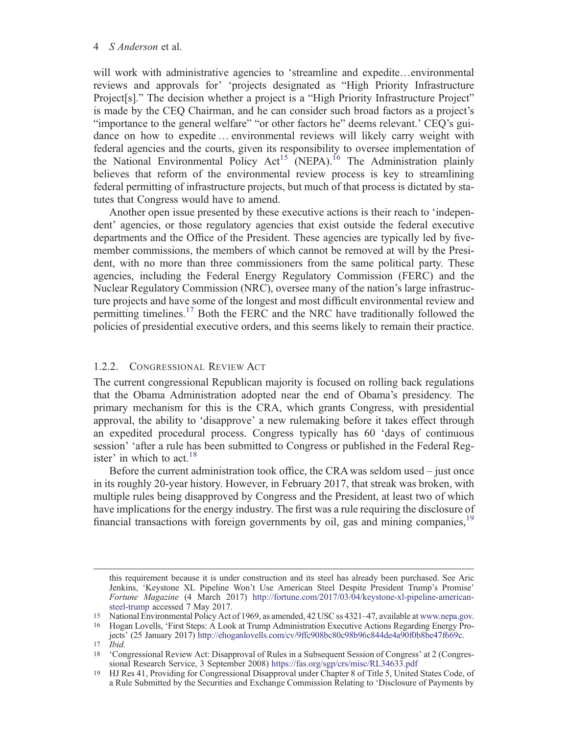will work with administrative agencies to 'streamline and expedite…environmental reviews and approvals for' 'projects designated as "High Priority Infrastructure Project[s]." The decision whether a project is a "High Priority Infrastructure Project" is made by the CEQ Chairman, and he can consider such broad factors as a project's "importance to the general welfare" "or other factors he" deems relevant.' CEQ's guidance on how to expedite … environmental reviews will likely carry weight with federal agencies and the courts, given its responsibility to oversee implementation of the National Environmental Policy Act[15] (NEPA).[16] The Administration plainly believes that reform of the environmental review process is key to streamlining federal permitting of infrastructure projects, but much of that process is dictated by statutes that Congress would have to amend.

Another open issue presented by these executive actions is their reach to 'independent' agencies, or those regulatory agencies that exist outside the federal executive departments and the Office of the President. These agencies are typically led by five-member commissions, the members of which cannot be removed at will by the President, with no more than three commissioners from the same political party. These agencies, including the Federal Energy Regulatory Commission (FERC) and the Nuclear Regulatory Commission (NRC), oversee many of the nation's large infrastructure projects and have some of the longest and most difficult environmental review and permitting timelines.[17] Both the FERC and the NRC have traditionally followed the policies of presidential executive orders, and this seems likely to remain their practice.

### 1.2.2. Congressional Review Act

The current congressional Republican majority is focused on rolling back regulations that the Obama Administration adopted near the end of Obama's presidency. The primary mechanism for this is the CRA, which grants Congress, with presidential approval, the ability to 'disapprove' a new rulemaking before it takes effect through an expedited procedural process. Congress typically has 60 'days of continuous session' 'after a rule has been submitted to Congress or published in the Federal Register' in which to act.[18]

Before the current administration took office, the CRA was seldom used – just once in its roughly 20-year history. However, in February 2017, that streak was broken, with multiple rules being disapproved by Congress and the President, at least two of which have implications for the energy industry. The first was a rule requiring the disclosure of financial transactions with foreign governments by oil, gas and mining companies,[19]

---

this requirement because it is under construction and its steel has already been purchased. See Aric Jenkins, 'Keystone XL Pipeline Won't Use American Steel Despite President Trump's Promise' *Fortune Magazine* (4 March 2017) http://fortune.com/2017/03/04/keystone-xl-pipeline-american-steel-trump accessed 7 May 2017.

15 National Environmental Policy Act of 1969, as amended, 42 USC ss 4321–47, available at www.nepa.gov.

16 Hogan Lovells, 'First Steps: A Look at Trump Administration Executive Actions Regarding Energy Projects' (25 January 2017) http://ehoganlovells.com/cv/9ffc908bc80c98b96c844de4a90f0b8be47f669c.

17 *Ibid.*

18 'Congressional Review Act: Disapproval of Rules in a Subsequent Session of Congress' at 2 (Congressional Research Service, 3 September 2008) https://fas.org/sgp/crs/misc/RL34633.pdf

19 HJ Res 41, Providing for Congressional Disapproval under Chapter 8 of Title 5, United States Code, of a Rule Submitted by the Securities and Exchange Commission Relating to 'Disclosure of Payments by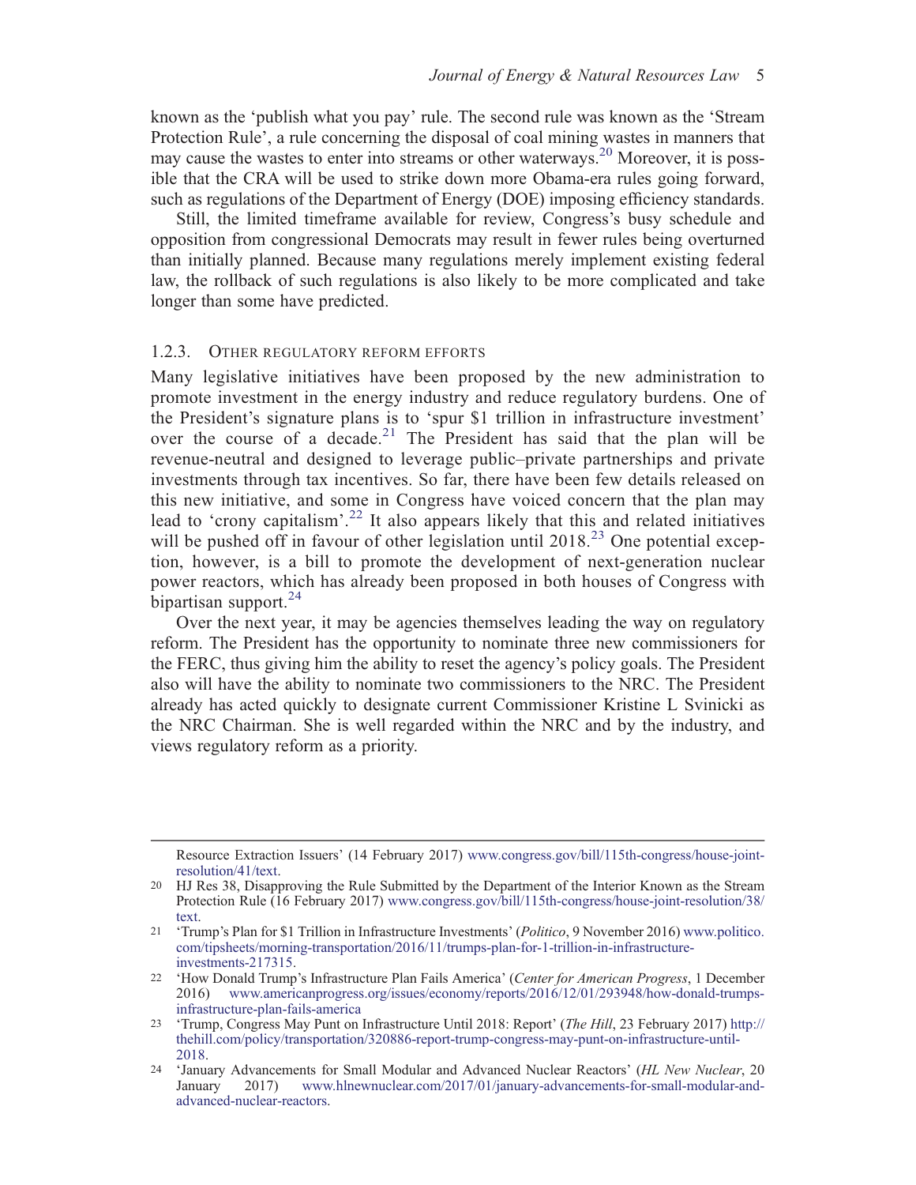known as the 'publish what you pay' rule. The second rule was known as the 'Stream Protection Rule', a rule concerning the disposal of coal mining wastes in manners that may cause the wastes to enter into streams or other waterways.[20] Moreover, it is possible that the CRA will be used to strike down more Obama-era rules going forward, such as regulations of the Department of Energy (DOE) imposing efficiency standards.

Still, the limited timeframe available for review, Congress's busy schedule and opposition from congressional Democrats may result in fewer rules being overturned than initially planned. Because many regulations merely implement existing federal law, the rollback of such regulations is also likely to be more complicated and take longer than some have predicted.

### 1.2.3. Other regulatory reform efforts

Many legislative initiatives have been proposed by the new administration to promote investment in the energy industry and reduce regulatory burdens. One of the President's signature plans is to 'spur $1 trillion in infrastructure investment' over the course of a decade.[21] The President has said that the plan will be revenue-neutral and designed to leverage public–private partnerships and private investments through tax incentives. So far, there have been few details released on this new initiative, and some in Congress have voiced concern that the plan may lead to 'crony capitalism'.[22] It also appears likely that this and related initiatives will be pushed off in favour of other legislation until 2018.[23] One potential exception, however, is a bill to promote the development of next-generation nuclear power reactors, which has already been proposed in both houses of Congress with bipartisan support.[24]

Over the next year, it may be agencies themselves leading the way on regulatory reform. The President has the opportunity to nominate three new commissioners for the FERC, thus giving him the ability to reset the agency's policy goals. The President also will have the ability to nominate two commissioners to the NRC. The President already has acted quickly to designate current Commissioner Kristine L Svinicki as the NRC Chairman. She is well regarded within the NRC and by the industry, and views regulatory reform as a priority.

---

Resource Extraction Issuers' (14 February 2017) www.congress.gov/bill/115th-congress/house-joint-resolution/41/text.

20 HJ Res 38, Disapproving the Rule Submitted by the Department of the Interior Known as the Stream Protection Rule (16 February 2017) www.congress.gov/bill/115th-congress/house-joint-resolution/38/text.

21 'Trump's Plan for $1 Trillion in Infrastructure Investments' (*Politico*, 9 November 2016) www.politico.com/tipsheets/morning-transportation/2016/11/trumps-plan-for-1-trillion-in-infrastructure-investments-217315.

22 'How Donald Trump's Infrastructure Plan Fails America' (*Center for American Progress*, 1 December 2016) www.americanprogress.org/issues/economy/reports/2016/12/01/293948/how-donald-trumps-infrastructure-plan-fails-america

23 'Trump, Congress May Punt on Infrastructure Until 2018: Report' (*The Hill*, 23 February 2017) http://thehill.com/policy/transportation/320886-report-trump-congress-may-punt-on-infrastructure-until-2018.

24 'January Advancements for Small Modular and Advanced Nuclear Reactors' (*HL New Nuclear*, 20 January 2017) www.hlnewnuclear.com/2017/01/january-advancements-for-small-modular-and-advanced-nuclear-reactors.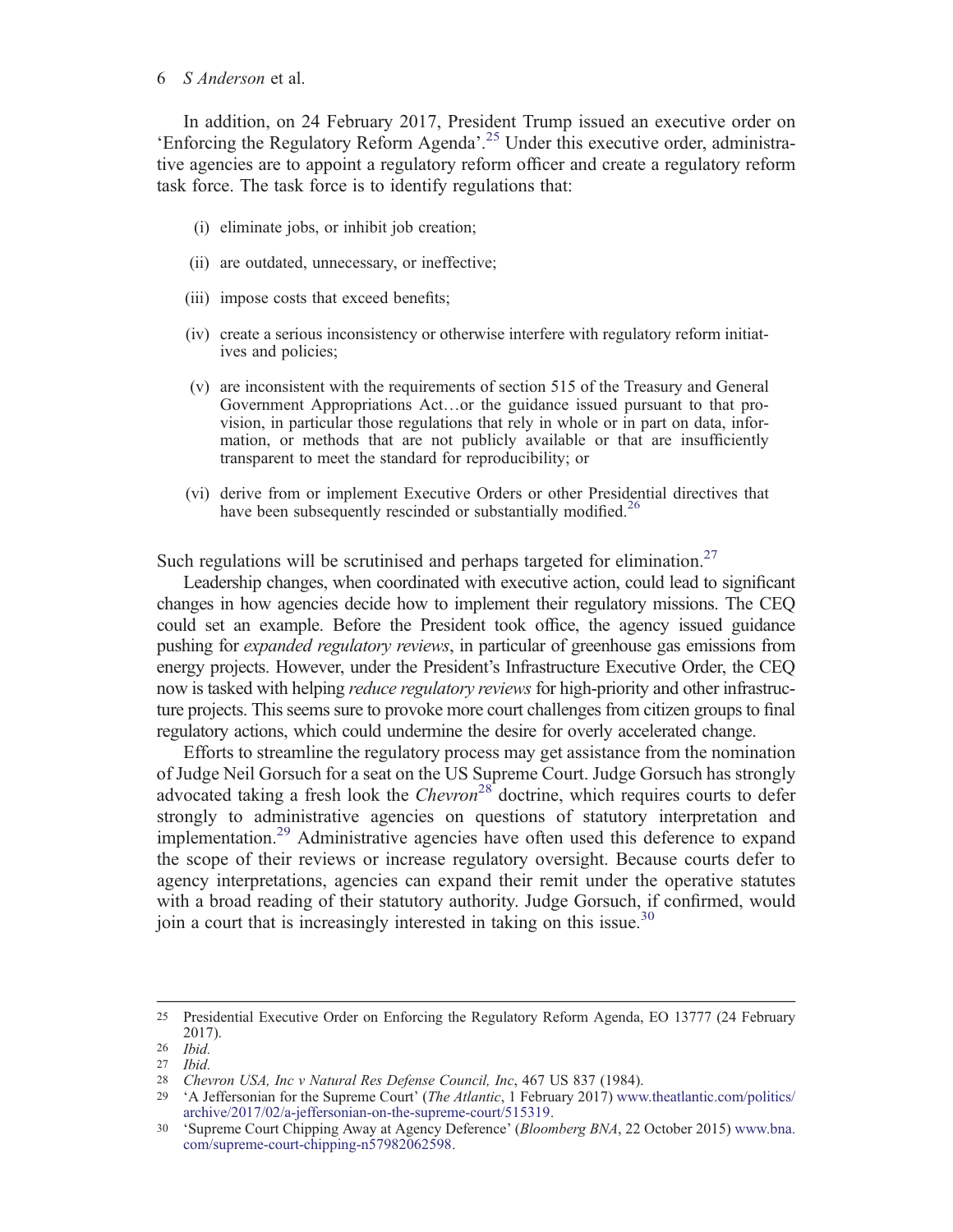In addition, on 24 February 2017, President Trump issued an executive order on 'Enforcing the Regulatory Reform Agenda'.[25] Under this executive order, administrative agencies are to appoint a regulatory reform officer and create a regulatory reform task force. The task force is to identify regulations that:

> (i) eliminate jobs, or inhibit job creation;
>
> (ii) are outdated, unnecessary, or ineffective;
>
> (iii) impose costs that exceed benefits;
>
> (iv) create a serious inconsistency or otherwise interfere with regulatory reform initiatives and policies;
>
> (v) are inconsistent with the requirements of section 515 of the Treasury and General Government Appropriations Act…or the guidance issued pursuant to that provision, in particular those regulations that rely in whole or in part on data, information, or methods that are not publicly available or that are insufficiently transparent to meet the standard for reproducibility; or
>
> (vi) derive from or implement Executive Orders or other Presidential directives that have been subsequently rescinded or substantially modified.[26]

Such regulations will be scrutinised and perhaps targeted for elimination.[27]

Leadership changes, when coordinated with executive action, could lead to significant changes in how agencies decide how to implement their regulatory missions. The CEQ could set an example. Before the President took office, the agency issued guidance pushing for *expanded regulatory reviews*, in particular of greenhouse gas emissions from energy projects. However, under the President's Infrastructure Executive Order, the CEQ now is tasked with helping *reduce regulatory reviews* for high-priority and other infrastructure projects. This seems sure to provoke more court challenges from citizen groups to final regulatory actions, which could undermine the desire for overly accelerated change.

Efforts to streamline the regulatory process may get assistance from the nomination of Judge Neil Gorsuch for a seat on the US Supreme Court. Judge Gorsuch has strongly advocated taking a fresh look the *Chevron*[28] doctrine, which requires courts to defer strongly to administrative agencies on questions of statutory interpretation and implementation.[29] Administrative agencies have often used this deference to expand the scope of their reviews or increase regulatory oversight. Because courts defer to agency interpretations, agencies can expand their remit under the operative statutes with a broad reading of their statutory authority. Judge Gorsuch, if confirmed, would join a court that is increasingly interested in taking on this issue.[30]

---

25 Presidential Executive Order on Enforcing the Regulatory Reform Agenda, EO 13777 (24 February 2017).

26 *Ibid.*

27 *Ibid.*

28 *Chevron USA, Inc v Natural Res Defense Council, Inc*, 467 US 837 (1984).

29 'A Jeffersonian for the Supreme Court' (*The Atlantic*, 1 February 2017) www.theatlantic.com/politics/archive/2017/02/a-jeffersonian-on-the-supreme-court/515319.

30 'Supreme Court Chipping Away at Agency Deference' (*Bloomberg BNA*, 22 October 2015) www.bna.com/supreme-court-chipping-n57982062598.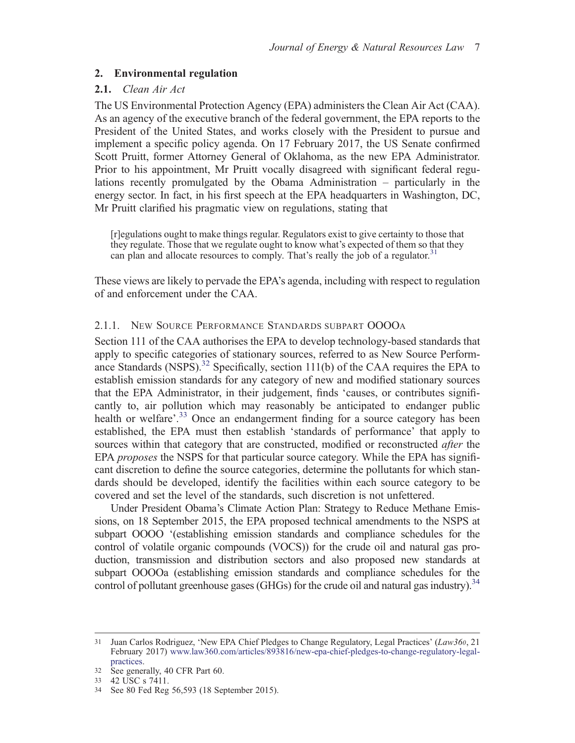## 2. Environmental regulation

### 2.1. *Clean Air Act*

The US Environmental Protection Agency (EPA) administers the Clean Air Act (CAA). As an agency of the executive branch of the federal government, the EPA reports to the President of the United States, and works closely with the President to pursue and implement a specific policy agenda. On 17 February 2017, the US Senate confirmed Scott Pruitt, former Attorney General of Oklahoma, as the new EPA Administrator. Prior to his appointment, Mr Pruitt vocally disagreed with significant federal regulations recently promulgated by the Obama Administration – particularly in the energy sector. In fact, in his first speech at the EPA headquarters in Washington, DC, Mr Pruitt clarified his pragmatic view on regulations, stating that

> [r]egulations ought to make things regular. Regulators exist to give certainty to those that they regulate. Those that we regulate ought to know what's expected of them so that they can plan and allocate resources to comply. That's really the job of a regulator.[31]

These views are likely to pervade the EPA's agenda, including with respect to regulation of and enforcement under the CAA.

#### 2.1.1. New Source Performance Standards subpart OOOOa

Section 111 of the CAA authorises the EPA to develop technology-based standards that apply to specific categories of stationary sources, referred to as New Source Performance Standards (NSPS).[32] Specifically, section 111(b) of the CAA requires the EPA to establish emission standards for any category of new and modified stationary sources that the EPA Administrator, in their judgement, finds 'causes, or contributes significantly to, air pollution which may reasonably be anticipated to endanger public health or welfare'.[33] Once an endangerment finding for a source category has been established, the EPA must then establish 'standards of performance' that apply to sources within that category that are constructed, modified or reconstructed *after* the EPA *proposes* the NSPS for that particular source category. While the EPA has significant discretion to define the source categories, determine the pollutants for which standards should be developed, identify the facilities within each source category to be covered and set the level of the standards, such discretion is not unfettered.

Under President Obama's Climate Action Plan: Strategy to Reduce Methane Emissions, on 18 September 2015, the EPA proposed technical amendments to the NSPS at subpart OOOO '(establishing emission standards and compliance schedules for the control of volatile organic compounds (VOCS)) for the crude oil and natural gas production, transmission and distribution sectors and also proposed new standards at subpart OOOOa (establishing emission standards and compliance schedules for the control of pollutant greenhouse gases (GHGs) for the crude oil and natural gas industry).[34]

---

31 Juan Carlos Rodriguez, 'New EPA Chief Pledges to Change Regulatory, Legal Practices' (*Law360*, 21 February 2017) www.law360.com/articles/893816/new-epa-chief-pledges-to-change-regulatory-legal-practices.

32 See generally, 40 CFR Part 60.

33 42 USC s 7411.

34 See 80 Fed Reg 56,593 (18 September 2015).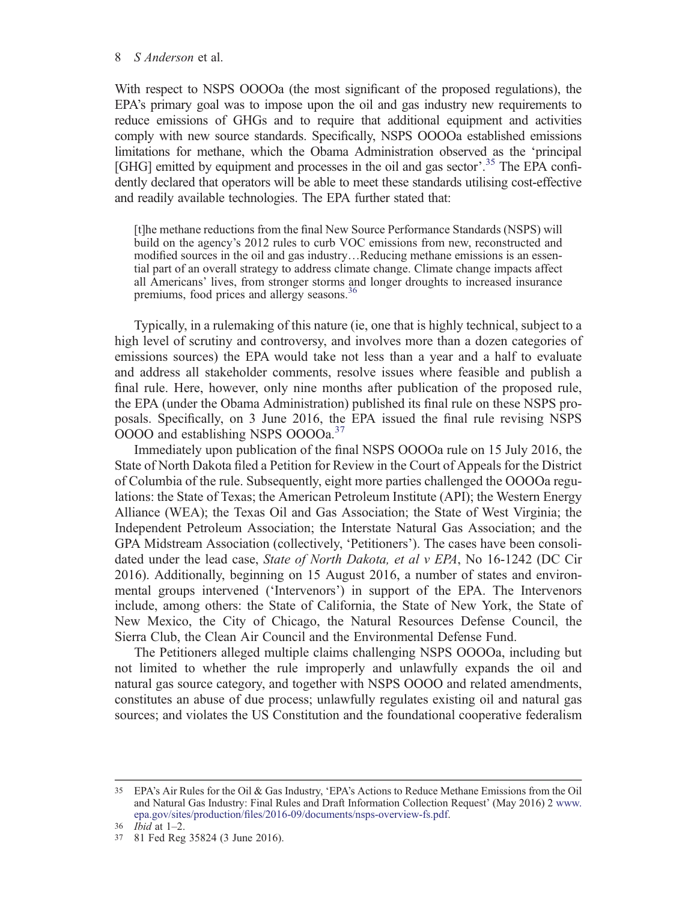With respect to NSPS OOOOa (the most significant of the proposed regulations), the EPA's primary goal was to impose upon the oil and gas industry new requirements to reduce emissions of GHGs and to require that additional equipment and activities comply with new source standards. Specifically, NSPS OOOOa established emissions limitations for methane, which the Obama Administration observed as the 'principal [GHG] emitted by equipment and processes in the oil and gas sector'.[35] The EPA confidently declared that operators will be able to meet these standards utilising cost-effective and readily available technologies. The EPA further stated that:

> [t]he methane reductions from the final New Source Performance Standards (NSPS) will build on the agency's 2012 rules to curb VOC emissions from new, reconstructed and modified sources in the oil and gas industry…Reducing methane emissions is an essential part of an overall strategy to address climate change. Climate change impacts affect all Americans' lives, from stronger storms and longer droughts to increased insurance premiums, food prices and allergy seasons.[36]

Typically, in a rulemaking of this nature (ie, one that is highly technical, subject to a high level of scrutiny and controversy, and involves more than a dozen categories of emissions sources) the EPA would take not less than a year and a half to evaluate and address all stakeholder comments, resolve issues where feasible and publish a final rule. Here, however, only nine months after publication of the proposed rule, the EPA (under the Obama Administration) published its final rule on these NSPS proposals. Specifically, on 3 June 2016, the EPA issued the final rule revising NSPS OOOO and establishing NSPS OOOOa.[37]

Immediately upon publication of the final NSPS OOOOa rule on 15 July 2016, the State of North Dakota filed a Petition for Review in the Court of Appeals for the District of Columbia of the rule. Subsequently, eight more parties challenged the OOOOa regulations: the State of Texas; the American Petroleum Institute (API); the Western Energy Alliance (WEA); the Texas Oil and Gas Association; the State of West Virginia; the Independent Petroleum Association; the Interstate Natural Gas Association; and the GPA Midstream Association (collectively, 'Petitioners'). The cases have been consolidated under the lead case, *State of North Dakota, et al v EPA*, No 16-1242 (DC Cir 2016). Additionally, beginning on 15 August 2016, a number of states and environmental groups intervened ('Intervenors') in support of the EPA. The Intervenors include, among others: the State of California, the State of New York, the State of New Mexico, the City of Chicago, the Natural Resources Defense Council, the Sierra Club, the Clean Air Council and the Environmental Defense Fund.

The Petitioners alleged multiple claims challenging NSPS OOOOa, including but not limited to whether the rule improperly and unlawfully expands the oil and natural gas source category, and together with NSPS OOOO and related amendments, constitutes an abuse of due process; unlawfully regulates existing oil and natural gas sources; and violates the US Constitution and the foundational cooperative federalism

---

35 EPA's Air Rules for the Oil & Gas Industry, 'EPA's Actions to Reduce Methane Emissions from the Oil and Natural Gas Industry: Final Rules and Draft Information Collection Request' (May 2016) 2 www.epa.gov/sites/production/files/2016-09/documents/nsps-overview-fs.pdf.

36 *Ibid* at 1–2.

37 81 Fed Reg 35824 (3 June 2016).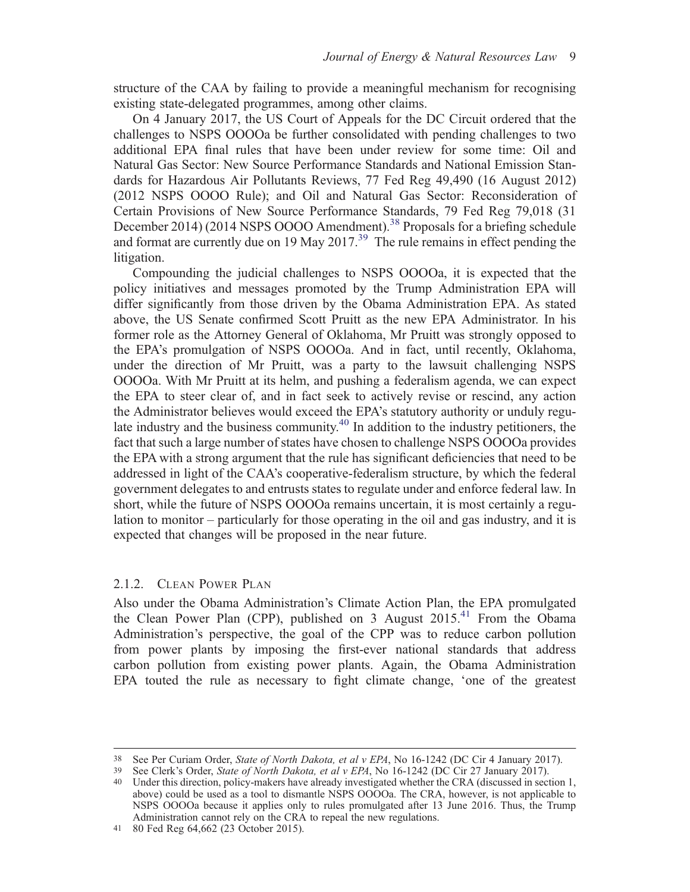structure of the CAA by failing to provide a meaningful mechanism for recognising existing state-delegated programmes, among other claims.

On 4 January 2017, the US Court of Appeals for the DC Circuit ordered that the challenges to NSPS OOOOa be further consolidated with pending challenges to two additional EPA final rules that have been under review for some time: Oil and Natural Gas Sector: New Source Performance Standards and National Emission Standards for Hazardous Air Pollutants Reviews, 77 Fed Reg 49,490 (16 August 2012) (2012 NSPS OOOO Rule); and Oil and Natural Gas Sector: Reconsideration of Certain Provisions of New Source Performance Standards, 79 Fed Reg 79,018 (31 December 2014) (2014 NSPS OOOO Amendment).[38] Proposals for a briefing schedule and format are currently due on 19 May 2017.[39] The rule remains in effect pending the litigation.

Compounding the judicial challenges to NSPS OOOOa, it is expected that the policy initiatives and messages promoted by the Trump Administration EPA will differ significantly from those driven by the Obama Administration EPA. As stated above, the US Senate confirmed Scott Pruitt as the new EPA Administrator. In his former role as the Attorney General of Oklahoma, Mr Pruitt was strongly opposed to the EPA's promulgation of NSPS OOOOa. And in fact, until recently, Oklahoma, under the direction of Mr Pruitt, was a party to the lawsuit challenging NSPS OOOOa. With Mr Pruitt at its helm, and pushing a federalism agenda, we can expect the EPA to steer clear of, and in fact seek to actively revise or rescind, any action the Administrator believes would exceed the EPA's statutory authority or unduly regulate industry and the business community.[40] In addition to the industry petitioners, the fact that such a large number of states have chosen to challenge NSPS OOOOa provides the EPA with a strong argument that the rule has significant deficiencies that need to be addressed in light of the CAA's cooperative-federalism structure, by which the federal government delegates to and entrusts states to regulate under and enforce federal law. In short, while the future of NSPS OOOOa remains uncertain, it is most certainly a regulation to monitor – particularly for those operating in the oil and gas industry, and it is expected that changes will be proposed in the near future.

### 2.1.2. Clean Power Plan

Also under the Obama Administration's Climate Action Plan, the EPA promulgated the Clean Power Plan (CPP), published on 3 August 2015.[41] From the Obama Administration's perspective, the goal of the CPP was to reduce carbon pollution from power plants by imposing the first-ever national standards that address carbon pollution from existing power plants. Again, the Obama Administration EPA touted the rule as necessary to fight climate change, 'one of the greatest

---

38 See Per Curiam Order, *State of North Dakota, et al v EPA*, No 16-1242 (DC Cir 4 January 2017).

39 See Clerk's Order, *State of North Dakota, et al v EPA*, No 16-1242 (DC Cir 27 January 2017).

40 Under this direction, policy-makers have already investigated whether the CRA (discussed in section 1, above) could be used as a tool to dismantle NSPS OOOOa. The CRA, however, is not applicable to NSPS OOOOa because it applies only to rules promulgated after 13 June 2016. Thus, the Trump Administration cannot rely on the CRA to repeal the new regulations.

41 80 Fed Reg 64,662 (23 October 2015).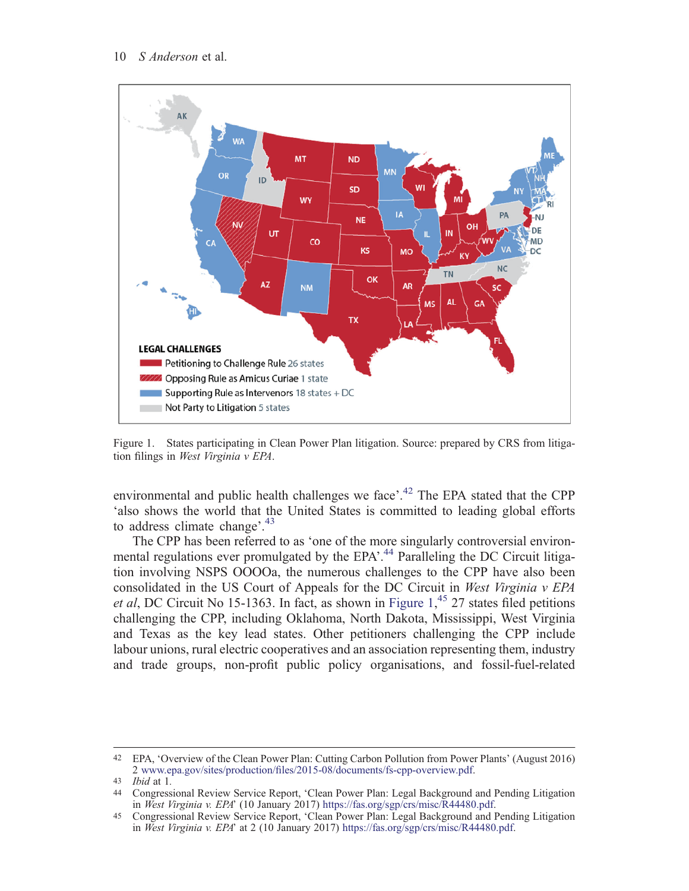Figure 1. States participating in Clean Power Plan litigation. Source: prepared by CRS from litigation filings in *West Virginia v EPA*.

environmental and public health challenges we face'.[42] The EPA stated that the CPP 'also shows the world that the United States is committed to leading global efforts to address climate change'.[43]

The CPP has been referred to as 'one of the more singularly controversial environmental regulations ever promulgated by the EPA'.[44] Paralleling the DC Circuit litigation involving NSPS OOOOa, the numerous challenges to the CPP have also been consolidated in the US Court of Appeals for the DC Circuit in *West Virginia v EPA et al*, DC Circuit No 15-1363. In fact, as shown in Figure 1,[45] 27 states filed petitions challenging the CPP, including Oklahoma, North Dakota, Mississippi, West Virginia and Texas as the key lead states. Other petitioners challenging the CPP include labour unions, rural electric cooperatives and an association representing them, industry and trade groups, non-profit public policy organisations, and fossil-fuel-related

---

[42] EPA, 'Overview of the Clean Power Plan: Cutting Carbon Pollution from Power Plants' (August 2016) 2 www.epa.gov/sites/production/files/2015-08/documents/fs-cpp-overview.pdf.

[43] *Ibid* at 1.

[44] Congressional Review Service Report, 'Clean Power Plan: Legal Background and Pending Litigation in *West Virginia v. EPA*' (10 January 2017) https://fas.org/sgp/crs/misc/R44480.pdf.

[45] Congressional Review Service Report, 'Clean Power Plan: Legal Background and Pending Litigation in *West Virginia v. EPA*' at 2 (10 January 2017) https://fas.org/sgp/crs/misc/R44480.pdf.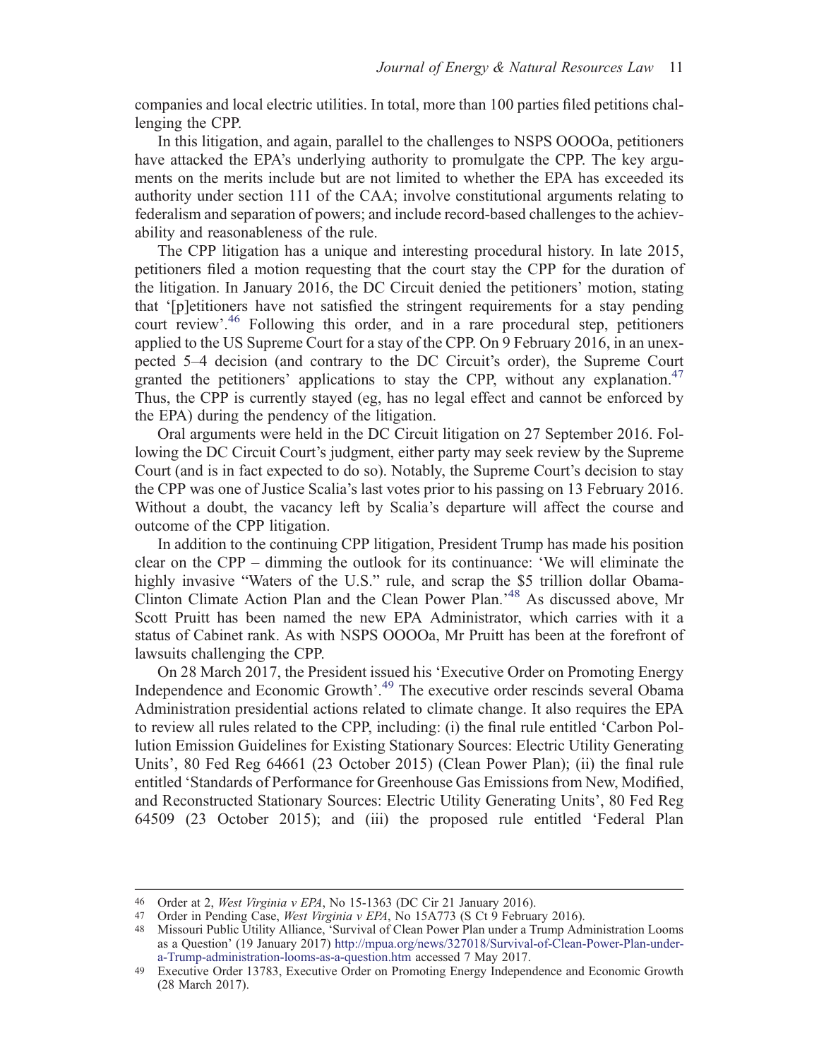companies and local electric utilities. In total, more than 100 parties filed petitions challenging the CPP.

In this litigation, and again, parallel to the challenges to NSPS OOOOa, petitioners have attacked the EPA's underlying authority to promulgate the CPP. The key arguments on the merits include but are not limited to whether the EPA has exceeded its authority under section 111 of the CAA; involve constitutional arguments relating to federalism and separation of powers; and include record-based challenges to the achievability and reasonableness of the rule.

The CPP litigation has a unique and interesting procedural history. In late 2015, petitioners filed a motion requesting that the court stay the CPP for the duration of the litigation. In January 2016, the DC Circuit denied the petitioners' motion, stating that '[p]etitioners have not satisfied the stringent requirements for a stay pending court review'.[46] Following this order, and in a rare procedural step, petitioners applied to the US Supreme Court for a stay of the CPP. On 9 February 2016, in an unexpected 5–4 decision (and contrary to the DC Circuit's order), the Supreme Court granted the petitioners' applications to stay the CPP, without any explanation.[47] Thus, the CPP is currently stayed (eg, has no legal effect and cannot be enforced by the EPA) during the pendency of the litigation.

Oral arguments were held in the DC Circuit litigation on 27 September 2016. Following the DC Circuit Court's judgment, either party may seek review by the Supreme Court (and is in fact expected to do so). Notably, the Supreme Court's decision to stay the CPP was one of Justice Scalia's last votes prior to his passing on 13 February 2016. Without a doubt, the vacancy left by Scalia's departure will affect the course and outcome of the CPP litigation.

In addition to the continuing CPP litigation, President Trump has made his position clear on the CPP – dimming the outlook for its continuance: 'We will eliminate the highly invasive "Waters of the U.S." rule, and scrap the $5 trillion dollar Obama-Clinton Climate Action Plan and the Clean Power Plan.'[48] As discussed above, Mr Scott Pruitt has been named the new EPA Administrator, which carries with it a status of Cabinet rank. As with NSPS OOOOa, Mr Pruitt has been at the forefront of lawsuits challenging the CPP.

On 28 March 2017, the President issued his 'Executive Order on Promoting Energy Independence and Economic Growth'.[49] The executive order rescinds several Obama Administration presidential actions related to climate change. It also requires the EPA to review all rules related to the CPP, including: (i) the final rule entitled 'Carbon Pollution Emission Guidelines for Existing Stationary Sources: Electric Utility Generating Units', 80 Fed Reg 64661 (23 October 2015) (Clean Power Plan); (ii) the final rule entitled 'Standards of Performance for Greenhouse Gas Emissions from New, Modified, and Reconstructed Stationary Sources: Electric Utility Generating Units', 80 Fed Reg 64509 (23 October 2015); and (iii) the proposed rule entitled 'Federal Plan

---

46 Order at 2, *West Virginia v EPA*, No 15-1363 (DC Cir 21 January 2016).

47 Order in Pending Case, *West Virginia v EPA*, No 15A773 (S Ct 9 February 2016).

48 Missouri Public Utility Alliance, 'Survival of Clean Power Plan under a Trump Administration Looms as a Question' (19 January 2017) http://mpua.org/news/327018/Survival-of-Clean-Power-Plan-under-a-Trump-administration-looms-as-a-question.htm accessed 7 May 2017.

49 Executive Order 13783, Executive Order on Promoting Energy Independence and Economic Growth (28 March 2017).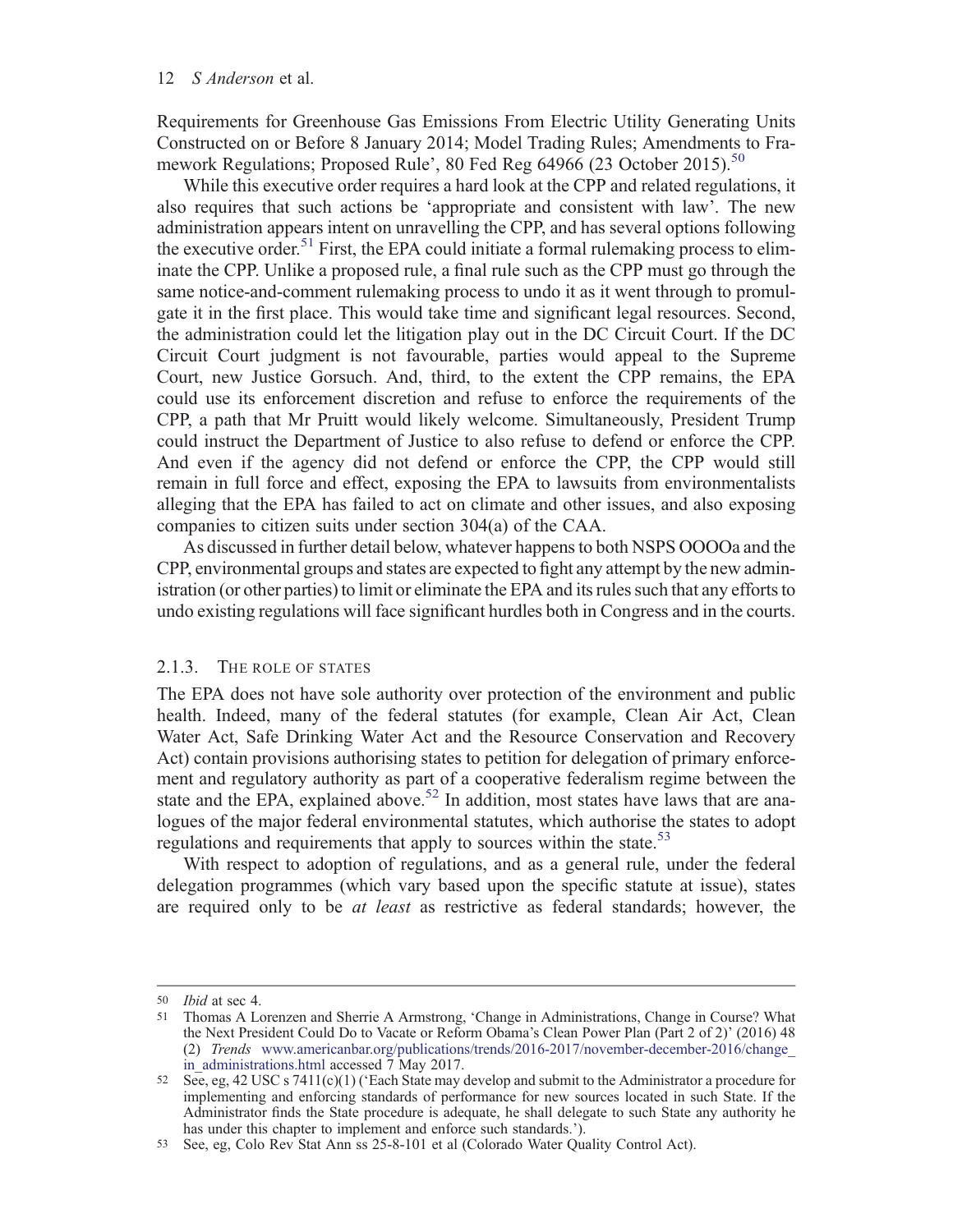Requirements for Greenhouse Gas Emissions From Electric Utility Generating Units Constructed on or Before 8 January 2014; Model Trading Rules; Amendments to Framework Regulations; Proposed Rule', 80 Fed Reg 64966 (23 October 2015).[50]

While this executive order requires a hard look at the CPP and related regulations, it also requires that such actions be 'appropriate and consistent with law'. The new administration appears intent on unravelling the CPP, and has several options following the executive order.[51] First, the EPA could initiate a formal rulemaking process to eliminate the CPP. Unlike a proposed rule, a final rule such as the CPP must go through the same notice-and-comment rulemaking process to undo it as it went through to promulgate it in the first place. This would take time and significant legal resources. Second, the administration could let the litigation play out in the DC Circuit Court. If the DC Circuit Court judgment is not favourable, parties would appeal to the Supreme Court, new Justice Gorsuch. And, third, to the extent the CPP remains, the EPA could use its enforcement discretion and refuse to enforce the requirements of the CPP, a path that Mr Pruitt would likely welcome. Simultaneously, President Trump could instruct the Department of Justice to also refuse to defend or enforce the CPP. And even if the agency did not defend or enforce the CPP, the CPP would still remain in full force and effect, exposing the EPA to lawsuits from environmentalists alleging that the EPA has failed to act on climate and other issues, and also exposing companies to citizen suits under section 304(a) of the CAA.

As discussed in further detail below, whatever happens to both NSPS OOOOa and the CPP, environmental groups and states are expected to fight any attempt by the new administration (or other parties) to limit or eliminate the EPA and its rules such that any efforts to undo existing regulations will face significant hurdles both in Congress and in the courts.

### 2.1.3. The role of states

The EPA does not have sole authority over protection of the environment and public health. Indeed, many of the federal statutes (for example, Clean Air Act, Clean Water Act, Safe Drinking Water Act and the Resource Conservation and Recovery Act) contain provisions authorising states to petition for delegation of primary enforcement and regulatory authority as part of a cooperative federalism regime between the state and the EPA, explained above.[52] In addition, most states have laws that are analogues of the major federal environmental statutes, which authorise the states to adopt regulations and requirements that apply to sources within the state.[53]

With respect to adoption of regulations, and as a general rule, under the federal delegation programmes (which vary based upon the specific statute at issue), states are required only to be *at least* as restrictive as federal standards; however, the

---

50 *Ibid* at sec 4.

51 Thomas A Lorenzen and Sherrie A Armstrong, 'Change in Administrations, Change in Course? What the Next President Could Do to Vacate or Reform Obama's Clean Power Plan (Part 2 of 2)' (2016) 48 (2) *Trends* www.americanbar.org/publications/trends/2016-2017/november-december-2016/change_in_administrations.html accessed 7 May 2017.

52 See, eg, 42 USC s 7411(c)(1) ('Each State may develop and submit to the Administrator a procedure for implementing and enforcing standards of performance for new sources located in such State. If the Administrator finds the State procedure is adequate, he shall delegate to such State any authority he has under this chapter to implement and enforce such standards.').

53 See, eg, Colo Rev Stat Ann ss 25-8-101 et al (Colorado Water Quality Control Act).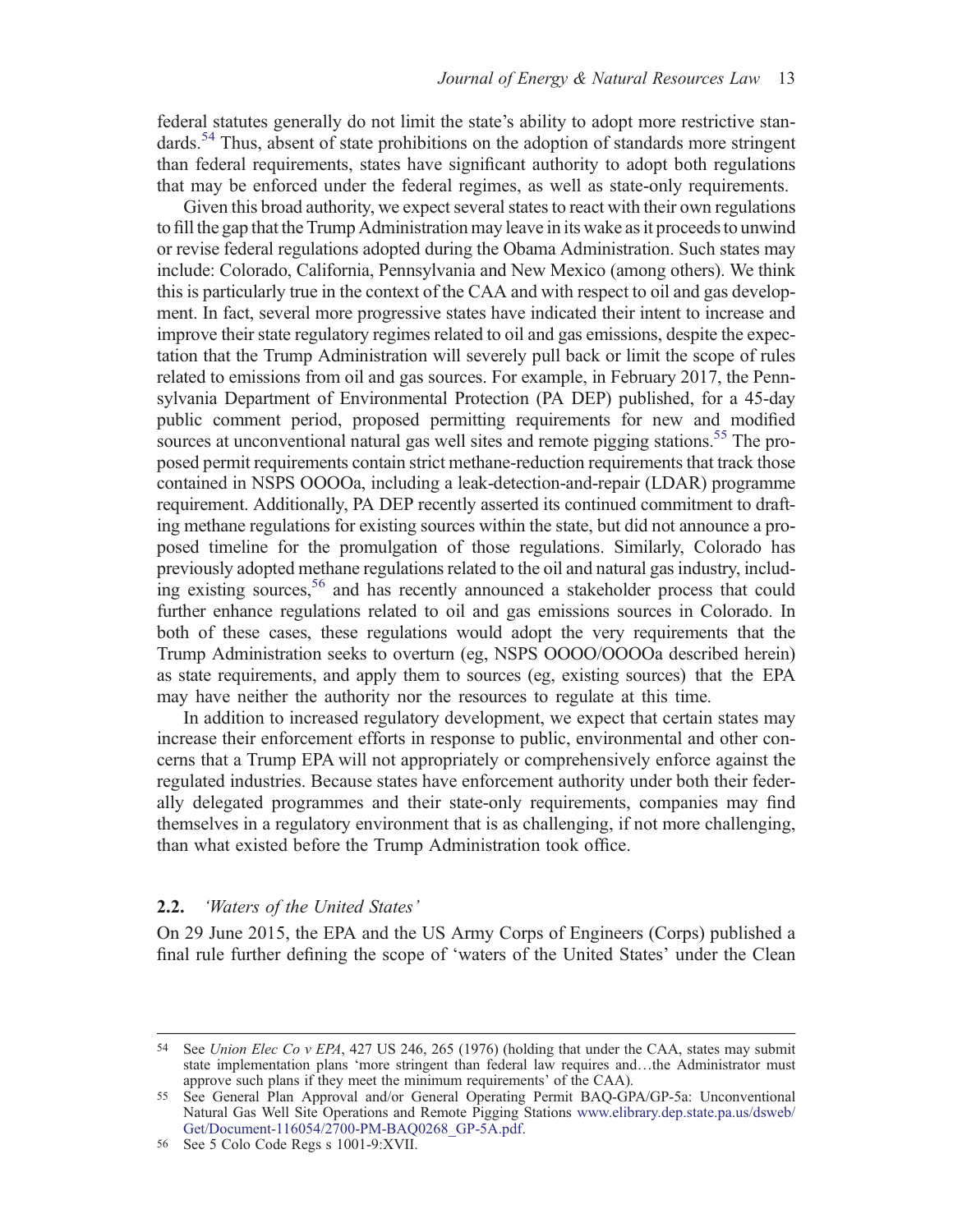federal statutes generally do not limit the state's ability to adopt more restrictive standards.[54] Thus, absent of state prohibitions on the adoption of standards more stringent than federal requirements, states have significant authority to adopt both regulations that may be enforced under the federal regimes, as well as state-only requirements.

Given this broad authority, we expect several states to react with their own regulations to fill the gap that the Trump Administration may leave in its wake as it proceeds to unwind or revise federal regulations adopted during the Obama Administration. Such states may include: Colorado, California, Pennsylvania and New Mexico (among others). We think this is particularly true in the context of the CAA and with respect to oil and gas development. In fact, several more progressive states have indicated their intent to increase and improve their state regulatory regimes related to oil and gas emissions, despite the expectation that the Trump Administration will severely pull back or limit the scope of rules related to emissions from oil and gas sources. For example, in February 2017, the Pennsylvania Department of Environmental Protection (PA DEP) published, for a 45-day public comment period, proposed permitting requirements for new and modified sources at unconventional natural gas well sites and remote pigging stations.[55] The proposed permit requirements contain strict methane-reduction requirements that track those contained in NSPS OOOOa, including a leak-detection-and-repair (LDAR) programme requirement. Additionally, PA DEP recently asserted its continued commitment to drafting methane regulations for existing sources within the state, but did not announce a proposed timeline for the promulgation of those regulations. Similarly, Colorado has previously adopted methane regulations related to the oil and natural gas industry, including existing sources,[56] and has recently announced a stakeholder process that could further enhance regulations related to oil and gas emissions sources in Colorado. In both of these cases, these regulations would adopt the very requirements that the Trump Administration seeks to overturn (eg, NSPS OOOO/OOOOa described herein) as state requirements, and apply them to sources (eg, existing sources) that the EPA may have neither the authority nor the resources to regulate at this time.

In addition to increased regulatory development, we expect that certain states may increase their enforcement efforts in response to public, environmental and other concerns that a Trump EPA will not appropriately or comprehensively enforce against the regulated industries. Because states have enforcement authority under both their federally delegated programmes and their state-only requirements, companies may find themselves in a regulatory environment that is as challenging, if not more challenging, than what existed before the Trump Administration took office.

### 2.2. *'Waters of the United States'*

On 29 June 2015, the EPA and the US Army Corps of Engineers (Corps) published a final rule further defining the scope of 'waters of the United States' under the Clean

---

54 See *Union Elec Co v EPA*, 427 US 246, 265 (1976) (holding that under the CAA, states may submit state implementation plans 'more stringent than federal law requires and…the Administrator must approve such plans if they meet the minimum requirements' of the CAA).

55 See General Plan Approval and/or General Operating Permit BAQ-GPA/GP-5a: Unconventional Natural Gas Well Site Operations and Remote Pigging Stations www.elibrary.dep.state.pa.us/dsweb/Get/Document-116054/2700-PM-BAQ0268_GP-5A.pdf.

56 See 5 Colo Code Regs s 1001-9:XVII.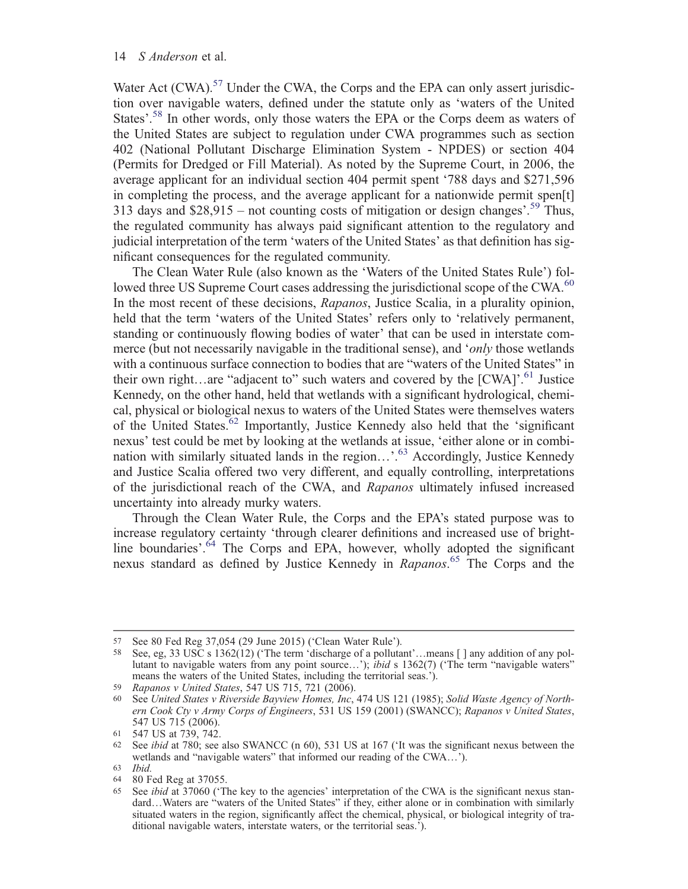Water Act (CWA).[57] Under the CWA, the Corps and the EPA can only assert jurisdiction over navigable waters, defined under the statute only as 'waters of the United States'.[58] In other words, only those waters the EPA or the Corps deem as waters of the United States are subject to regulation under CWA programmes such as section 402 (National Pollutant Discharge Elimination System - NPDES) or section 404 (Permits for Dredged or Fill Material). As noted by the Supreme Court, in 2006, the average applicant for an individual section 404 permit spent '788 days and $271,596 in completing the process, and the average applicant for a nationwide permit spen[t] 313 days and $28,915 – not counting costs of mitigation or design changes'.[59] Thus, the regulated community has always paid significant attention to the regulatory and judicial interpretation of the term 'waters of the United States' as that definition has significant consequences for the regulated community.

The Clean Water Rule (also known as the 'Waters of the United States Rule') followed three US Supreme Court cases addressing the jurisdictional scope of the CWA.[60] In the most recent of these decisions, *Rapanos*, Justice Scalia, in a plurality opinion, held that the term 'waters of the United States' refers only to 'relatively permanent, standing or continuously flowing bodies of water' that can be used in interstate commerce (but not necessarily navigable in the traditional sense), and '*only* those wetlands with a continuous surface connection to bodies that are "waters of the United States" in their own right…are "adjacent to" such waters and covered by the [CWA]'.[61] Justice Kennedy, on the other hand, held that wetlands with a significant hydrological, chemical, physical or biological nexus to waters of the United States were themselves waters of the United States.[62] Importantly, Justice Kennedy also held that the 'significant nexus' test could be met by looking at the wetlands at issue, 'either alone or in combination with similarly situated lands in the region…'.[63] Accordingly, Justice Kennedy and Justice Scalia offered two very different, and equally controlling, interpretations of the jurisdictional reach of the CWA, and *Rapanos* ultimately infused increased uncertainty into already murky waters.

Through the Clean Water Rule, the Corps and the EPA's stated purpose was to increase regulatory certainty 'through clearer definitions and increased use of bright-line boundaries'.[64] The Corps and EPA, however, wholly adopted the significant nexus standard as defined by Justice Kennedy in *Rapanos*.[65] The Corps and the

---

57 See 80 Fed Reg 37,054 (29 June 2015) ('Clean Water Rule').

58 See, eg, 33 USC s 1362(12) ('The term 'discharge of a pollutant'…means [ ] any addition of any pollutant to navigable waters from any point source…'); *ibid* s 1362(7) ('The term "navigable waters" means the waters of the United States, including the territorial seas.').

59 *Rapanos v United States*, 547 US 715, 721 (2006).

60 See *United States v Riverside Bayview Homes, Inc*, 474 US 121 (1985); *Solid Waste Agency of Northern Cook Cty v Army Corps of Engineers*, 531 US 159 (2001) (SWANCC); *Rapanos v United States*, 547 US 715 (2006).

61 547 US at 739, 742.

62 See *ibid* at 780; see also SWANCC (n 60), 531 US at 167 ('It was the significant nexus between the wetlands and "navigable waters" that informed our reading of the CWA…').

63 *Ibid.*

64 80 Fed Reg at 37055.

65 See *ibid* at 37060 ('The key to the agencies' interpretation of the CWA is the significant nexus standard…Waters are "waters of the United States" if they, either alone or in combination with similarly situated waters in the region, significantly affect the chemical, physical, or biological integrity of traditional navigable waters, interstate waters, or the territorial seas.').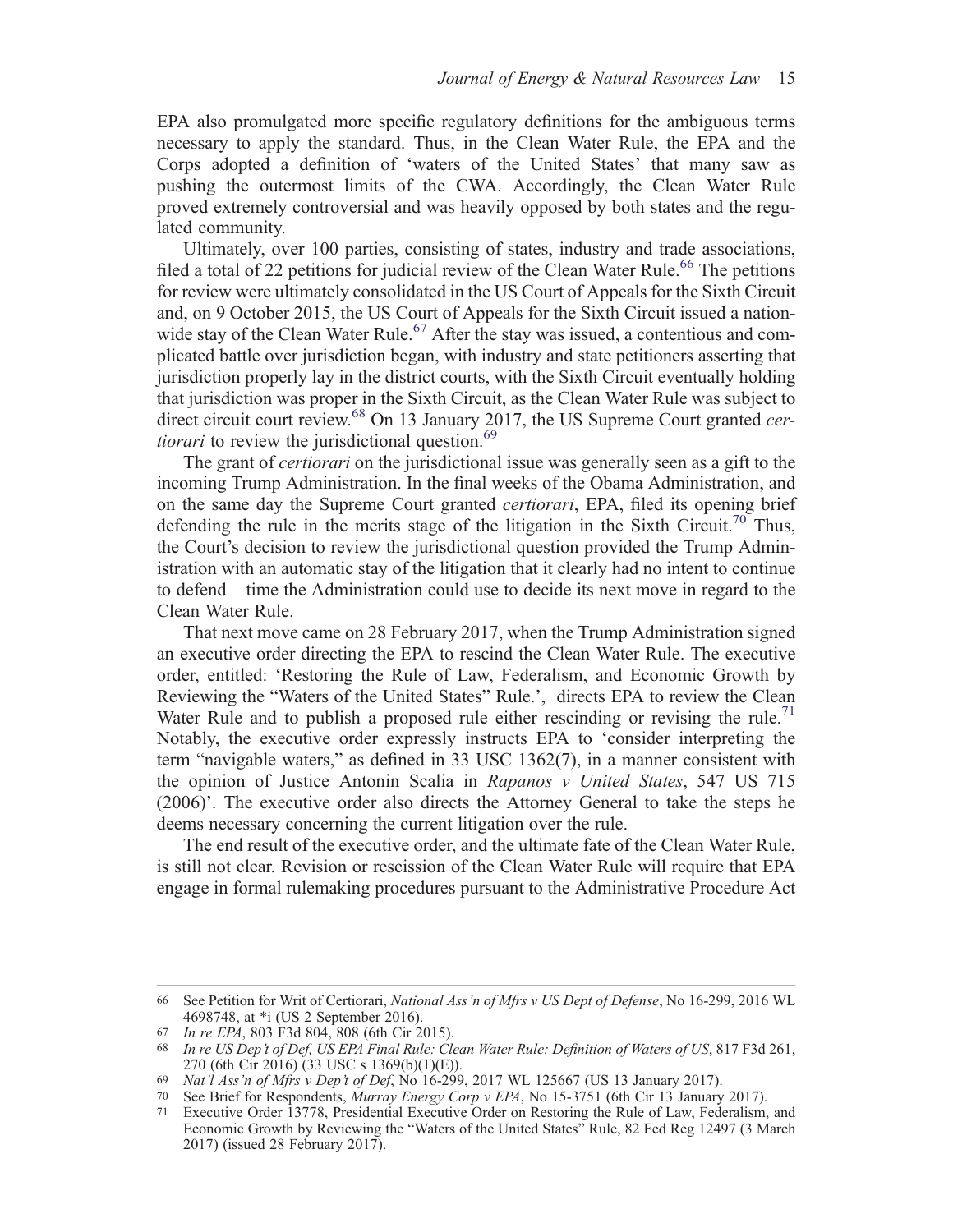EPA also promulgated more specific regulatory definitions for the ambiguous terms necessary to apply the standard. Thus, in the Clean Water Rule, the EPA and the Corps adopted a definition of 'waters of the United States' that many saw as pushing the outermost limits of the CWA. Accordingly, the Clean Water Rule proved extremely controversial and was heavily opposed by both states and the regulated community.

Ultimately, over 100 parties, consisting of states, industry and trade associations, filed a total of 22 petitions for judicial review of the Clean Water Rule.[66] The petitions for review were ultimately consolidated in the US Court of Appeals for the Sixth Circuit and, on 9 October 2015, the US Court of Appeals for the Sixth Circuit issued a nationwide stay of the Clean Water Rule.[67] After the stay was issued, a contentious and complicated battle over jurisdiction began, with industry and state petitioners asserting that jurisdiction properly lay in the district courts, with the Sixth Circuit eventually holding that jurisdiction was proper in the Sixth Circuit, as the Clean Water Rule was subject to direct circuit court review.[68] On 13 January 2017, the US Supreme Court granted *certiorari* to review the jurisdictional question.[69]

The grant of *certiorari* on the jurisdictional issue was generally seen as a gift to the incoming Trump Administration. In the final weeks of the Obama Administration, and on the same day the Supreme Court granted *certiorari*, EPA, filed its opening brief defending the rule in the merits stage of the litigation in the Sixth Circuit.[70] Thus, the Court's decision to review the jurisdictional question provided the Trump Administration with an automatic stay of the litigation that it clearly had no intent to continue to defend – time the Administration could use to decide its next move in regard to the Clean Water Rule.

That next move came on 28 February 2017, when the Trump Administration signed an executive order directing the EPA to rescind the Clean Water Rule. The executive order, entitled: 'Restoring the Rule of Law, Federalism, and Economic Growth by Reviewing the "Waters of the United States" Rule.', directs EPA to review the Clean Water Rule and to publish a proposed rule either rescinding or revising the rule.[71] Notably, the executive order expressly instructs EPA to 'consider interpreting the term "navigable waters," as defined in 33 USC 1362(7), in a manner consistent with the opinion of Justice Antonin Scalia in *Rapanos v United States*, 547 US 715 (2006)'. The executive order also directs the Attorney General to take the steps he deems necessary concerning the current litigation over the rule.

The end result of the executive order, and the ultimate fate of the Clean Water Rule, is still not clear. Revision or rescission of the Clean Water Rule will require that EPA engage in formal rulemaking procedures pursuant to the Administrative Procedure Act

---

66 See Petition for Writ of Certiorari, *National Ass'n of Mfrs v US Dept of Defense*, No 16-299, 2016 WL 4698748, at *i (US 2 September 2016).

67 *In re EPA*, 803 F3d 804, 808 (6th Cir 2015).

68 *In re US Dep't of Def, US EPA Final Rule: Clean Water Rule: Definition of Waters of US*, 817 F3d 261, 270 (6th Cir 2016) (33 USC s 1369(b)(1)(E)).

69 *Nat'l Ass'n of Mfrs v Dep't of Def*, No 16-299, 2017 WL 125667 (US 13 January 2017).

70 See Brief for Respondents, *Murray Energy Corp v EPA*, No 15-3751 (6th Cir 13 January 2017).

71 Executive Order 13778, Presidential Executive Order on Restoring the Rule of Law, Federalism, and Economic Growth by Reviewing the "Waters of the United States" Rule, 82 Fed Reg 12497 (3 March 2017) (issued 28 February 2017).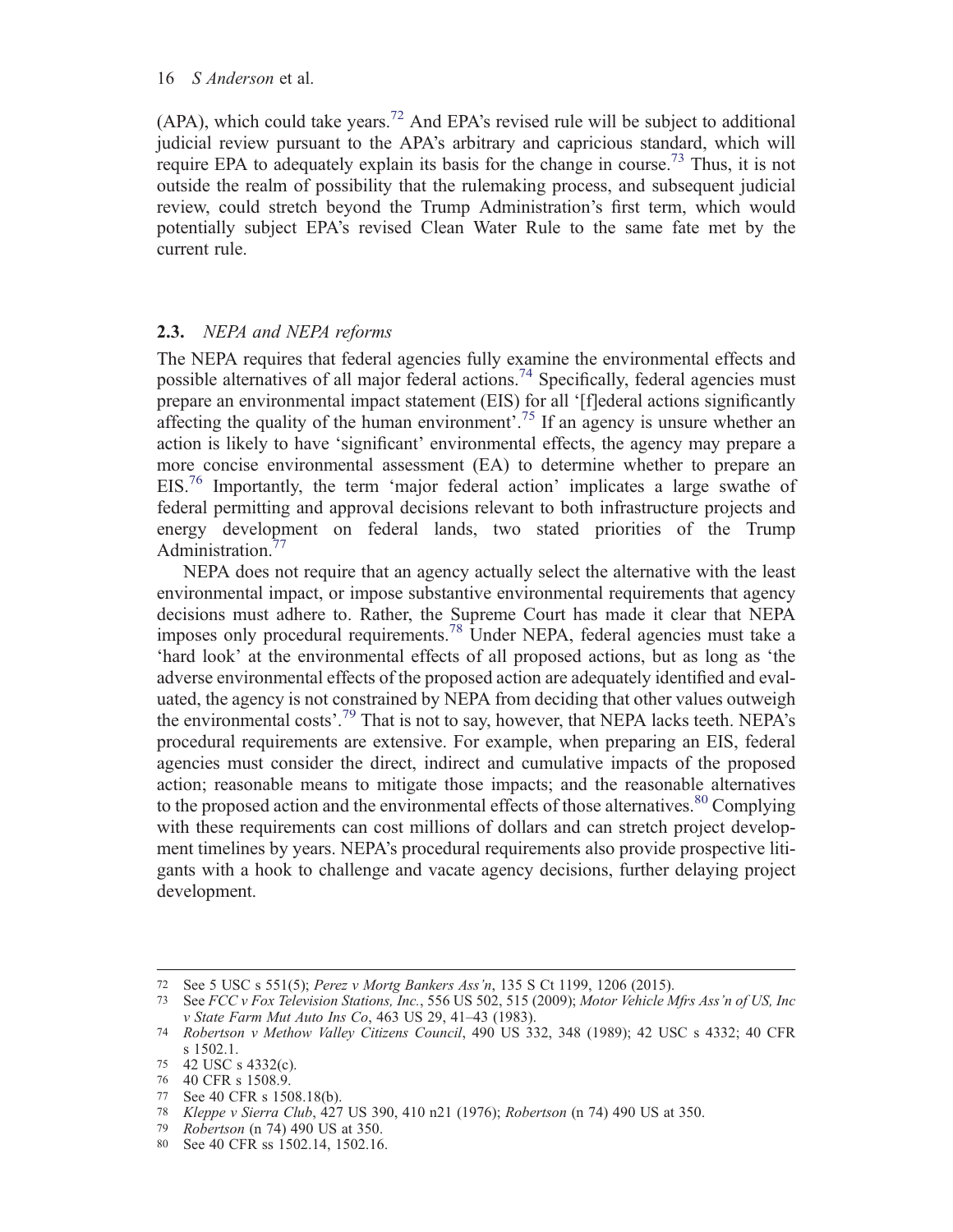(APA), which could take years.[72] And EPA's revised rule will be subject to additional judicial review pursuant to the APA's arbitrary and capricious standard, which will require EPA to adequately explain its basis for the change in course.[73] Thus, it is not outside the realm of possibility that the rulemaking process, and subsequent judicial review, could stretch beyond the Trump Administration's first term, which would potentially subject EPA's revised Clean Water Rule to the same fate met by the current rule.

### 2.3. *NEPA and NEPA reforms*

The NEPA requires that federal agencies fully examine the environmental effects and possible alternatives of all major federal actions.[74] Specifically, federal agencies must prepare an environmental impact statement (EIS) for all '[f]ederal actions significantly affecting the quality of the human environment'.[75] If an agency is unsure whether an action is likely to have 'significant' environmental effects, the agency may prepare a more concise environmental assessment (EA) to determine whether to prepare an EIS.[76] Importantly, the term 'major federal action' implicates a large swathe of federal permitting and approval decisions relevant to both infrastructure projects and energy development on federal lands, two stated priorities of the Trump Administration.[77]

NEPA does not require that an agency actually select the alternative with the least environmental impact, or impose substantive environmental requirements that agency decisions must adhere to. Rather, the Supreme Court has made it clear that NEPA imposes only procedural requirements.[78] Under NEPA, federal agencies must take a 'hard look' at the environmental effects of all proposed actions, but as long as 'the adverse environmental effects of the proposed action are adequately identified and evaluated, the agency is not constrained by NEPA from deciding that other values outweigh the environmental costs'.[79] That is not to say, however, that NEPA lacks teeth. NEPA's procedural requirements are extensive. For example, when preparing an EIS, federal agencies must consider the direct, indirect and cumulative impacts of the proposed action; reasonable means to mitigate those impacts; and the reasonable alternatives to the proposed action and the environmental effects of those alternatives.[80] Complying with these requirements can cost millions of dollars and can stretch project development timelines by years. NEPA's procedural requirements also provide prospective litigants with a hook to challenge and vacate agency decisions, further delaying project development.

---

72 See 5 USC s 551(5); *Perez v Mortg Bankers Ass'n*, 135 S Ct 1199, 1206 (2015).

73 See *FCC v Fox Television Stations, Inc.*, 556 US 502, 515 (2009); *Motor Vehicle Mfrs Ass'n of US, Inc v State Farm Mut Auto Ins Co*, 463 US 29, 41–43 (1983).

74 *Robertson v Methow Valley Citizens Council*, 490 US 332, 348 (1989); 42 USC s 4332; 40 CFR s 1502.1.

75 42 USC s 4332(c).

76 40 CFR s 1508.9.

77 See 40 CFR s 1508.18(b).

78 *Kleppe v Sierra Club*, 427 US 390, 410 n21 (1976); *Robertson* (n 74) 490 US at 350.

79 *Robertson* (n 74) 490 US at 350.

80 See 40 CFR ss 1502.14, 1502.16.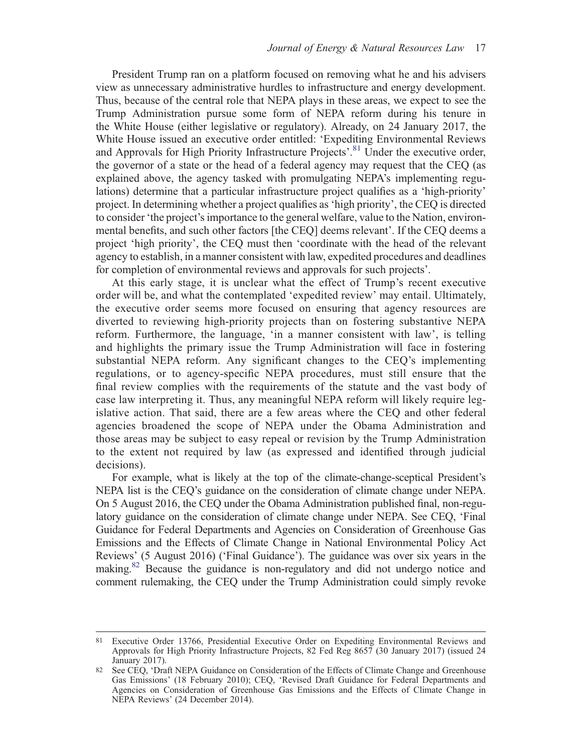President Trump ran on a platform focused on removing what he and his advisers view as unnecessary administrative hurdles to infrastructure and energy development. Thus, because of the central role that NEPA plays in these areas, we expect to see the Trump Administration pursue some form of NEPA reform during his tenure in the White House (either legislative or regulatory). Already, on 24 January 2017, the White House issued an executive order entitled: 'Expediting Environmental Reviews and Approvals for High Priority Infrastructure Projects'.[81] Under the executive order, the governor of a state or the head of a federal agency may request that the CEQ (as explained above, the agency tasked with promulgating NEPA's implementing regulations) determine that a particular infrastructure project qualifies as a 'high-priority' project. In determining whether a project qualifies as 'high priority', the CEQ is directed to consider 'the project's importance to the general welfare, value to the Nation, environmental benefits, and such other factors [the CEQ] deems relevant'. If the CEQ deems a project 'high priority', the CEQ must then 'coordinate with the head of the relevant agency to establish, in a manner consistent with law, expedited procedures and deadlines for completion of environmental reviews and approvals for such projects'.

At this early stage, it is unclear what the effect of Trump's recent executive order will be, and what the contemplated 'expedited review' may entail. Ultimately, the executive order seems more focused on ensuring that agency resources are diverted to reviewing high-priority projects than on fostering substantive NEPA reform. Furthermore, the language, 'in a manner consistent with law', is telling and highlights the primary issue the Trump Administration will face in fostering substantial NEPA reform. Any significant changes to the CEQ's implementing regulations, or to agency-specific NEPA procedures, must still ensure that the final review complies with the requirements of the statute and the vast body of case law interpreting it. Thus, any meaningful NEPA reform will likely require legislative action. That said, there are a few areas where the CEQ and other federal agencies broadened the scope of NEPA under the Obama Administration and those areas may be subject to easy repeal or revision by the Trump Administration to the extent not required by law (as expressed and identified through judicial decisions).

For example, what is likely at the top of the climate-change-sceptical President's NEPA list is the CEQ's guidance on the consideration of climate change under NEPA. On 5 August 2016, the CEQ under the Obama Administration published final, non-regulatory guidance on the consideration of climate change under NEPA. See CEQ, 'Final Guidance for Federal Departments and Agencies on Consideration of Greenhouse Gas Emissions and the Effects of Climate Change in National Environmental Policy Act Reviews' (5 August 2016) ('Final Guidance'). The guidance was over six years in the making.[82] Because the guidance is non-regulatory and did not undergo notice and comment rulemaking, the CEQ under the Trump Administration could simply revoke

---

[81] Executive Order 13766, Presidential Executive Order on Expediting Environmental Reviews and Approvals for High Priority Infrastructure Projects, 82 Fed Reg 8657 (30 January 2017) (issued 24 January 2017).

[82] See CEQ, 'Draft NEPA Guidance on Consideration of the Effects of Climate Change and Greenhouse Gas Emissions' (18 February 2010); CEQ, 'Revised Draft Guidance for Federal Departments and Agencies on Consideration of Greenhouse Gas Emissions and the Effects of Climate Change in NEPA Reviews' (24 December 2014).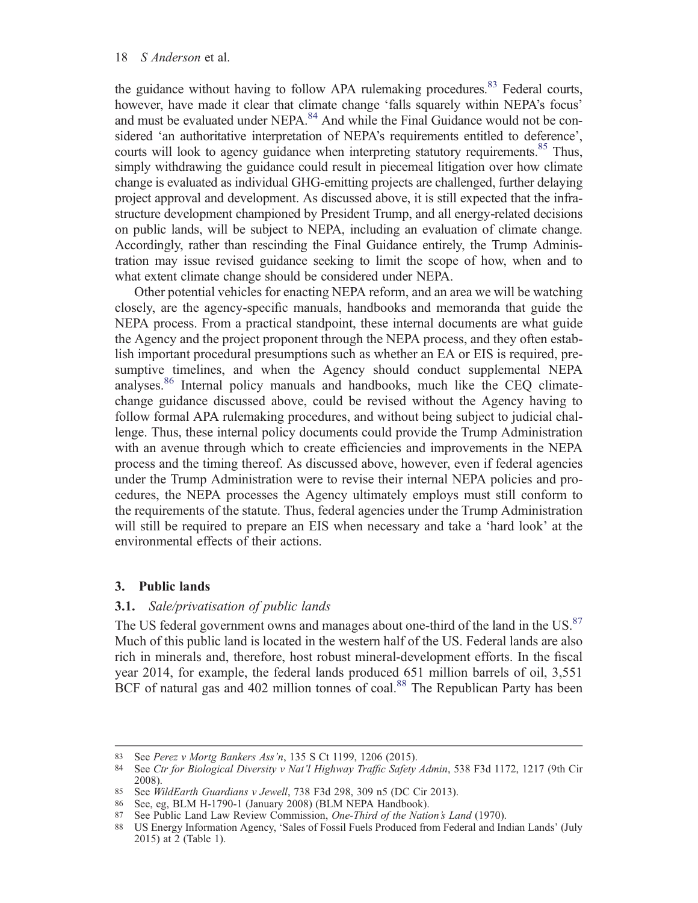the guidance without having to follow APA rulemaking procedures.[83] Federal courts, however, have made it clear that climate change 'falls squarely within NEPA's focus' and must be evaluated under NEPA.[84] And while the Final Guidance would not be considered 'an authoritative interpretation of NEPA's requirements entitled to deference', courts will look to agency guidance when interpreting statutory requirements.[85] Thus, simply withdrawing the guidance could result in piecemeal litigation over how climate change is evaluated as individual GHG-emitting projects are challenged, further delaying project approval and development. As discussed above, it is still expected that the infrastructure development championed by President Trump, and all energy-related decisions on public lands, will be subject to NEPA, including an evaluation of climate change. Accordingly, rather than rescinding the Final Guidance entirely, the Trump Administration may issue revised guidance seeking to limit the scope of how, when and to what extent climate change should be considered under NEPA.

Other potential vehicles for enacting NEPA reform, and an area we will be watching closely, are the agency-specific manuals, handbooks and memoranda that guide the NEPA process. From a practical standpoint, these internal documents are what guide the Agency and the project proponent through the NEPA process, and they often establish important procedural presumptions such as whether an EA or EIS is required, presumptive timelines, and when the Agency should conduct supplemental NEPA analyses.[86] Internal policy manuals and handbooks, much like the CEQ climate-change guidance discussed above, could be revised without the Agency having to follow formal APA rulemaking procedures, and without being subject to judicial challenge. Thus, these internal policy documents could provide the Trump Administration with an avenue through which to create efficiencies and improvements in the NEPA process and the timing thereof. As discussed above, however, even if federal agencies under the Trump Administration were to revise their internal NEPA policies and procedures, the NEPA processes the Agency ultimately employs must still conform to the requirements of the statute. Thus, federal agencies under the Trump Administration will still be required to prepare an EIS when necessary and take a 'hard look' at the environmental effects of their actions.

## 3. Public lands

### 3.1. *Sale/privatisation of public lands*

The US federal government owns and manages about one-third of the land in the US.[87] Much of this public land is located in the western half of the US. Federal lands are also rich in minerals and, therefore, host robust mineral-development efforts. In the fiscal year 2014, for example, the federal lands produced 651 million barrels of oil, 3,551 BCF of natural gas and 402 million tonnes of coal.[88] The Republican Party has been

---

83 See *Perez v Mortg Bankers Ass'n*, 135 S Ct 1199, 1206 (2015).

84 See *Ctr for Biological Diversity v Nat'l Highway Traffic Safety Admin*, 538 F3d 1172, 1217 (9th Cir 2008).

85 See *WildEarth Guardians v Jewell*, 738 F3d 298, 309 n5 (DC Cir 2013).

86 See, eg, BLM H-1790-1 (January 2008) (BLM NEPA Handbook).

87 See Public Land Law Review Commission, *One-Third of the Nation's Land* (1970).

88 US Energy Information Agency, 'Sales of Fossil Fuels Produced from Federal and Indian Lands' (July 2015) at 2 (Table 1).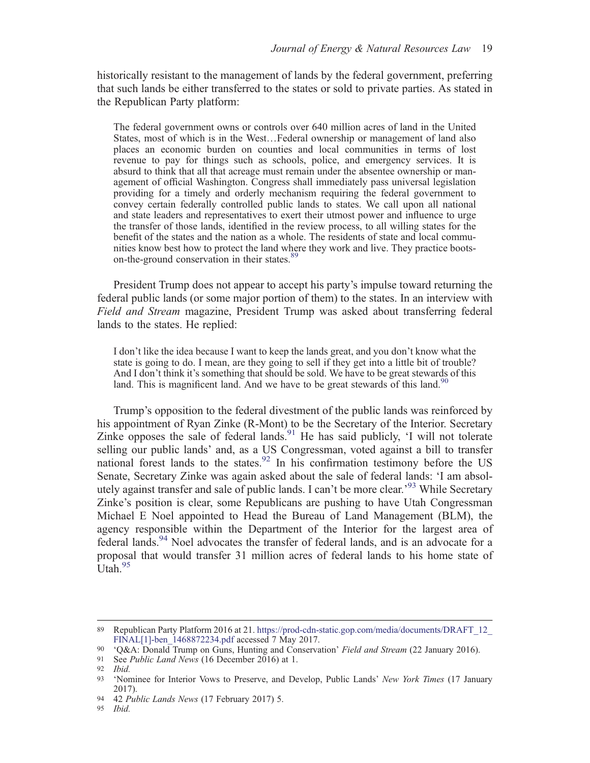historically resistant to the management of lands by the federal government, preferring that such lands be either transferred to the states or sold to private parties. As stated in the Republican Party platform:

> The federal government owns or controls over 640 million acres of land in the United States, most of which is in the West…Federal ownership or management of land also places an economic burden on counties and local communities in terms of lost revenue to pay for things such as schools, police, and emergency services. It is absurd to think that all that acreage must remain under the absentee ownership or management of official Washington. Congress shall immediately pass universal legislation providing for a timely and orderly mechanism requiring the federal government to convey certain federally controlled public lands to states. We call upon all national and state leaders and representatives to exert their utmost power and influence to urge the transfer of those lands, identified in the review process, to all willing states for the benefit of the states and the nation as a whole. The residents of state and local communities know best how to protect the land where they work and live. They practice boots-on-the-ground conservation in their states.[89]

President Trump does not appear to accept his party's impulse toward returning the federal public lands (or some major portion of them) to the states. In an interview with *Field and Stream* magazine, President Trump was asked about transferring federal lands to the states. He replied:

> I don't like the idea because I want to keep the lands great, and you don't know what the state is going to do. I mean, are they going to sell if they get into a little bit of trouble? And I don't think it's something that should be sold. We have to be great stewards of this land. This is magnificent land. And we have to be great stewards of this land.[90]

Trump's opposition to the federal divestment of the public lands was reinforced by his appointment of Ryan Zinke (R-Mont) to be the Secretary of the Interior. Secretary Zinke opposes the sale of federal lands.[91] He has said publicly, 'I will not tolerate selling our public lands' and, as a US Congressman, voted against a bill to transfer national forest lands to the states.[92] In his confirmation testimony before the US Senate, Secretary Zinke was again asked about the sale of federal lands: 'I am absolutely against transfer and sale of public lands. I can't be more clear.'[93] While Secretary Zinke's position is clear, some Republicans are pushing to have Utah Congressman Michael E Noel appointed to Head the Bureau of Land Management (BLM), the agency responsible within the Department of the Interior for the largest area of federal lands.[94] Noel advocates the transfer of federal lands, and is an advocate for a proposal that would transfer 31 million acres of federal lands to his home state of Utah.[95]

---

89 Republican Party Platform 2016 at 21. https://prod-cdn-static.gop.com/media/documents/DRAFT_12_FINAL[1]-ben_1468872234.pdf accessed 7 May 2017.

90 'Q&A: Donald Trump on Guns, Hunting and Conservation' *Field and Stream* (22 January 2016).

91 See *Public Land News* (16 December 2016) at 1.

92 *Ibid.*

93 'Nominee for Interior Vows to Preserve, and Develop, Public Lands' *New York Times* (17 January 2017).

94 42 *Public Lands News* (17 February 2017) 5.

95 *Ibid.*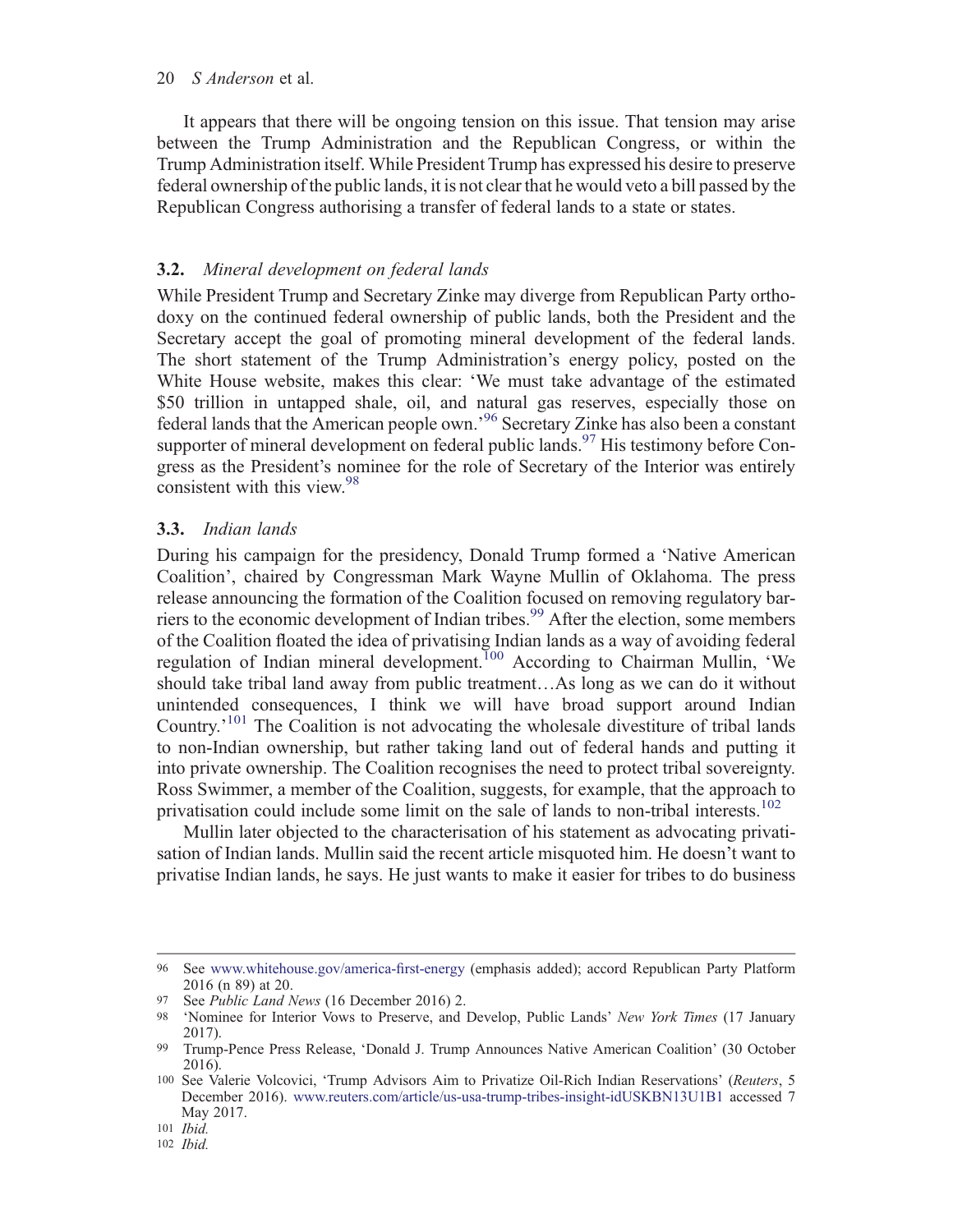It appears that there will be ongoing tension on this issue. That tension may arise between the Trump Administration and the Republican Congress, or within the Trump Administration itself. While President Trump has expressed his desire to preserve federal ownership of the public lands, it is not clear that he would veto a bill passed by the Republican Congress authorising a transfer of federal lands to a state or states.

### 3.2. *Mineral development on federal lands*

While President Trump and Secretary Zinke may diverge from Republican Party orthodoxy on the continued federal ownership of public lands, both the President and the Secretary accept the goal of promoting mineral development of the federal lands. The short statement of the Trump Administration's energy policy, posted on the White House website, makes this clear: 'We must take advantage of the estimated \$50 trillion in untapped shale, oil, and natural gas reserves, especially those on federal lands that the American people own.'[96] Secretary Zinke has also been a constant supporter of mineral development on federal public lands.[97] His testimony before Congress as the President's nominee for the role of Secretary of the Interior was entirely consistent with this view.[98]

### 3.3. *Indian lands*

During his campaign for the presidency, Donald Trump formed a 'Native American Coalition', chaired by Congressman Mark Wayne Mullin of Oklahoma. The press release announcing the formation of the Coalition focused on removing regulatory barriers to the economic development of Indian tribes.[99] After the election, some members of the Coalition floated the idea of privatising Indian lands as a way of avoiding federal regulation of Indian mineral development.[100] According to Chairman Mullin, 'We should take tribal land away from public treatment…As long as we can do it without unintended consequences, I think we will have broad support around Indian Country.'[101] The Coalition is not advocating the wholesale divestiture of tribal lands to non-Indian ownership, but rather taking land out of federal hands and putting it into private ownership. The Coalition recognises the need to protect tribal sovereignty. Ross Swimmer, a member of the Coalition, suggests, for example, that the approach to privatisation could include some limit on the sale of lands to non-tribal interests.[102]

Mullin later objected to the characterisation of his statement as advocating privatisation of Indian lands. Mullin said the recent article misquoted him. He doesn't want to privatise Indian lands, he says. He just wants to make it easier for tribes to do business

---

96 See www.whitehouse.gov/america-first-energy (emphasis added); accord Republican Party Platform 2016 (n 89) at 20.

97 See *Public Land News* (16 December 2016) 2.

98 'Nominee for Interior Vows to Preserve, and Develop, Public Lands' *New York Times* (17 January 2017).

99 Trump-Pence Press Release, 'Donald J. Trump Announces Native American Coalition' (30 October 2016).

100 See Valerie Volcovici, 'Trump Advisors Aim to Privatize Oil-Rich Indian Reservations' (*Reuters*, 5 December 2016). www.reuters.com/article/us-usa-trump-tribes-insight-idUSKBN13U1B1 accessed 7 May 2017.

101 *Ibid.*

102 *Ibid.*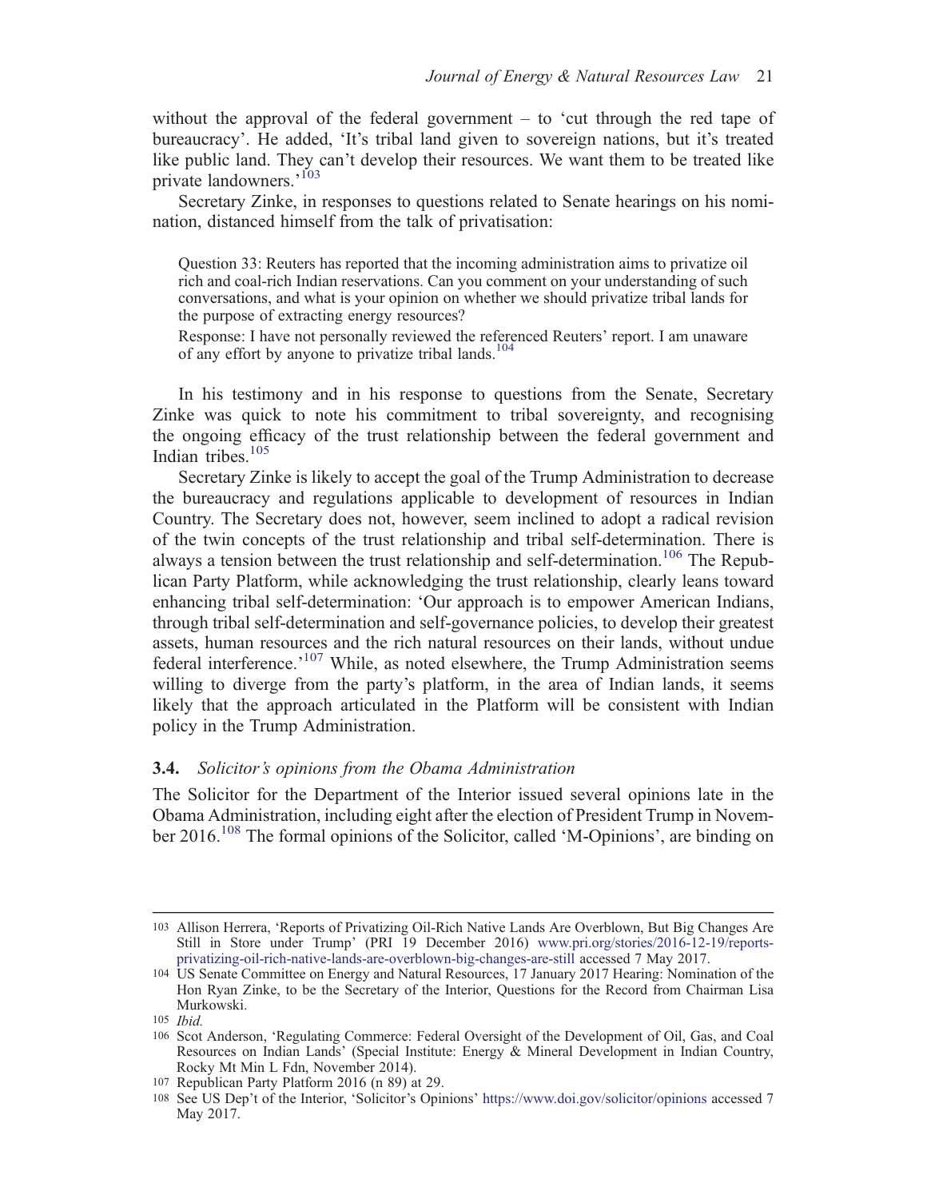without the approval of the federal government – to 'cut through the red tape of bureaucracy'. He added, 'It's tribal land given to sovereign nations, but it's treated like public land. They can't develop their resources. We want them to be treated like private landowners.'[103]

Secretary Zinke, in responses to questions related to Senate hearings on his nomination, distanced himself from the talk of privatisation:

> Question 33: Reuters has reported that the incoming administration aims to privatize oil rich and coal-rich Indian reservations. Can you comment on your understanding of such conversations, and what is your opinion on whether we should privatize tribal lands for the purpose of extracting energy resources?
>
> Response: I have not personally reviewed the referenced Reuters' report. I am unaware of any effort by anyone to privatize tribal lands.[104]

In his testimony and in his response to questions from the Senate, Secretary Zinke was quick to note his commitment to tribal sovereignty, and recognising the ongoing efficacy of the trust relationship between the federal government and Indian tribes.[105]

Secretary Zinke is likely to accept the goal of the Trump Administration to decrease the bureaucracy and regulations applicable to development of resources in Indian Country. The Secretary does not, however, seem inclined to adopt a radical revision of the twin concepts of the trust relationship and tribal self-determination. There is always a tension between the trust relationship and self-determination.[106] The Republican Party Platform, while acknowledging the trust relationship, clearly leans toward enhancing tribal self-determination: 'Our approach is to empower American Indians, through tribal self-determination and self-governance policies, to develop their greatest assets, human resources and the rich natural resources on their lands, without undue federal interference.'[107] While, as noted elsewhere, the Trump Administration seems willing to diverge from the party's platform, in the area of Indian lands, it seems likely that the approach articulated in the Platform will be consistent with Indian policy in the Trump Administration.

### 3.4. *Solicitor's opinions from the Obama Administration*

The Solicitor for the Department of the Interior issued several opinions late in the Obama Administration, including eight after the election of President Trump in November 2016.[108] The formal opinions of the Solicitor, called 'M-Opinions', are binding on

---

103 Allison Herrera, 'Reports of Privatizing Oil-Rich Native Lands Are Overblown, But Big Changes Are Still in Store under Trump' (PRI 19 December 2016) www.pri.org/stories/2016-12-19/reports-privatizing-oil-rich-native-lands-are-overblown-big-changes-are-still accessed 7 May 2017.

104 US Senate Committee on Energy and Natural Resources, 17 January 2017 Hearing: Nomination of the Hon Ryan Zinke, to be the Secretary of the Interior, Questions for the Record from Chairman Lisa Murkowski.

105 *Ibid.*

106 Scot Anderson, 'Regulating Commerce: Federal Oversight of the Development of Oil, Gas, and Coal Resources on Indian Lands' (Special Institute: Energy & Mineral Development in Indian Country, Rocky Mt Min L Fdn, November 2014).

107 Republican Party Platform 2016 (n 89) at 29.

108 See US Dep't of the Interior, 'Solicitor's Opinions' https://www.doi.gov/solicitor/opinions accessed 7 May 2017.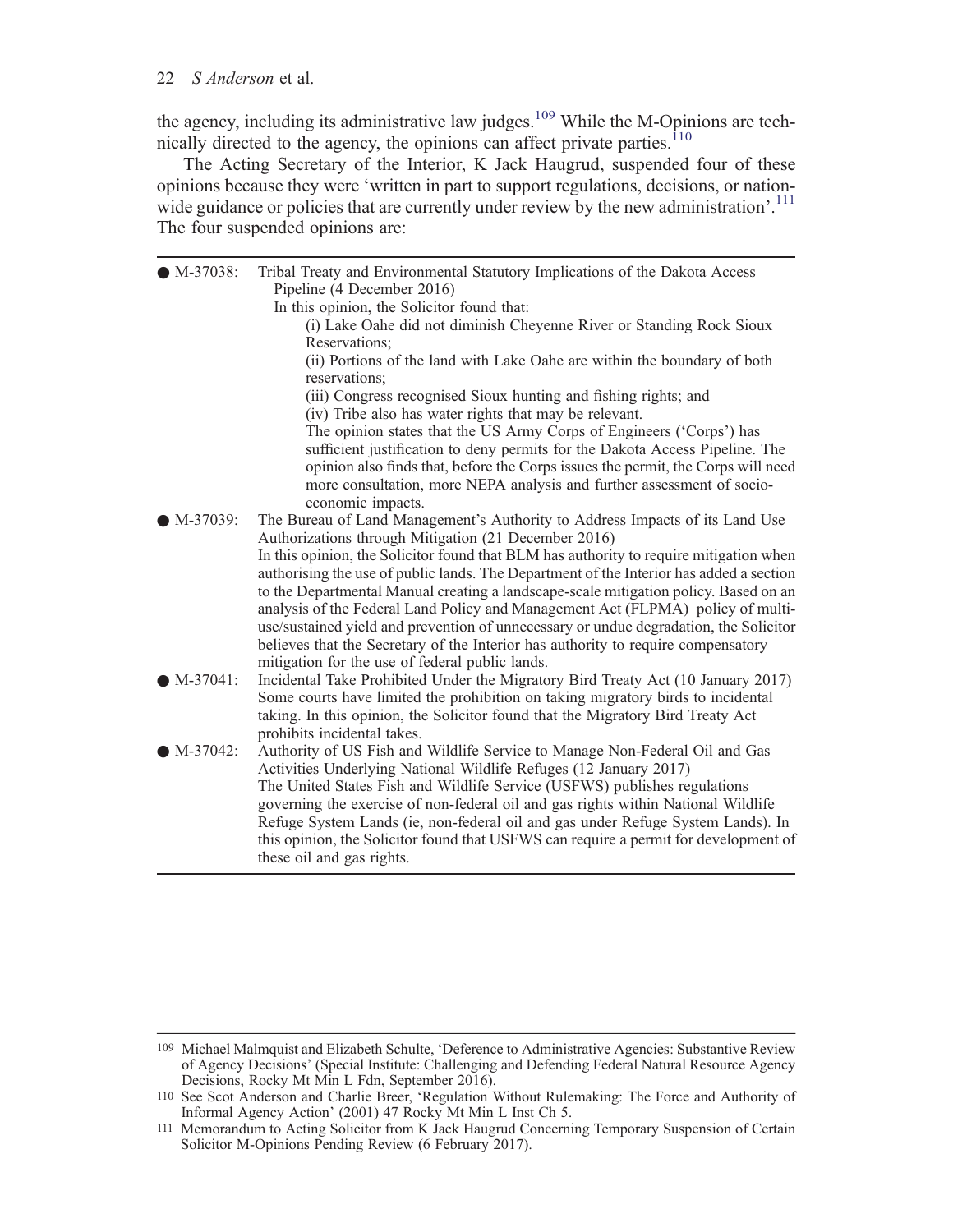the agency, including its administrative law judges.[109] While the M-Opinions are technically directed to the agency, the opinions can affect private parties.[110]

The Acting Secretary of the Interior, K Jack Haugrud, suspended four of these opinions because they were 'written in part to support regulations, decisions, or nationwide guidance or policies that are currently under review by the new administration'.[111] The four suspended opinions are:

| | |
|---|---|
| ● M-37038: | Tribal Treaty and Environmental Statutory Implications of the Dakota Access Pipeline (4 December 2016)<br>In this opinion, the Solicitor found that:<br>(i) Lake Oahe did not diminish Cheyenne River or Standing Rock Sioux Reservations;<br>(ii) Portions of the land with Lake Oahe are within the boundary of both reservations;<br>(iii) Congress recognised Sioux hunting and fishing rights; and<br>(iv) Tribe also has water rights that may be relevant.<br>The opinion states that the US Army Corps of Engineers ('Corps') has sufficient justification to deny permits for the Dakota Access Pipeline. The opinion also finds that, before the Corps issues the permit, the Corps will need more consultation, more NEPA analysis and further assessment of socio-economic impacts. |
| ● M-37039: | The Bureau of Land Management's Authority to Address Impacts of its Land Use Authorizations through Mitigation (21 December 2016)<br>In this opinion, the Solicitor found that BLM has authority to require mitigation when authorising the use of public lands. The Department of the Interior has added a section to the Departmental Manual creating a landscape-scale mitigation policy. Based on an analysis of the Federal Land Policy and Management Act (FLPMA) policy of multi-use/sustained yield and prevention of unnecessary or undue degradation, the Solicitor believes that the Secretary of the Interior has authority to require compensatory mitigation for the use of federal public lands. |
| ● M-37041: | Incidental Take Prohibited Under the Migratory Bird Treaty Act (10 January 2017)<br>Some courts have limited the prohibition on taking migratory birds to incidental taking. In this opinion, the Solicitor found that the Migratory Bird Treaty Act prohibits incidental takes. |
| ● M-37042: | Authority of US Fish and Wildlife Service to Manage Non-Federal Oil and Gas Activities Underlying National Wildlife Refuges (12 January 2017)<br>The United States Fish and Wildlife Service (USFWS) publishes regulations governing the exercise of non-federal oil and gas rights within National Wildlife Refuge System Lands (ie, non-federal oil and gas under Refuge System Lands). In this opinion, the Solicitor found that USFWS can require a permit for development of these oil and gas rights. |

---

109 Michael Malmquist and Elizabeth Schulte, 'Deference to Administrative Agencies: Substantive Review of Agency Decisions' (Special Institute: Challenging and Defending Federal Natural Resource Agency Decisions, Rocky Mt Min L Fdn, September 2016).

110 See Scot Anderson and Charlie Breer, 'Regulation Without Rulemaking: The Force and Authority of Informal Agency Action' (2001) 47 Rocky Mt Min L Inst Ch 5.

111 Memorandum to Acting Solicitor from K Jack Haugrud Concerning Temporary Suspension of Certain Solicitor M-Opinions Pending Review (6 February 2017).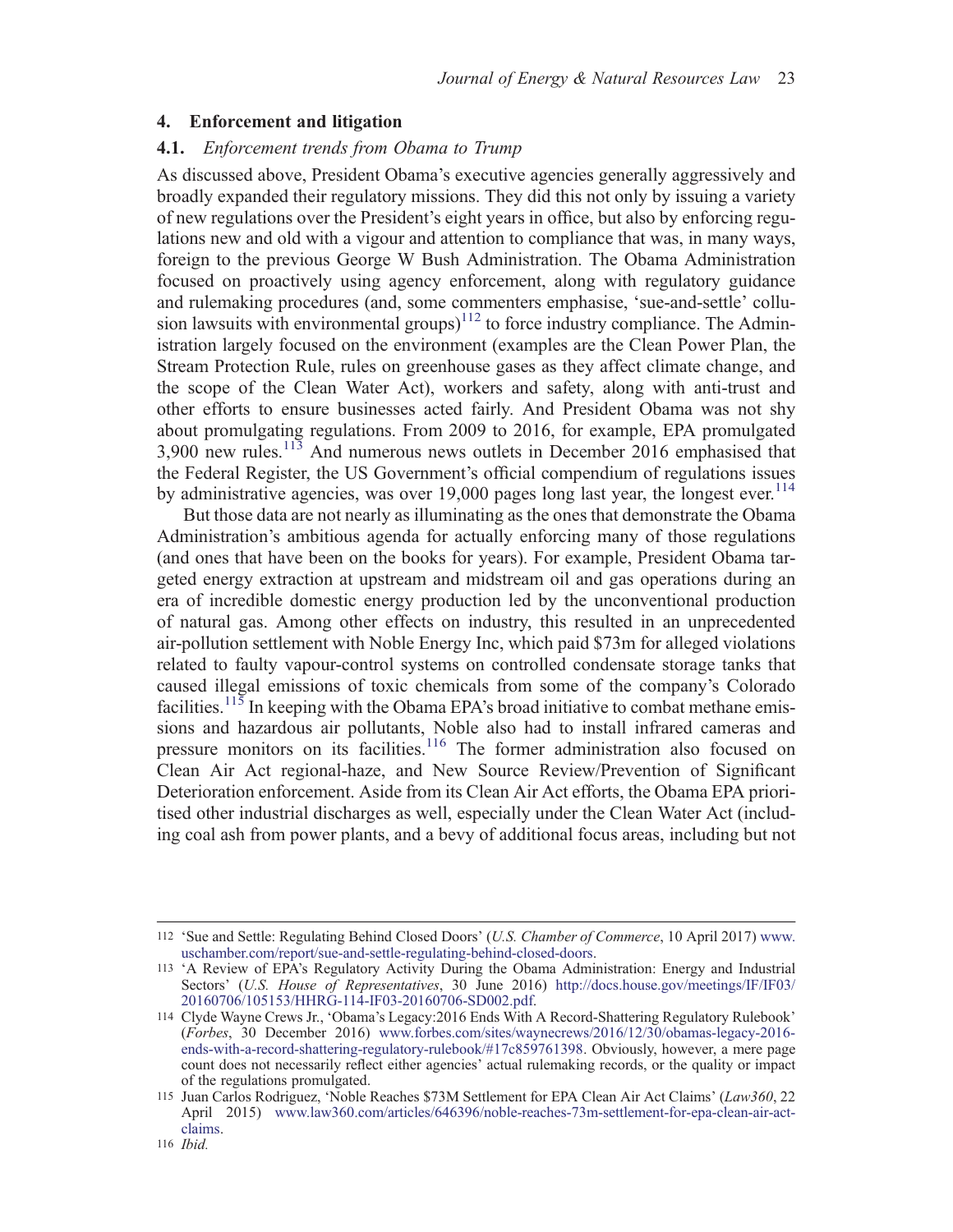## 4. Enforcement and litigation

### 4.1. *Enforcement trends from Obama to Trump*

As discussed above, President Obama's executive agencies generally aggressively and broadly expanded their regulatory missions. They did this not only by issuing a variety of new regulations over the President's eight years in office, but also by enforcing regulations new and old with a vigour and attention to compliance that was, in many ways, foreign to the previous George W Bush Administration. The Obama Administration focused on proactively using agency enforcement, along with regulatory guidance and rulemaking procedures (and, some commenters emphasise, 'sue-and-settle' collusion lawsuits with environmental groups)[112] to force industry compliance. The Administration largely focused on the environment (examples are the Clean Power Plan, the Stream Protection Rule, rules on greenhouse gases as they affect climate change, and the scope of the Clean Water Act), workers and safety, along with anti-trust and other efforts to ensure businesses acted fairly. And President Obama was not shy about promulgating regulations. From 2009 to 2016, for example, EPA promulgated 3,900 new rules.[113] And numerous news outlets in December 2016 emphasised that the Federal Register, the US Government's official compendium of regulations issues by administrative agencies, was over 19,000 pages long last year, the longest ever.[114]

But those data are not nearly as illuminating as the ones that demonstrate the Obama Administration's ambitious agenda for actually enforcing many of those regulations (and ones that have been on the books for years). For example, President Obama targeted energy extraction at upstream and midstream oil and gas operations during an era of incredible domestic energy production led by the unconventional production of natural gas. Among other effects on industry, this resulted in an unprecedented air-pollution settlement with Noble Energy Inc, which paid $73m for alleged violations related to faulty vapour-control systems on controlled condensate storage tanks that caused illegal emissions of toxic chemicals from some of the company's Colorado facilities.[115] In keeping with the Obama EPA's broad initiative to combat methane emissions and hazardous air pollutants, Noble also had to install infrared cameras and pressure monitors on its facilities.[116] The former administration also focused on Clean Air Act regional-haze, and New Source Review/Prevention of Significant Deterioration enforcement. Aside from its Clean Air Act efforts, the Obama EPA prioritised other industrial discharges as well, especially under the Clean Water Act (including coal ash from power plants, and a bevy of additional focus areas, including but not

---

112 'Sue and Settle: Regulating Behind Closed Doors' (*U.S. Chamber of Commerce*, 10 April 2017) www.uschamber.com/report/sue-and-settle-regulating-behind-closed-doors.

113 'A Review of EPA's Regulatory Activity During the Obama Administration: Energy and Industrial Sectors' (*U.S. House of Representatives*, 30 June 2016) http://docs.house.gov/meetings/IF/IF03/20160706/105153/HHRG-114-IF03-20160706-SD002.pdf.

114 Clyde Wayne Crews Jr., 'Obama's Legacy:2016 Ends With A Record-Shattering Regulatory Rulebook' (*Forbes*, 30 December 2016) www.forbes.com/sites/waynecrews/2016/12/30/obamas-legacy-2016-ends-with-a-record-shattering-regulatory-rulebook/#17c859761398. Obviously, however, a mere page count does not necessarily reflect either agencies' actual rulemaking records, or the quality or impact of the regulations promulgated.

115 Juan Carlos Rodriguez, 'Noble Reaches $73M Settlement for EPA Clean Air Act Claims' (*Law360*, 22 April 2015) www.law360.com/articles/646396/noble-reaches-73m-settlement-for-epa-clean-air-act-claims.

116 *Ibid.*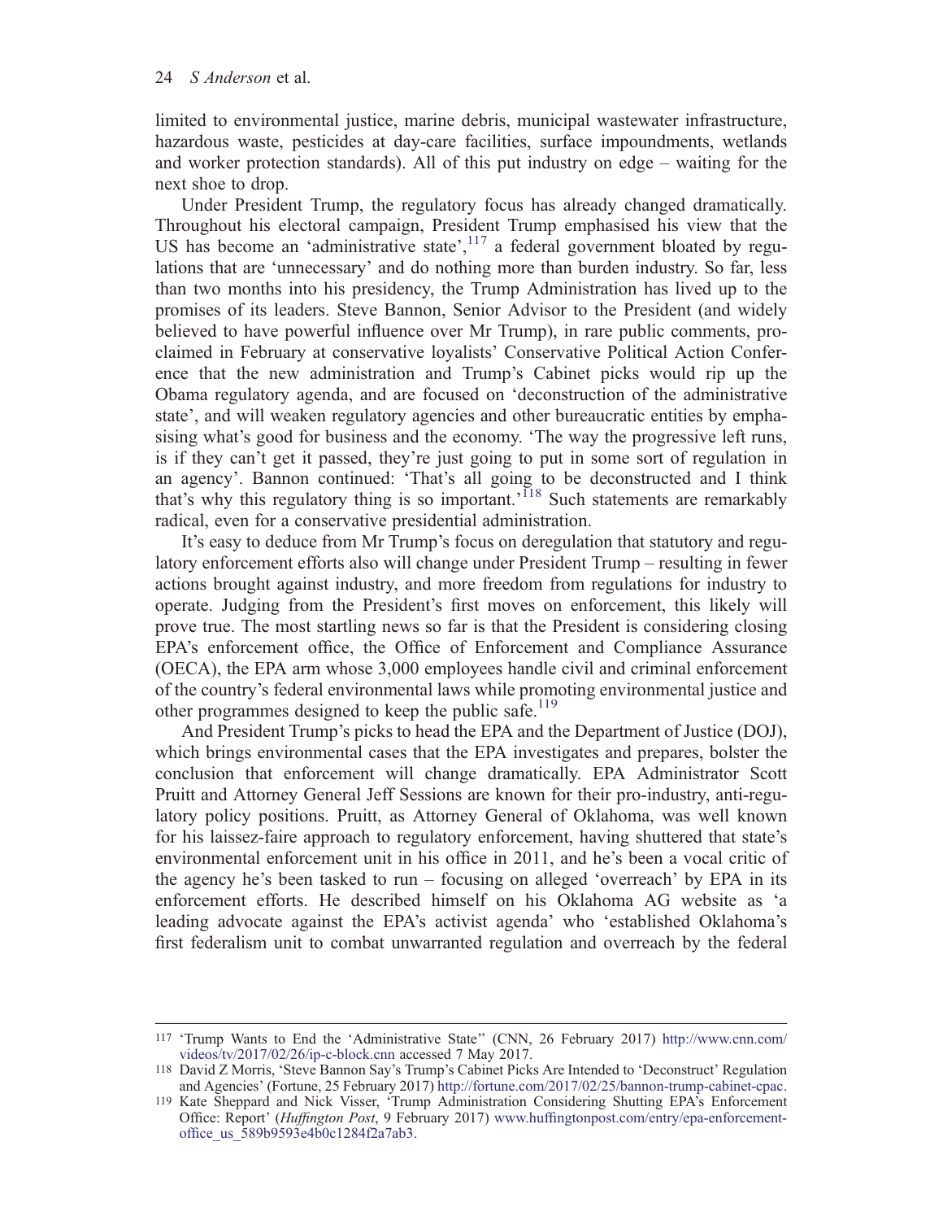limited to environmental justice, marine debris, municipal wastewater infrastructure, hazardous waste, pesticides at day-care facilities, surface impoundments, wetlands and worker protection standards). All of this put industry on edge – waiting for the next shoe to drop.

Under President Trump, the regulatory focus has already changed dramatically. Throughout his electoral campaign, President Trump emphasised his view that the US has become an 'administrative state',[117] a federal government bloated by regulations that are 'unnecessary' and do nothing more than burden industry. So far, less than two months into his presidency, the Trump Administration has lived up to the promises of its leaders. Steve Bannon, Senior Advisor to the President (and widely believed to have powerful influence over Mr Trump), in rare public comments, proclaimed in February at conservative loyalists' Conservative Political Action Conference that the new administration and Trump's Cabinet picks would rip up the Obama regulatory agenda, and are focused on 'deconstruction of the administrative state', and will weaken regulatory agencies and other bureaucratic entities by emphasising what's good for business and the economy. 'The way the progressive left runs, is if they can't get it passed, they're just going to put in some sort of regulation in an agency'. Bannon continued: 'That's all going to be deconstructed and I think that's why this regulatory thing is so important.'[118] Such statements are remarkably radical, even for a conservative presidential administration.

It's easy to deduce from Mr Trump's focus on deregulation that statutory and regulatory enforcement efforts also will change under President Trump – resulting in fewer actions brought against industry, and more freedom from regulations for industry to operate. Judging from the President's first moves on enforcement, this likely will prove true. The most startling news so far is that the President is considering closing EPA's enforcement office, the Office of Enforcement and Compliance Assurance (OECA), the EPA arm whose 3,000 employees handle civil and criminal enforcement of the country's federal environmental laws while promoting environmental justice and other programmes designed to keep the public safe.[119]

And President Trump's picks to head the EPA and the Department of Justice (DOJ), which brings environmental cases that the EPA investigates and prepares, bolster the conclusion that enforcement will change dramatically. EPA Administrator Scott Pruitt and Attorney General Jeff Sessions are known for their pro-industry, anti-regulatory policy positions. Pruitt, as Attorney General of Oklahoma, was well known for his laissez-faire approach to regulatory enforcement, having shuttered that state's environmental enforcement unit in his office in 2011, and he's been a vocal critic of the agency he's been tasked to run – focusing on alleged 'overreach' by EPA in its enforcement efforts. He described himself on his Oklahoma AG website as 'a leading advocate against the EPA's activist agenda' who 'established Oklahoma's first federalism unit to combat unwarranted regulation and overreach by the federal

---

117 'Trump Wants to End the 'Administrative State'' (CNN, 26 February 2017) http://www.cnn.com/videos/tv/2017/02/26/ip-c-block.cnn accessed 7 May 2017.

118 David Z Morris, 'Steve Bannon Say's Trump's Cabinet Picks Are Intended to 'Deconstruct' Regulation and Agencies' (Fortune, 25 February 2017) http://fortune.com/2017/02/25/bannon-trump-cabinet-cpac.

119 Kate Sheppard and Nick Visser, 'Trump Administration Considering Shutting EPA's Enforcement Office: Report' (*Huffington Post*, 9 February 2017) www.huffingtonpost.com/entry/epa-enforcement-office_us_589b9593e4b0c1284f2a7ab3.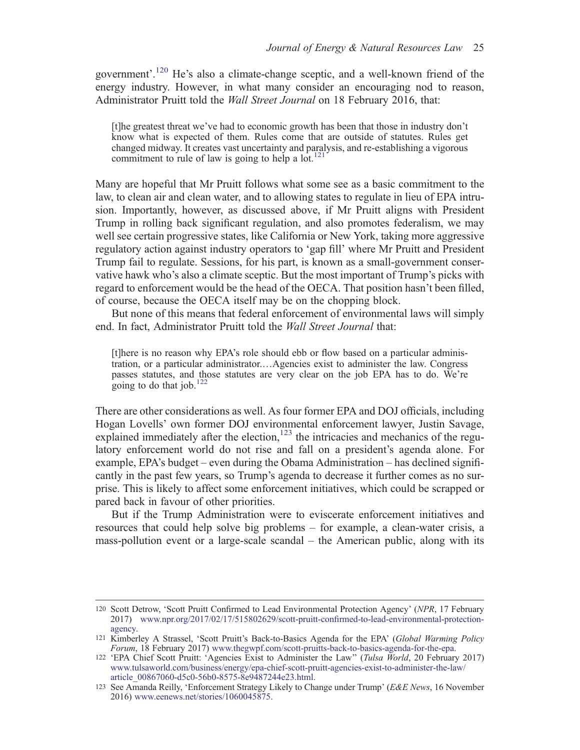government'.[120] He's also a climate-change sceptic, and a well-known friend of the energy industry. However, in what many consider an encouraging nod to reason, Administrator Pruitt told the *Wall Street Journal* on 18 February 2016, that:

> [t]he greatest threat we've had to economic growth has been that those in industry don't know what is expected of them. Rules come that are outside of statutes. Rules get changed midway. It creates vast uncertainty and paralysis, and re-establishing a vigorous commitment to rule of law is going to help a lot.[121]

Many are hopeful that Mr Pruitt follows what some see as a basic commitment to the law, to clean air and clean water, and to allowing states to regulate in lieu of EPA intrusion. Importantly, however, as discussed above, if Mr Pruitt aligns with President Trump in rolling back significant regulation, and also promotes federalism, we may well see certain progressive states, like California or New York, taking more aggressive regulatory action against industry operators to 'gap fill' where Mr Pruitt and President Trump fail to regulate. Sessions, for his part, is known as a small-government conservative hawk who's also a climate sceptic. But the most important of Trump's picks with regard to enforcement would be the head of the OECA. That position hasn't been filled, of course, because the OECA itself may be on the chopping block.

But none of this means that federal enforcement of environmental laws will simply end. In fact, Administrator Pruitt told the *Wall Street Journal* that:

> [t]here is no reason why EPA's role should ebb or flow based on a particular administration, or a particular administrator.…Agencies exist to administer the law. Congress passes statutes, and those statutes are very clear on the job EPA has to do. We're going to do that job.[122]

There are other considerations as well. As four former EPA and DOJ officials, including Hogan Lovells' own former DOJ environmental enforcement lawyer, Justin Savage, explained immediately after the election,[123] the intricacies and mechanics of the regulatory enforcement world do not rise and fall on a president's agenda alone. For example, EPA's budget – even during the Obama Administration – has declined significantly in the past few years, so Trump's agenda to decrease it further comes as no surprise. This is likely to affect some enforcement initiatives, which could be scrapped or pared back in favour of other priorities.

But if the Trump Administration were to eviscerate enforcement initiatives and resources that could help solve big problems – for example, a clean-water crisis, a mass-pollution event or a large-scale scandal – the American public, along with its

---

120 Scott Detrow, 'Scott Pruitt Confirmed to Lead Environmental Protection Agency' (*NPR*, 17 February 2017) www.npr.org/2017/02/17/515802629/scott-pruitt-confirmed-to-lead-environmental-protection-agency.

121 Kimberley A Strassel, 'Scott Pruitt's Back-to-Basics Agenda for the EPA' (*Global Warming Policy Forum*, 18 February 2017) www.thegwpf.com/scott-pruitts-back-to-basics-agenda-for-the-epa.

122 'EPA Chief Scott Pruitt: 'Agencies Exist to Administer the Law'' (*Tulsa World*, 20 February 2017) www.tulsaworld.com/business/energy/epa-chief-scott-pruitt-agencies-exist-to-administer-the-law/article_00867060-d5c0-56b0-8575-8e9487244e23.html.

123 See Amanda Reilly, 'Enforcement Strategy Likely to Change under Trump' (*E&E News*, 16 November 2016) www.eenews.net/stories/1060045875.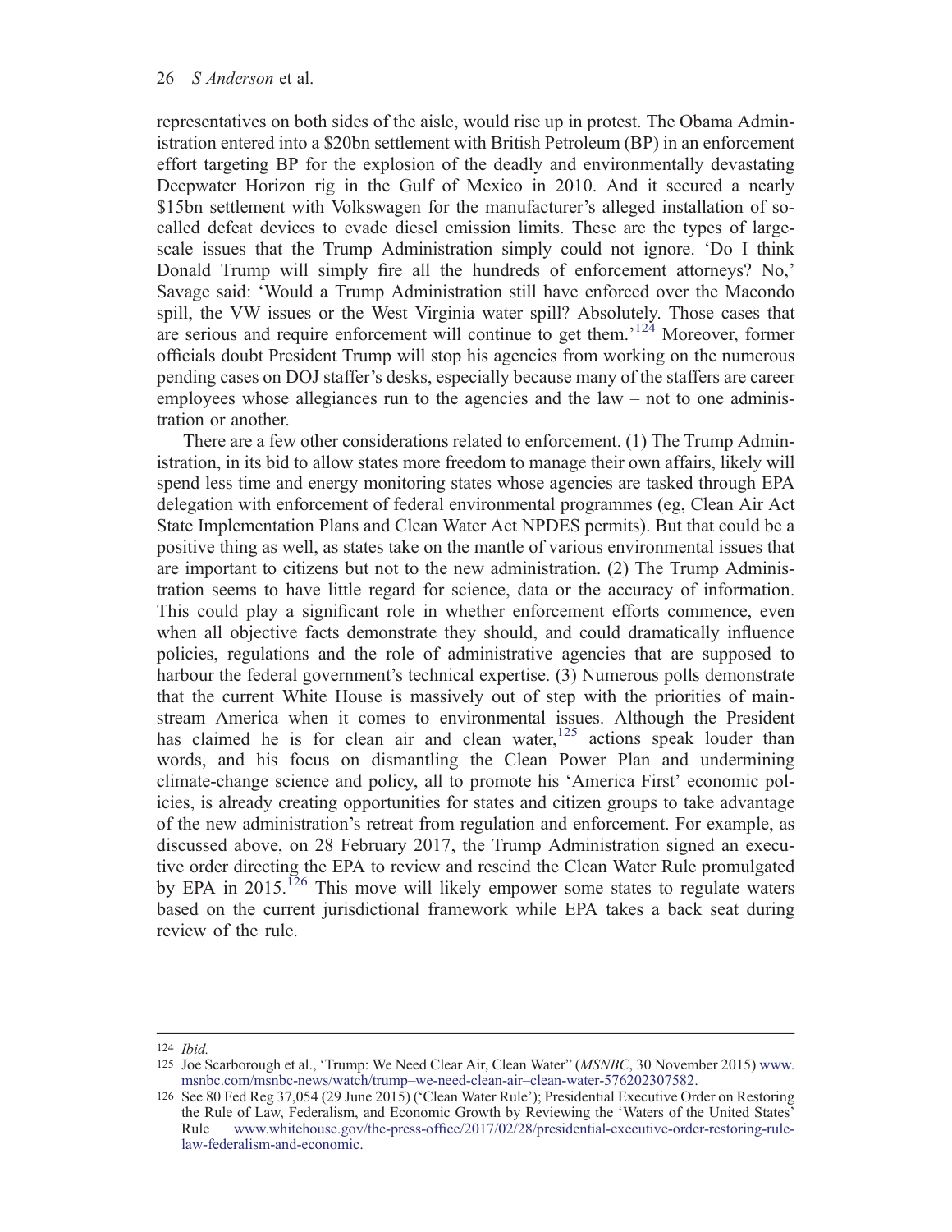representatives on both sides of the aisle, would rise up in protest. The Obama Administration entered into a $20bn settlement with British Petroleum (BP) in an enforcement effort targeting BP for the explosion of the deadly and environmentally devastating Deepwater Horizon rig in the Gulf of Mexico in 2010. And it secured a nearly $15bn settlement with Volkswagen for the manufacturer's alleged installation of so-called defeat devices to evade diesel emission limits. These are the types of large-scale issues that the Trump Administration simply could not ignore. 'Do I think Donald Trump will simply fire all the hundreds of enforcement attorneys? No,' Savage said: 'Would a Trump Administration still have enforced over the Macondo spill, the VW issues or the West Virginia water spill? Absolutely. Those cases that are serious and require enforcement will continue to get them.'[124] Moreover, former officials doubt President Trump will stop his agencies from working on the numerous pending cases on DOJ staffer's desks, especially because many of the staffers are career employees whose allegiances run to the agencies and the law – not to one administration or another.

There are a few other considerations related to enforcement. (1) The Trump Administration, in its bid to allow states more freedom to manage their own affairs, likely will spend less time and energy monitoring states whose agencies are tasked through EPA delegation with enforcement of federal environmental programmes (eg, Clean Air Act State Implementation Plans and Clean Water Act NPDES permits). But that could be a positive thing as well, as states take on the mantle of various environmental issues that are important to citizens but not to the new administration. (2) The Trump Administration seems to have little regard for science, data or the accuracy of information. This could play a significant role in whether enforcement efforts commence, even when all objective facts demonstrate they should, and could dramatically influence policies, regulations and the role of administrative agencies that are supposed to harbour the federal government's technical expertise. (3) Numerous polls demonstrate that the current White House is massively out of step with the priorities of mainstream America when it comes to environmental issues. Although the President has claimed he is for clean air and clean water,[125] actions speak louder than words, and his focus on dismantling the Clean Power Plan and undermining climate-change science and policy, all to promote his 'America First' economic policies, is already creating opportunities for states and citizen groups to take advantage of the new administration's retreat from regulation and enforcement. For example, as discussed above, on 28 February 2017, the Trump Administration signed an executive order directing the EPA to review and rescind the Clean Water Rule promulgated by EPA in 2015.[126] This move will likely empower some states to regulate waters based on the current jurisdictional framework while EPA takes a back seat during review of the rule.

---

124 *Ibid.*

125 Joe Scarborough et al., 'Trump: We Need Clear Air, Clean Water" (*MSNBC*, 30 November 2015) www.msnbc.com/msnbc-news/watch/trump–we-need-clean-air–clean-water-576202307582.

126 See 80 Fed Reg 37,054 (29 June 2015) ('Clean Water Rule'); Presidential Executive Order on Restoring the Rule of Law, Federalism, and Economic Growth by Reviewing the 'Waters of the United States' Rule www.whitehouse.gov/the-press-office/2017/02/28/presidential-executive-order-restoring-rule-law-federalism-and-economic.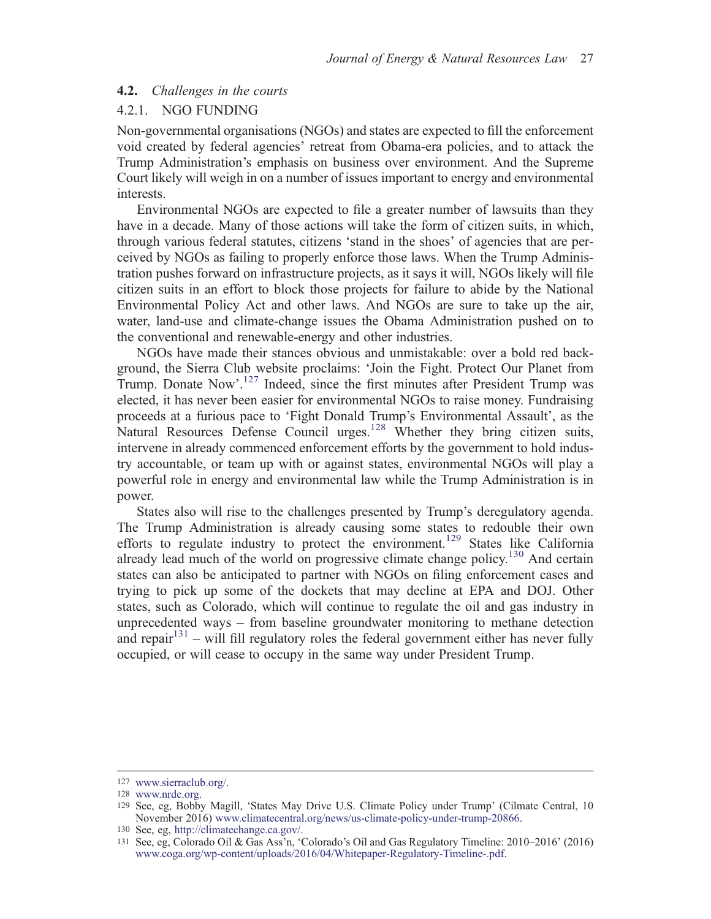### 4.2. *Challenges in the courts*

#### 4.2.1. NGO FUNDING

Non-governmental organisations (NGOs) and states are expected to fill the enforcement void created by federal agencies' retreat from Obama-era policies, and to attack the Trump Administration's emphasis on business over environment. And the Supreme Court likely will weigh in on a number of issues important to energy and environmental interests.

Environmental NGOs are expected to file a greater number of lawsuits than they have in a decade. Many of those actions will take the form of citizen suits, in which, through various federal statutes, citizens 'stand in the shoes' of agencies that are perceived by NGOs as failing to properly enforce those laws. When the Trump Administration pushes forward on infrastructure projects, as it says it will, NGOs likely will file citizen suits in an effort to block those projects for failure to abide by the National Environmental Policy Act and other laws. And NGOs are sure to take up the air, water, land-use and climate-change issues the Obama Administration pushed on to the conventional and renewable-energy and other industries.

NGOs have made their stances obvious and unmistakable: over a bold red background, the Sierra Club website proclaims: 'Join the Fight. Protect Our Planet from Trump. Donate Now'.[127] Indeed, since the first minutes after President Trump was elected, it has never been easier for environmental NGOs to raise money. Fundraising proceeds at a furious pace to 'Fight Donald Trump's Environmental Assault', as the Natural Resources Defense Council urges.[128] Whether they bring citizen suits, intervene in already commenced enforcement efforts by the government to hold industry accountable, or team up with or against states, environmental NGOs will play a powerful role in energy and environmental law while the Trump Administration is in power.

States also will rise to the challenges presented by Trump's deregulatory agenda. The Trump Administration is already causing some states to redouble their own efforts to regulate industry to protect the environment.[129] States like California already lead much of the world on progressive climate change policy.[130] And certain states can also be anticipated to partner with NGOs on filing enforcement cases and trying to pick up some of the dockets that may decline at EPA and DOJ. Other states, such as Colorado, which will continue to regulate the oil and gas industry in unprecedented ways – from baseline groundwater monitoring to methane detection and repair[131] – will fill regulatory roles the federal government either has never fully occupied, or will cease to occupy in the same way under President Trump.

---

127 www.sierraclub.org/.

128 www.nrdc.org.

129 See, eg, Bobby Magill, 'States May Drive U.S. Climate Policy under Trump' (Cilmate Central, 10 November 2016) www.climatecentral.org/news/us-climate-policy-under-trump-20866.

130 See, eg, http://climatechange.ca.gov/.

131 See, eg, Colorado Oil & Gas Ass'n, 'Colorado's Oil and Gas Regulatory Timeline: 2010–2016' (2016) www.coga.org/wp-content/uploads/2016/04/Whitepaper-Regulatory-Timeline-.pdf.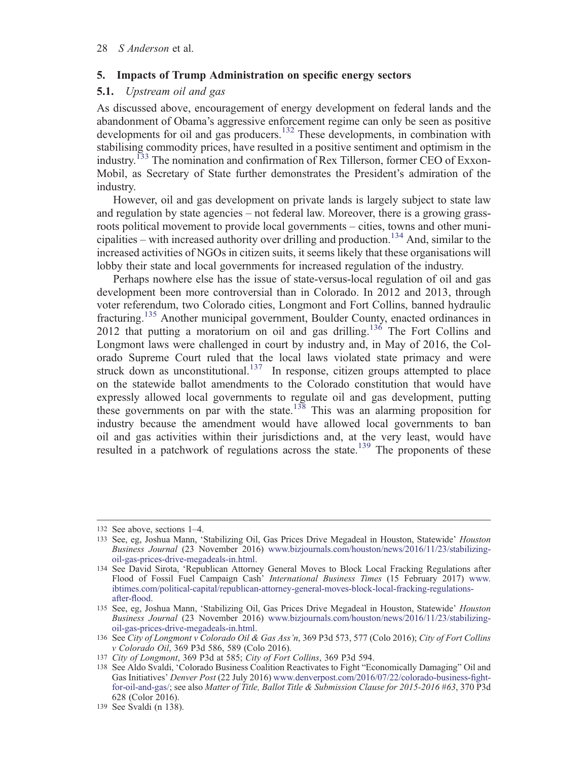## 5. Impacts of Trump Administration on specific energy sectors

### 5.1. *Upstream oil and gas*

As discussed above, encouragement of energy development on federal lands and the abandonment of Obama's aggressive enforcement regime can only be seen as positive developments for oil and gas producers.[132] These developments, in combination with stabilising commodity prices, have resulted in a positive sentiment and optimism in the industry.[133] The nomination and confirmation of Rex Tillerson, former CEO of Exxon-Mobil, as Secretary of State further demonstrates the President's admiration of the industry.

However, oil and gas development on private lands is largely subject to state law and regulation by state agencies – not federal law. Moreover, there is a growing grass-roots political movement to provide local governments – cities, towns and other municipalities – with increased authority over drilling and production.[134] And, similar to the increased activities of NGOs in citizen suits, it seems likely that these organisations will lobby their state and local governments for increased regulation of the industry.

Perhaps nowhere else has the issue of state-versus-local regulation of oil and gas development been more controversial than in Colorado. In 2012 and 2013, through voter referendum, two Colorado cities, Longmont and Fort Collins, banned hydraulic fracturing.[135] Another municipal government, Boulder County, enacted ordinances in 2012 that putting a moratorium on oil and gas drilling.[136] The Fort Collins and Longmont laws were challenged in court by industry and, in May of 2016, the Colorado Supreme Court ruled that the local laws violated state primacy and were struck down as unconstitutional.[137] In response, citizen groups attempted to place on the statewide ballot amendments to the Colorado constitution that would have expressly allowed local governments to regulate oil and gas development, putting these governments on par with the state.[138] This was an alarming proposition for industry because the amendment would have allowed local governments to ban oil and gas activities within their jurisdictions and, at the very least, would have resulted in a patchwork of regulations across the state.[139] The proponents of these

---

132 See above, sections 1–4.

133 See, eg, Joshua Mann, 'Stabilizing Oil, Gas Prices Drive Megadeal in Houston, Statewide' *Houston Business Journal* (23 November 2016) www.bizjournals.com/houston/news/2016/11/23/stabilizing-oil-gas-prices-drive-megadeals-in.html.

134 See David Sirota, 'Republican Attorney General Moves to Block Local Fracking Regulations after Flood of Fossil Fuel Campaign Cash' *International Business Times* (15 February 2017) www.ibtimes.com/political-capital/republican-attorney-general-moves-block-local-fracking-regulations-after-flood.

135 See, eg, Joshua Mann, 'Stabilizing Oil, Gas Prices Drive Megadeal in Houston, Statewide' *Houston Business Journal* (23 November 2016) www.bizjournals.com/houston/news/2016/11/23/stabilizing-oil-gas-prices-drive-megadeals-in.html.

136 See *City of Longmont v Colorado Oil & Gas Ass'n*, 369 P3d 573, 577 (Colo 2016); *City of Fort Collins v Colorado Oil*, 369 P3d 586, 589 (Colo 2016).

137 *City of Longmont*, 369 P3d at 585; *City of Fort Collins*, 369 P3d 594.

138 See Aldo Svaldi, 'Colorado Business Coalition Reactivates to Fight "Economically Damaging" Oil and Gas Initiatives' *Denver Post* (22 July 2016) www.denverpost.com/2016/07/22/colorado-business-fight-for-oil-and-gas/; see also *Matter of Title, Ballot Title & Submission Clause for 2015-2016 #63*, 370 P3d 628 (Color 2016).

139 See Svaldi (n 138).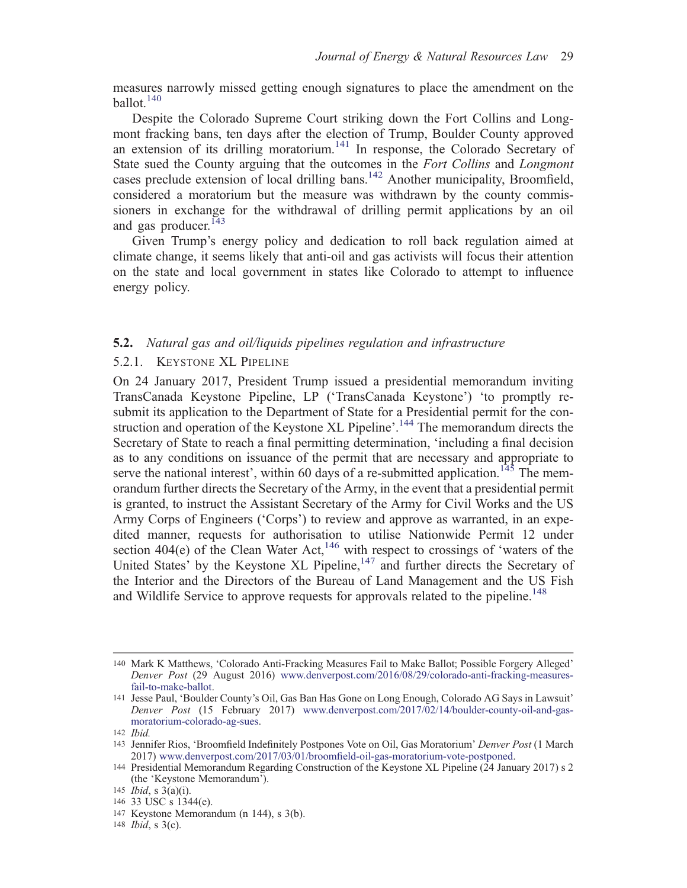measures narrowly missed getting enough signatures to place the amendment on the ballot.[140]

Despite the Colorado Supreme Court striking down the Fort Collins and Longmont fracking bans, ten days after the election of Trump, Boulder County approved an extension of its drilling moratorium.[141] In response, the Colorado Secretary of State sued the County arguing that the outcomes in the *Fort Collins* and *Longmont* cases preclude extension of local drilling bans.[142] Another municipality, Broomfield, considered a moratorium but the measure was withdrawn by the county commissioners in exchange for the withdrawal of drilling permit applications by an oil and gas producer.[143]

Given Trump's energy policy and dedication to roll back regulation aimed at climate change, it seems likely that anti-oil and gas activists will focus their attention on the state and local government in states like Colorado to attempt to influence energy policy.

### **5.2.** *Natural gas and oil/liquids pipelines regulation and infrastructure*

#### 5.2.1. Keystone XL Pipeline

On 24 January 2017, President Trump issued a presidential memorandum inviting TransCanada Keystone Pipeline, LP ('TransCanada Keystone') 'to promptly re-submit its application to the Department of State for a Presidential permit for the construction and operation of the Keystone XL Pipeline'.[144] The memorandum directs the Secretary of State to reach a final permitting determination, 'including a final decision as to any conditions on issuance of the permit that are necessary and appropriate to serve the national interest', within 60 days of a re-submitted application.[145] The memorandum further directs the Secretary of the Army, in the event that a presidential permit is granted, to instruct the Assistant Secretary of the Army for Civil Works and the US Army Corps of Engineers ('Corps') to review and approve as warranted, in an expedited manner, requests for authorisation to utilise Nationwide Permit 12 under section 404(e) of the Clean Water Act,[146] with respect to crossings of 'waters of the United States' by the Keystone XL Pipeline,[147] and further directs the Secretary of the Interior and the Directors of the Bureau of Land Management and the US Fish and Wildlife Service to approve requests for approvals related to the pipeline.[148]

---

140 Mark K Matthews, 'Colorado Anti-Fracking Measures Fail to Make Ballot; Possible Forgery Alleged' *Denver Post* (29 August 2016) www.denverpost.com/2016/08/29/colorado-anti-fracking-measures-fail-to-make-ballot.

141 Jesse Paul, 'Boulder County's Oil, Gas Ban Has Gone on Long Enough, Colorado AG Says in Lawsuit' *Denver Post* (15 February 2017) www.denverpost.com/2017/02/14/boulder-county-oil-and-gas-moratorium-colorado-ag-sues.

142 *Ibid.*

143 Jennifer Rios, 'Broomfield Indefinitely Postpones Vote on Oil, Gas Moratorium' *Denver Post* (1 March 2017) www.denverpost.com/2017/03/01/broomfield-oil-gas-moratorium-vote-postponed.

144 Presidential Memorandum Regarding Construction of the Keystone XL Pipeline (24 January 2017) s 2 (the 'Keystone Memorandum').

145 *Ibid*, s 3(a)(i).

146 33 USC s 1344(e).

147 Keystone Memorandum (n 144), s 3(b).

148 *Ibid*, s 3(c).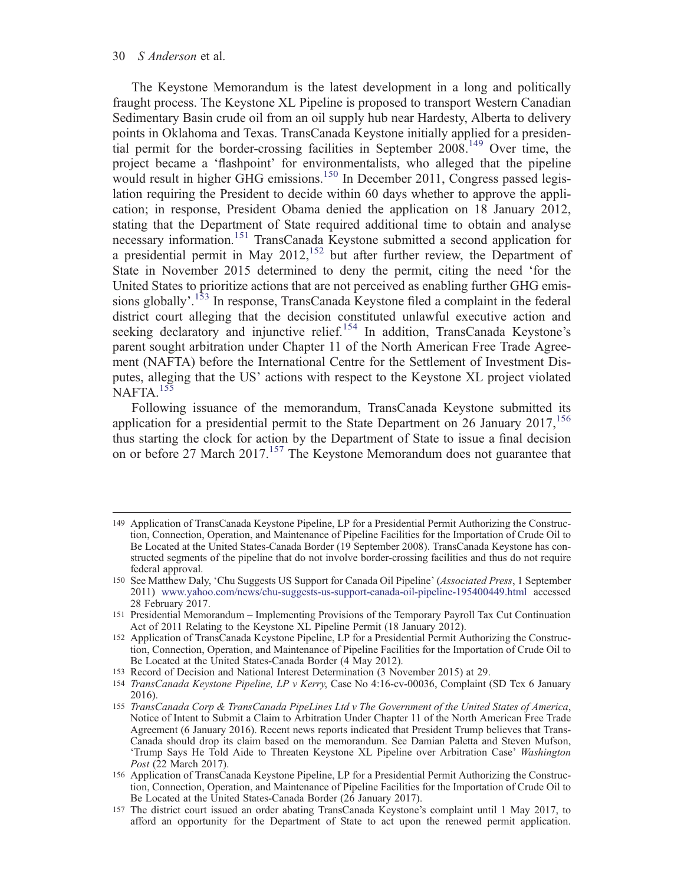The Keystone Memorandum is the latest development in a long and politically fraught process. The Keystone XL Pipeline is proposed to transport Western Canadian Sedimentary Basin crude oil from an oil supply hub near Hardesty, Alberta to delivery points in Oklahoma and Texas. TransCanada Keystone initially applied for a presidential permit for the border-crossing facilities in September 2008.[149] Over time, the project became a 'flashpoint' for environmentalists, who alleged that the pipeline would result in higher GHG emissions.[150] In December 2011, Congress passed legislation requiring the President to decide within 60 days whether to approve the application; in response, President Obama denied the application on 18 January 2012, stating that the Department of State required additional time to obtain and analyse necessary information.[151] TransCanada Keystone submitted a second application for a presidential permit in May 2012,[152] but after further review, the Department of State in November 2015 determined to deny the permit, citing the need 'for the United States to prioritize actions that are not perceived as enabling further GHG emissions globally'.[153] In response, TransCanada Keystone filed a complaint in the federal district court alleging that the decision constituted unlawful executive action and seeking declaratory and injunctive relief.[154] In addition, TransCanada Keystone's parent sought arbitration under Chapter 11 of the North American Free Trade Agreement (NAFTA) before the International Centre for the Settlement of Investment Disputes, alleging that the US' actions with respect to the Keystone XL project violated NAFTA.[155]

Following issuance of the memorandum, TransCanada Keystone submitted its application for a presidential permit to the State Department on 26 January 2017,[156] thus starting the clock for action by the Department of State to issue a final decision on or before 27 March 2017.[157] The Keystone Memorandum does not guarantee that

---

149 Application of TransCanada Keystone Pipeline, LP for a Presidential Permit Authorizing the Construction, Connection, Operation, and Maintenance of Pipeline Facilities for the Importation of Crude Oil to Be Located at the United States-Canada Border (19 September 2008). TransCanada Keystone has constructed segments of the pipeline that do not involve border-crossing facilities and thus do not require federal approval.

150 See Matthew Daly, 'Chu Suggests US Support for Canada Oil Pipeline' (*Associated Press*, 1 September 2011) www.yahoo.com/news/chu-suggests-us-support-canada-oil-pipeline-195400449.html accessed 28 February 2017.

151 Presidential Memorandum – Implementing Provisions of the Temporary Payroll Tax Cut Continuation Act of 2011 Relating to the Keystone XL Pipeline Permit (18 January 2012).

152 Application of TransCanada Keystone Pipeline, LP for a Presidential Permit Authorizing the Construction, Connection, Operation, and Maintenance of Pipeline Facilities for the Importation of Crude Oil to Be Located at the United States-Canada Border (4 May 2012).

153 Record of Decision and National Interest Determination (3 November 2015) at 29.

154 *TransCanada Keystone Pipeline, LP v Kerry*, Case No 4:16-cv-00036, Complaint (SD Tex 6 January 2016).

155 *TransCanada Corp & TransCanada PipeLines Ltd v The Government of the United States of America*, Notice of Intent to Submit a Claim to Arbitration Under Chapter 11 of the North American Free Trade Agreement (6 January 2016). Recent news reports indicated that President Trump believes that TransCanada should drop its claim based on the memorandum. See Damian Paletta and Steven Mufson, 'Trump Says He Told Aide to Threaten Keystone XL Pipeline over Arbitration Case' *Washington Post* (22 March 2017).

156 Application of TransCanada Keystone Pipeline, LP for a Presidential Permit Authorizing the Construction, Connection, Operation, and Maintenance of Pipeline Facilities for the Importation of Crude Oil to Be Located at the United States-Canada Border (26 January 2017).

157 The district court issued an order abating TransCanada Keystone's complaint until 1 May 2017, to afford an opportunity for the Department of State to act upon the renewed permit application.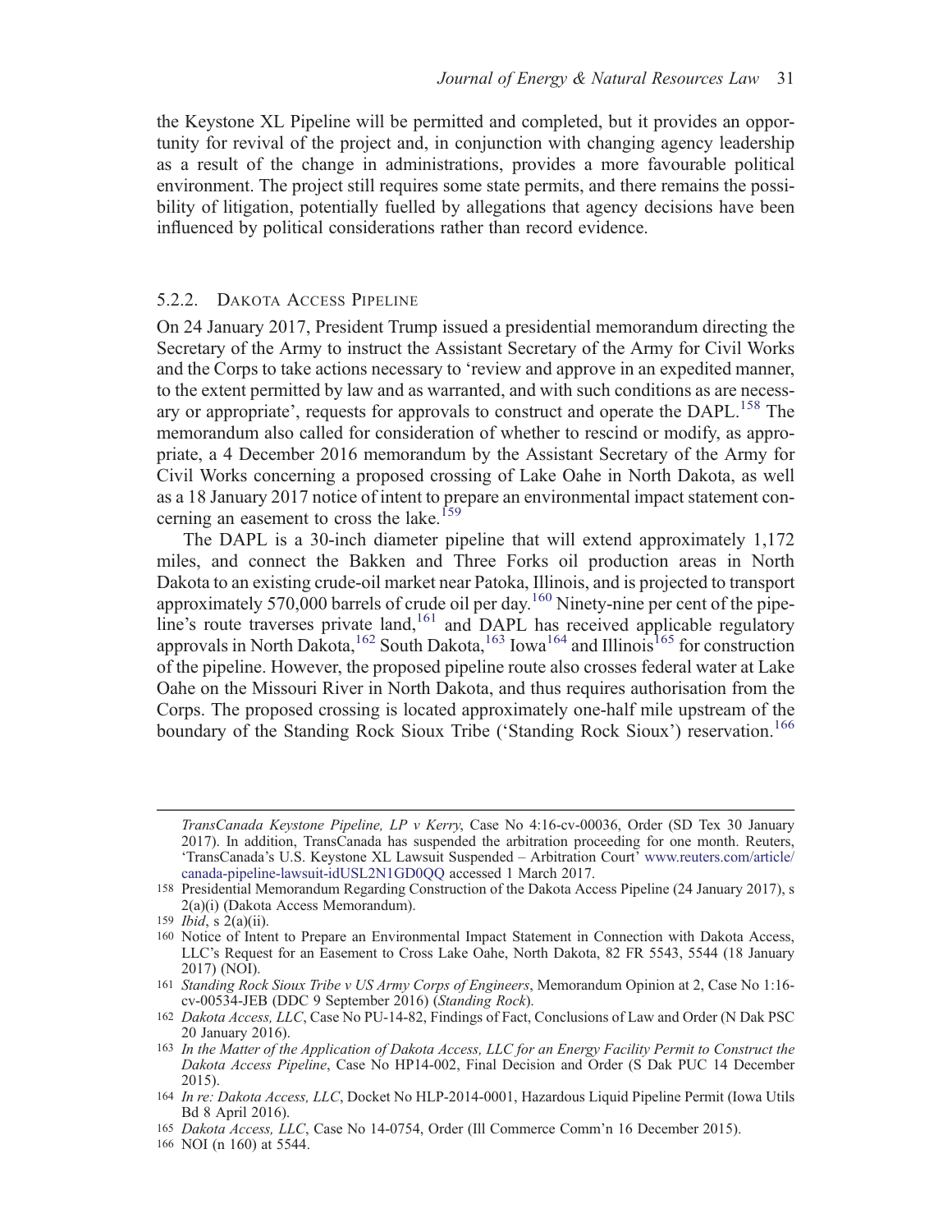the Keystone XL Pipeline will be permitted and completed, but it provides an opportunity for revival of the project and, in conjunction with changing agency leadership as a result of the change in administrations, provides a more favourable political environment. The project still requires some state permits, and there remains the possibility of litigation, potentially fuelled by allegations that agency decisions have been influenced by political considerations rather than record evidence.

#### 5.2.2. Dakota Access Pipeline

On 24 January 2017, President Trump issued a presidential memorandum directing the Secretary of the Army to instruct the Assistant Secretary of the Army for Civil Works and the Corps to take actions necessary to 'review and approve in an expedited manner, to the extent permitted by law and as warranted, and with such conditions as are necessary or appropriate', requests for approvals to construct and operate the DAPL.[158] The memorandum also called for consideration of whether to rescind or modify, as appropriate, a 4 December 2016 memorandum by the Assistant Secretary of the Army for Civil Works concerning a proposed crossing of Lake Oahe in North Dakota, as well as a 18 January 2017 notice of intent to prepare an environmental impact statement concerning an easement to cross the lake.[159]

The DAPL is a 30-inch diameter pipeline that will extend approximately 1,172 miles, and connect the Bakken and Three Forks oil production areas in North Dakota to an existing crude-oil market near Patoka, Illinois, and is projected to transport approximately 570,000 barrels of crude oil per day.[160] Ninety-nine per cent of the pipeline's route traverses private land,[161] and DAPL has received applicable regulatory approvals in North Dakota,[162] South Dakota,[163] Iowa[164] and Illinois[165] for construction of the pipeline. However, the proposed pipeline route also crosses federal water at Lake Oahe on the Missouri River in North Dakota, and thus requires authorisation from the Corps. The proposed crossing is located approximately one-half mile upstream of the boundary of the Standing Rock Sioux Tribe ('Standing Rock Sioux') reservation.[166]

---

*TransCanada Keystone Pipeline, LP v Kerry*, Case No 4:16-cv-00036, Order (SD Tex 30 January 2017). In addition, TransCanada has suspended the arbitration proceeding for one month. Reuters, 'TransCanada's U.S. Keystone XL Lawsuit Suspended – Arbitration Court' www.reuters.com/article/canada-pipeline-lawsuit-idUSL2N1GD0QQ accessed 1 March 2017.

158 Presidential Memorandum Regarding Construction of the Dakota Access Pipeline (24 January 2017), s 2(a)(i) (Dakota Access Memorandum).

159 *Ibid*, s 2(a)(ii).

160 Notice of Intent to Prepare an Environmental Impact Statement in Connection with Dakota Access, LLC's Request for an Easement to Cross Lake Oahe, North Dakota, 82 FR 5543, 5544 (18 January 2017) (NOI).

161 *Standing Rock Sioux Tribe v US Army Corps of Engineers*, Memorandum Opinion at 2, Case No 1:16-cv-00534-JEB (DDC 9 September 2016) (*Standing Rock*).

162 *Dakota Access, LLC*, Case No PU-14-82, Findings of Fact, Conclusions of Law and Order (N Dak PSC 20 January 2016).

163 *In the Matter of the Application of Dakota Access, LLC for an Energy Facility Permit to Construct the Dakota Access Pipeline*, Case No HP14-002, Final Decision and Order (S Dak PUC 14 December 2015).

164 *In re: Dakota Access, LLC*, Docket No HLP-2014-0001, Hazardous Liquid Pipeline Permit (Iowa Utils Bd 8 April 2016).

165 *Dakota Access, LLC*, Case No 14-0754, Order (Ill Commerce Comm'n 16 December 2015).

166 NOI (n 160) at 5544.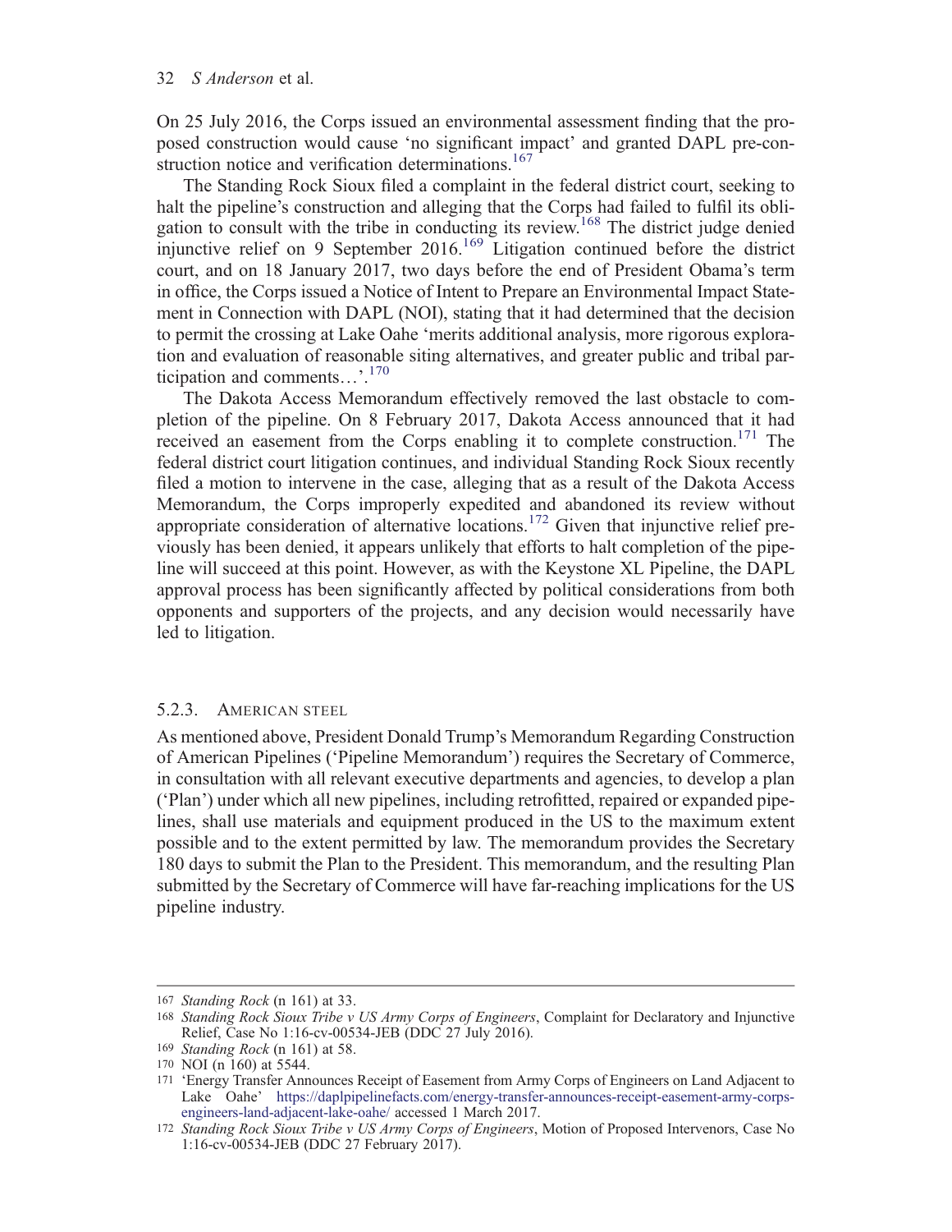On 25 July 2016, the Corps issued an environmental assessment finding that the proposed construction would cause 'no significant impact' and granted DAPL pre-construction notice and verification determinations.[167]

The Standing Rock Sioux filed a complaint in the federal district court, seeking to halt the pipeline's construction and alleging that the Corps had failed to fulfil its obligation to consult with the tribe in conducting its review.[168] The district judge denied injunctive relief on 9 September 2016.[169] Litigation continued before the district court, and on 18 January 2017, two days before the end of President Obama's term in office, the Corps issued a Notice of Intent to Prepare an Environmental Impact Statement in Connection with DAPL (NOI), stating that it had determined that the decision to permit the crossing at Lake Oahe 'merits additional analysis, more rigorous exploration and evaluation of reasonable siting alternatives, and greater public and tribal participation and comments…'.[170]

The Dakota Access Memorandum effectively removed the last obstacle to completion of the pipeline. On 8 February 2017, Dakota Access announced that it had received an easement from the Corps enabling it to complete construction.[171] The federal district court litigation continues, and individual Standing Rock Sioux recently filed a motion to intervene in the case, alleging that as a result of the Dakota Access Memorandum, the Corps improperly expedited and abandoned its review without appropriate consideration of alternative locations.[172] Given that injunctive relief previously has been denied, it appears unlikely that efforts to halt completion of the pipeline will succeed at this point. However, as with the Keystone XL Pipeline, the DAPL approval process has been significantly affected by political considerations from both opponents and supporters of the projects, and any decision would necessarily have led to litigation.

### 5.2.3. American steel

As mentioned above, President Donald Trump's Memorandum Regarding Construction of American Pipelines ('Pipeline Memorandum') requires the Secretary of Commerce, in consultation with all relevant executive departments and agencies, to develop a plan ('Plan') under which all new pipelines, including retrofitted, repaired or expanded pipelines, shall use materials and equipment produced in the US to the maximum extent possible and to the extent permitted by law. The memorandum provides the Secretary 180 days to submit the Plan to the President. This memorandum, and the resulting Plan submitted by the Secretary of Commerce will have far-reaching implications for the US pipeline industry.

---

167 *Standing Rock* (n 161) at 33.

168 *Standing Rock Sioux Tribe v US Army Corps of Engineers*, Complaint for Declaratory and Injunctive Relief, Case No 1:16-cv-00534-JEB (DDC 27 July 2016).

169 *Standing Rock* (n 161) at 58.

170 NOI (n 160) at 5544.

171 'Energy Transfer Announces Receipt of Easement from Army Corps of Engineers on Land Adjacent to Lake Oahe' https://daplpipelinefacts.com/energy-transfer-announces-receipt-easement-army-corps-engineers-land-adjacent-lake-oahe/ accessed 1 March 2017.

172 *Standing Rock Sioux Tribe v US Army Corps of Engineers*, Motion of Proposed Intervenors, Case No 1:16-cv-00534-JEB (DDC 27 February 2017).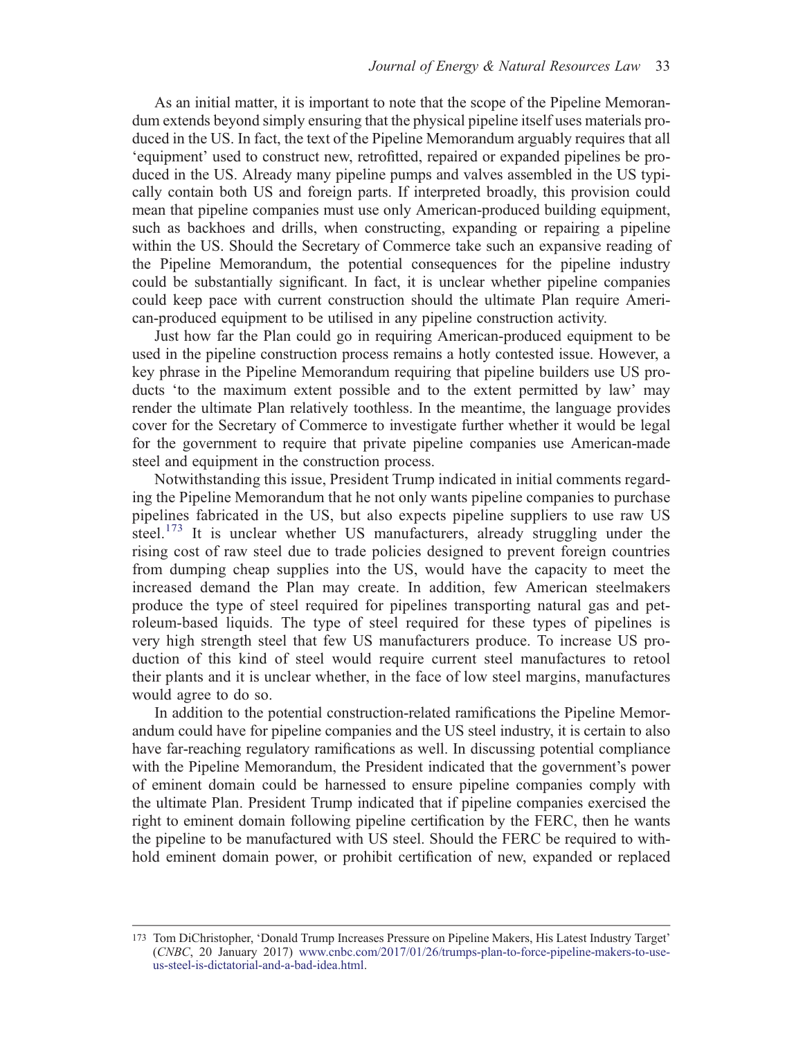As an initial matter, it is important to note that the scope of the Pipeline Memorandum extends beyond simply ensuring that the physical pipeline itself uses materials produced in the US. In fact, the text of the Pipeline Memorandum arguably requires that all 'equipment' used to construct new, retrofitted, repaired or expanded pipelines be produced in the US. Already many pipeline pumps and valves assembled in the US typically contain both US and foreign parts. If interpreted broadly, this provision could mean that pipeline companies must use only American-produced building equipment, such as backhoes and drills, when constructing, expanding or repairing a pipeline within the US. Should the Secretary of Commerce take such an expansive reading of the Pipeline Memorandum, the potential consequences for the pipeline industry could be substantially significant. In fact, it is unclear whether pipeline companies could keep pace with current construction should the ultimate Plan require American-produced equipment to be utilised in any pipeline construction activity.

Just how far the Plan could go in requiring American-produced equipment to be used in the pipeline construction process remains a hotly contested issue. However, a key phrase in the Pipeline Memorandum requiring that pipeline builders use US products 'to the maximum extent possible and to the extent permitted by law' may render the ultimate Plan relatively toothless. In the meantime, the language provides cover for the Secretary of Commerce to investigate further whether it would be legal for the government to require that private pipeline companies use American-made steel and equipment in the construction process.

Notwithstanding this issue, President Trump indicated in initial comments regarding the Pipeline Memorandum that he not only wants pipeline companies to purchase pipelines fabricated in the US, but also expects pipeline suppliers to use raw US steel.[173] It is unclear whether US manufacturers, already struggling under the rising cost of raw steel due to trade policies designed to prevent foreign countries from dumping cheap supplies into the US, would have the capacity to meet the increased demand the Plan may create. In addition, few American steelmakers produce the type of steel required for pipelines transporting natural gas and petroleum-based liquids. The type of steel required for these types of pipelines is very high strength steel that few US manufacturers produce. To increase US production of this kind of steel would require current steel manufactures to retool their plants and it is unclear whether, in the face of low steel margins, manufactures would agree to do so.

In addition to the potential construction-related ramifications the Pipeline Memorandum could have for pipeline companies and the US steel industry, it is certain to also have far-reaching regulatory ramifications as well. In discussing potential compliance with the Pipeline Memorandum, the President indicated that the government's power of eminent domain could be harnessed to ensure pipeline companies comply with the ultimate Plan. President Trump indicated that if pipeline companies exercised the right to eminent domain following pipeline certification by the FERC, then he wants the pipeline to be manufactured with US steel. Should the FERC be required to withhold eminent domain power, or prohibit certification of new, expanded or replaced

---

173 Tom DiChristopher, 'Donald Trump Increases Pressure on Pipeline Makers, His Latest Industry Target' (*CNBC*, 20 January 2017) www.cnbc.com/2017/01/26/trumps-plan-to-force-pipeline-makers-to-use-us-steel-is-dictatorial-and-a-bad-idea.html.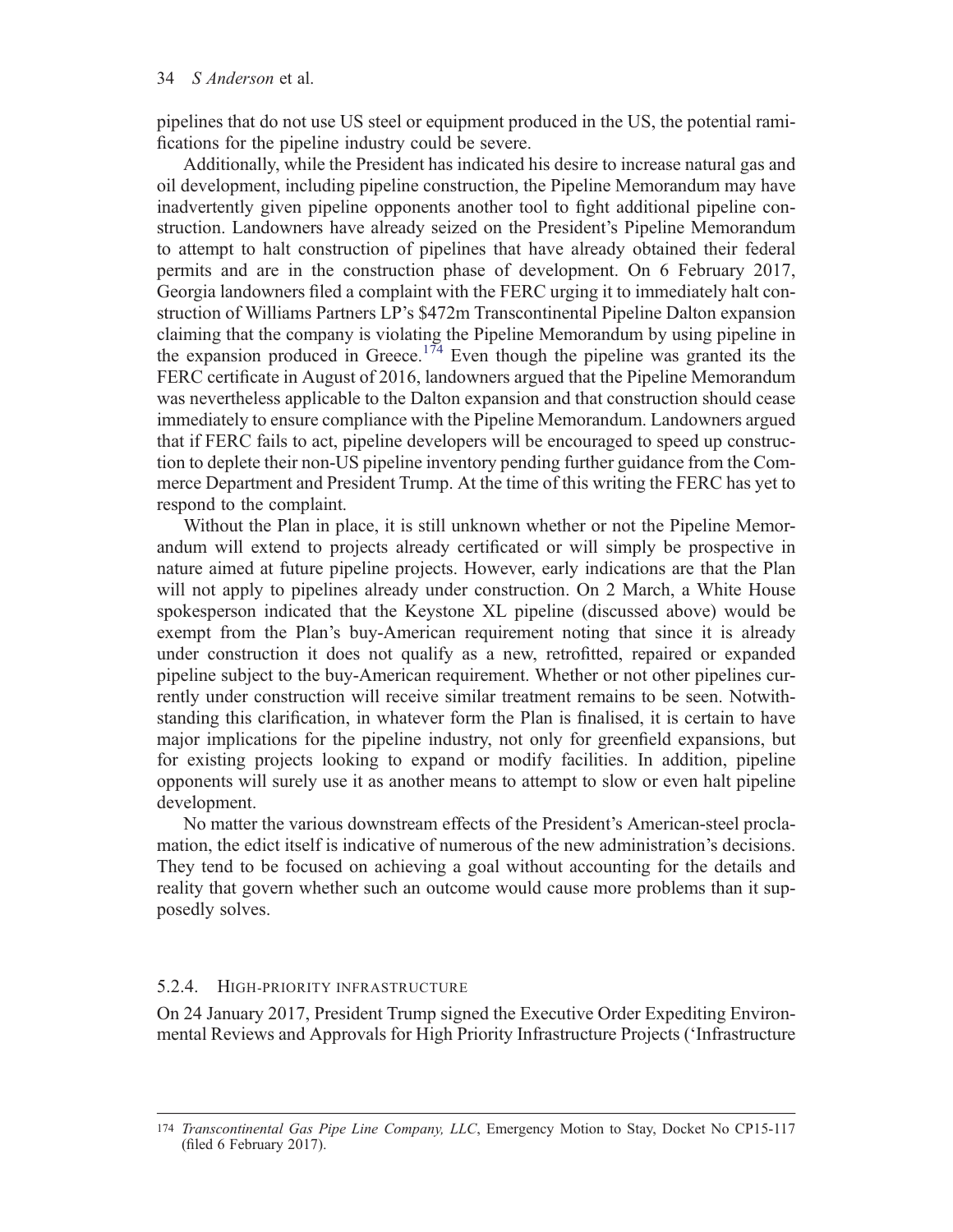pipelines that do not use US steel or equipment produced in the US, the potential ramifications for the pipeline industry could be severe.

Additionally, while the President has indicated his desire to increase natural gas and oil development, including pipeline construction, the Pipeline Memorandum may have inadvertently given pipeline opponents another tool to fight additional pipeline construction. Landowners have already seized on the President's Pipeline Memorandum to attempt to halt construction of pipelines that have already obtained their federal permits and are in the construction phase of development. On 6 February 2017, Georgia landowners filed a complaint with the FERC urging it to immediately halt construction of Williams Partners LP's $472m Transcontinental Pipeline Dalton expansion claiming that the company is violating the Pipeline Memorandum by using pipeline in the expansion produced in Greece.[174] Even though the pipeline was granted its the FERC certificate in August of 2016, landowners argued that the Pipeline Memorandum was nevertheless applicable to the Dalton expansion and that construction should cease immediately to ensure compliance with the Pipeline Memorandum. Landowners argued that if FERC fails to act, pipeline developers will be encouraged to speed up construction to deplete their non-US pipeline inventory pending further guidance from the Commerce Department and President Trump. At the time of this writing the FERC has yet to respond to the complaint.

Without the Plan in place, it is still unknown whether or not the Pipeline Memorandum will extend to projects already certificated or will simply be prospective in nature aimed at future pipeline projects. However, early indications are that the Plan will not apply to pipelines already under construction. On 2 March, a White House spokesperson indicated that the Keystone XL pipeline (discussed above) would be exempt from the Plan's buy-American requirement noting that since it is already under construction it does not qualify as a new, retrofitted, repaired or expanded pipeline subject to the buy-American requirement. Whether or not other pipelines currently under construction will receive similar treatment remains to be seen. Notwithstanding this clarification, in whatever form the Plan is finalised, it is certain to have major implications for the pipeline industry, not only for greenfield expansions, but for existing projects looking to expand or modify facilities. In addition, pipeline opponents will surely use it as another means to attempt to slow or even halt pipeline development.

No matter the various downstream effects of the President's American-steel proclamation, the edict itself is indicative of numerous of the new administration's decisions. They tend to be focused on achieving a goal without accounting for the details and reality that govern whether such an outcome would cause more problems than it supposedly solves.

#### 5.2.4. High-priority infrastructure

On 24 January 2017, President Trump signed the Executive Order Expediting Environmental Reviews and Approvals for High Priority Infrastructure Projects ('Infrastructure

---

174 *Transcontinental Gas Pipe Line Company, LLC*, Emergency Motion to Stay, Docket No CP15-117 (filed 6 February 2017).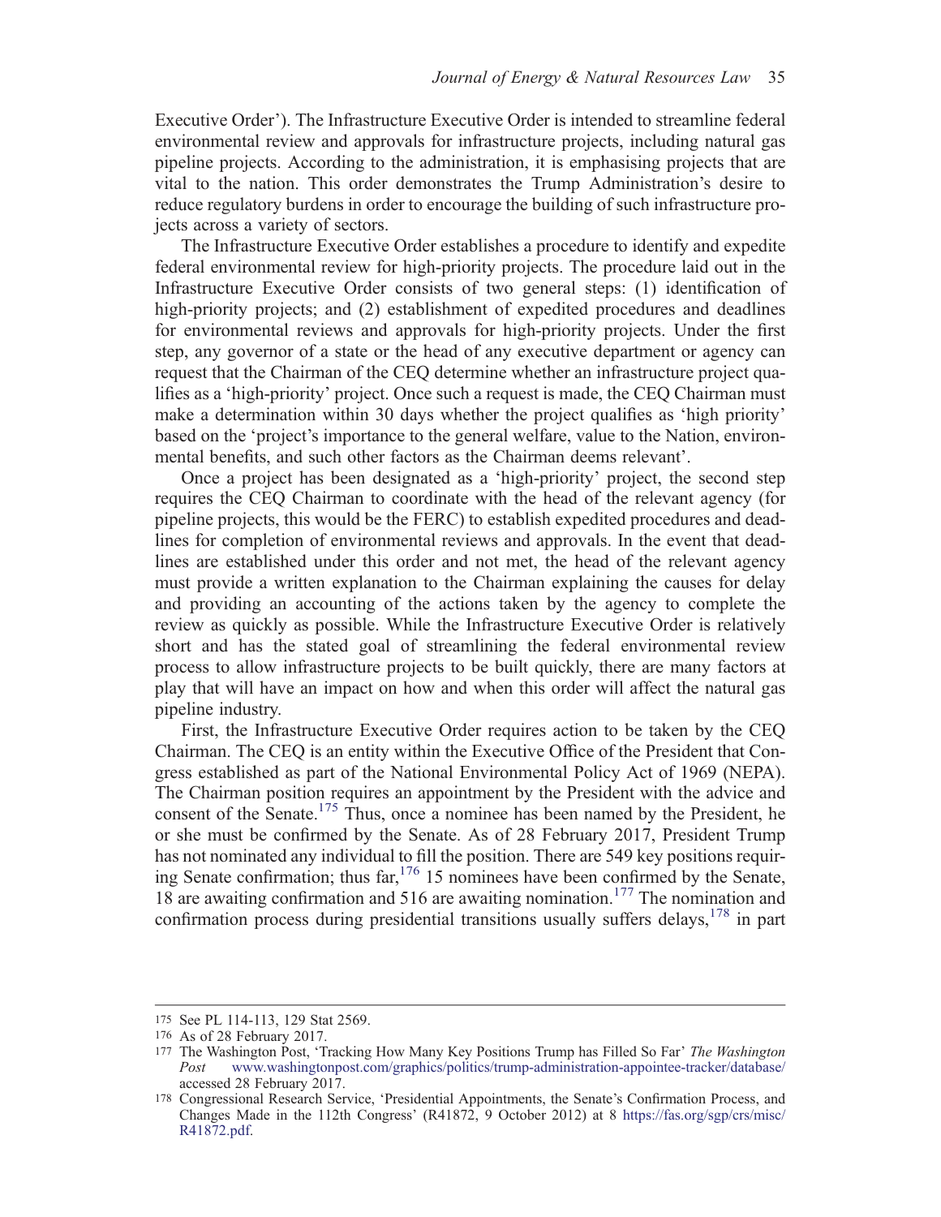Executive Order'). The Infrastructure Executive Order is intended to streamline federal environmental review and approvals for infrastructure projects, including natural gas pipeline projects. According to the administration, it is emphasising projects that are vital to the nation. This order demonstrates the Trump Administration's desire to reduce regulatory burdens in order to encourage the building of such infrastructure projects across a variety of sectors.

The Infrastructure Executive Order establishes a procedure to identify and expedite federal environmental review for high-priority projects. The procedure laid out in the Infrastructure Executive Order consists of two general steps: (1) identification of high-priority projects; and (2) establishment of expedited procedures and deadlines for environmental reviews and approvals for high-priority projects. Under the first step, any governor of a state or the head of any executive department or agency can request that the Chairman of the CEQ determine whether an infrastructure project qualifies as a 'high-priority' project. Once such a request is made, the CEQ Chairman must make a determination within 30 days whether the project qualifies as 'high priority' based on the 'project's importance to the general welfare, value to the Nation, environmental benefits, and such other factors as the Chairman deems relevant'.

Once a project has been designated as a 'high-priority' project, the second step requires the CEQ Chairman to coordinate with the head of the relevant agency (for pipeline projects, this would be the FERC) to establish expedited procedures and deadlines for completion of environmental reviews and approvals. In the event that deadlines are established under this order and not met, the head of the relevant agency must provide a written explanation to the Chairman explaining the causes for delay and providing an accounting of the actions taken by the agency to complete the review as quickly as possible. While the Infrastructure Executive Order is relatively short and has the stated goal of streamlining the federal environmental review process to allow infrastructure projects to be built quickly, there are many factors at play that will have an impact on how and when this order will affect the natural gas pipeline industry.

First, the Infrastructure Executive Order requires action to be taken by the CEQ Chairman. The CEQ is an entity within the Executive Office of the President that Congress established as part of the National Environmental Policy Act of 1969 (NEPA). The Chairman position requires an appointment by the President with the advice and consent of the Senate.[175] Thus, once a nominee has been named by the President, he or she must be confirmed by the Senate. As of 28 February 2017, President Trump has not nominated any individual to fill the position. There are 549 key positions requiring Senate confirmation; thus far,[176] 15 nominees have been confirmed by the Senate, 18 are awaiting confirmation and 516 are awaiting nomination.[177] The nomination and confirmation process during presidential transitions usually suffers delays,[178] in part

175 See PL 114-113, 129 Stat 2569.

176 As of 28 February 2017.

177 The Washington Post, 'Tracking How Many Key Positions Trump has Filled So Far' *The Washington Post* www.washingtonpost.com/graphics/politics/trump-administration-appointee-tracker/database/ accessed 28 February 2017.

178 Congressional Research Service, 'Presidential Appointments, the Senate's Confirmation Process, and Changes Made in the 112th Congress' (R41872, 9 October 2012) at 8 https://fas.org/sgp/crs/misc/R41872.pdf.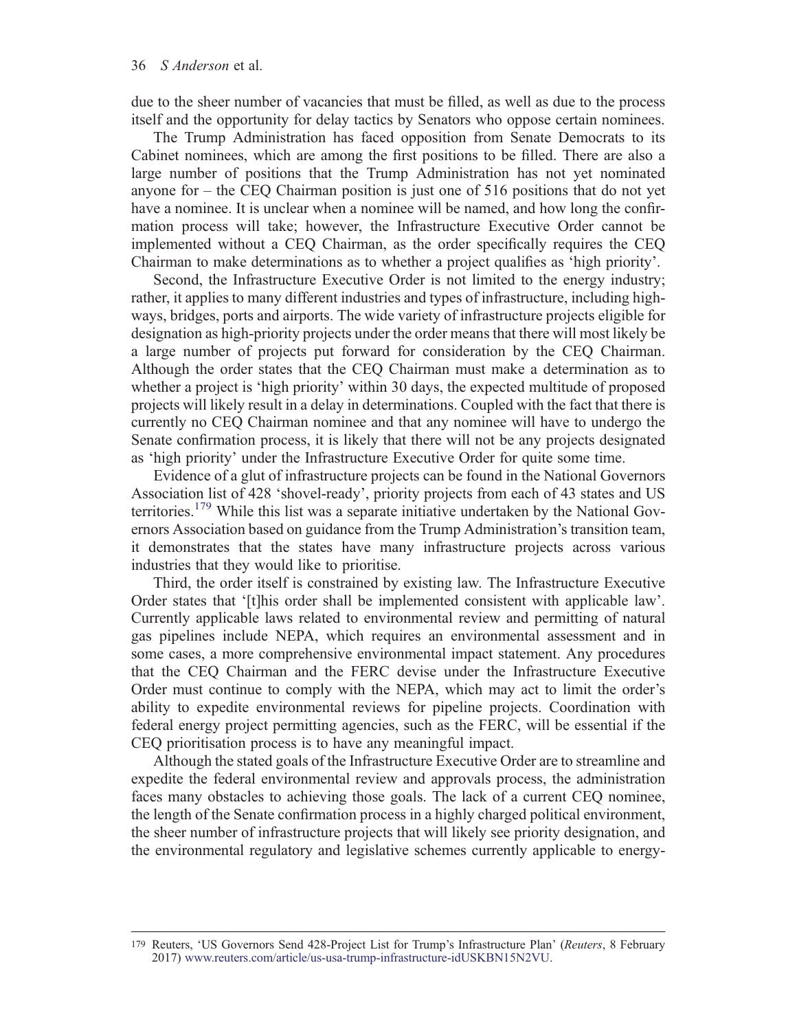due to the sheer number of vacancies that must be filled, as well as due to the process itself and the opportunity for delay tactics by Senators who oppose certain nominees.

The Trump Administration has faced opposition from Senate Democrats to its Cabinet nominees, which are among the first positions to be filled. There are also a large number of positions that the Trump Administration has not yet nominated anyone for – the CEQ Chairman position is just one of 516 positions that do not yet have a nominee. It is unclear when a nominee will be named, and how long the confirmation process will take; however, the Infrastructure Executive Order cannot be implemented without a CEQ Chairman, as the order specifically requires the CEQ Chairman to make determinations as to whether a project qualifies as 'high priority'.

Second, the Infrastructure Executive Order is not limited to the energy industry; rather, it applies to many different industries and types of infrastructure, including highways, bridges, ports and airports. The wide variety of infrastructure projects eligible for designation as high-priority projects under the order means that there will most likely be a large number of projects put forward for consideration by the CEQ Chairman. Although the order states that the CEQ Chairman must make a determination as to whether a project is 'high priority' within 30 days, the expected multitude of proposed projects will likely result in a delay in determinations. Coupled with the fact that there is currently no CEQ Chairman nominee and that any nominee will have to undergo the Senate confirmation process, it is likely that there will not be any projects designated as 'high priority' under the Infrastructure Executive Order for quite some time.

Evidence of a glut of infrastructure projects can be found in the National Governors Association list of 428 'shovel-ready', priority projects from each of 43 states and US territories.[179] While this list was a separate initiative undertaken by the National Governors Association based on guidance from the Trump Administration's transition team, it demonstrates that the states have many infrastructure projects across various industries that they would like to prioritise.

Third, the order itself is constrained by existing law. The Infrastructure Executive Order states that '[t]his order shall be implemented consistent with applicable law'. Currently applicable laws related to environmental review and permitting of natural gas pipelines include NEPA, which requires an environmental assessment and in some cases, a more comprehensive environmental impact statement. Any procedures that the CEQ Chairman and the FERC devise under the Infrastructure Executive Order must continue to comply with the NEPA, which may act to limit the order's ability to expedite environmental reviews for pipeline projects. Coordination with federal energy project permitting agencies, such as the FERC, will be essential if the CEQ prioritisation process is to have any meaningful impact.

Although the stated goals of the Infrastructure Executive Order are to streamline and expedite the federal environmental review and approvals process, the administration faces many obstacles to achieving those goals. The lack of a current CEQ nominee, the length of the Senate confirmation process in a highly charged political environment, the sheer number of infrastructure projects that will likely see priority designation, and the environmental regulatory and legislative schemes currently applicable to energy-

179 Reuters, 'US Governors Send 428-Project List for Trump's Infrastructure Plan' (*Reuters*, 8 February 2017) www.reuters.com/article/us-usa-trump-infrastructure-idUSKBN15N2VU.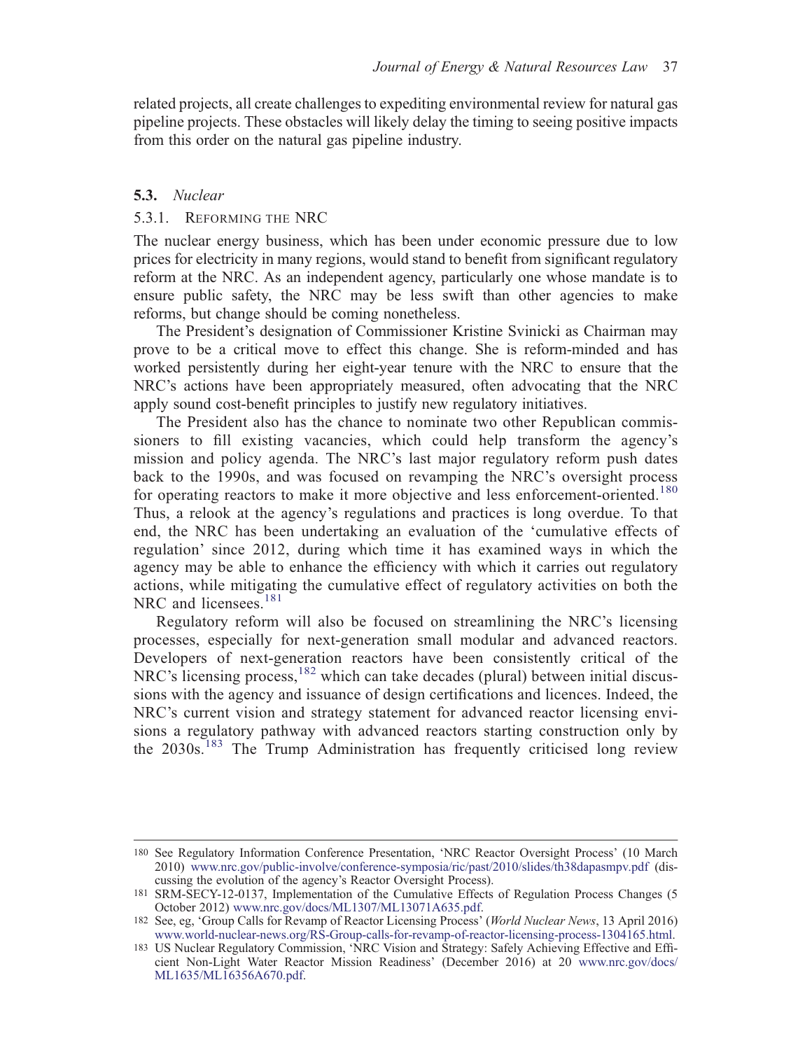related projects, all create challenges to expediting environmental review for natural gas pipeline projects. These obstacles will likely delay the timing to seeing positive impacts from this order on the natural gas pipeline industry.

### 5.3. *Nuclear*

#### 5.3.1. Reforming the NRC

The nuclear energy business, which has been under economic pressure due to low prices for electricity in many regions, would stand to benefit from significant regulatory reform at the NRC. As an independent agency, particularly one whose mandate is to ensure public safety, the NRC may be less swift than other agencies to make reforms, but change should be coming nonetheless.

The President's designation of Commissioner Kristine Svinicki as Chairman may prove to be a critical move to effect this change. She is reform-minded and has worked persistently during her eight-year tenure with the NRC to ensure that the NRC's actions have been appropriately measured, often advocating that the NRC apply sound cost-benefit principles to justify new regulatory initiatives.

The President also has the chance to nominate two other Republican commissioners to fill existing vacancies, which could help transform the agency's mission and policy agenda. The NRC's last major regulatory reform push dates back to the 1990s, and was focused on revamping the NRC's oversight process for operating reactors to make it more objective and less enforcement-oriented.[180] Thus, a relook at the agency's regulations and practices is long overdue. To that end, the NRC has been undertaking an evaluation of the 'cumulative effects of regulation' since 2012, during which time it has examined ways in which the agency may be able to enhance the efficiency with which it carries out regulatory actions, while mitigating the cumulative effect of regulatory activities on both the NRC and licensees.[181]

Regulatory reform will also be focused on streamlining the NRC's licensing processes, especially for next-generation small modular and advanced reactors. Developers of next-generation reactors have been consistently critical of the NRC's licensing process,[182] which can take decades (plural) between initial discussions with the agency and issuance of design certifications and licences. Indeed, the NRC's current vision and strategy statement for advanced reactor licensing envisions a regulatory pathway with advanced reactors starting construction only by the 2030s.[183] The Trump Administration has frequently criticised long review

---

180 See Regulatory Information Conference Presentation, 'NRC Reactor Oversight Process' (10 March 2010) www.nrc.gov/public-involve/conference-symposia/ric/past/2010/slides/th38dapasmpv.pdf (discussing the evolution of the agency's Reactor Oversight Process).

181 SRM-SECY-12-0137, Implementation of the Cumulative Effects of Regulation Process Changes (5 October 2012) www.nrc.gov/docs/ML1307/ML13071A635.pdf.

182 See, eg, 'Group Calls for Revamp of Reactor Licensing Process' (*World Nuclear News*, 13 April 2016) www.world-nuclear-news.org/RS-Group-calls-for-revamp-of-reactor-licensing-process-1304165.html.

183 US Nuclear Regulatory Commission, 'NRC Vision and Strategy: Safely Achieving Effective and Efficient Non-Light Water Reactor Mission Readiness' (December 2016) at 20 www.nrc.gov/docs/ML1635/ML16356A670.pdf.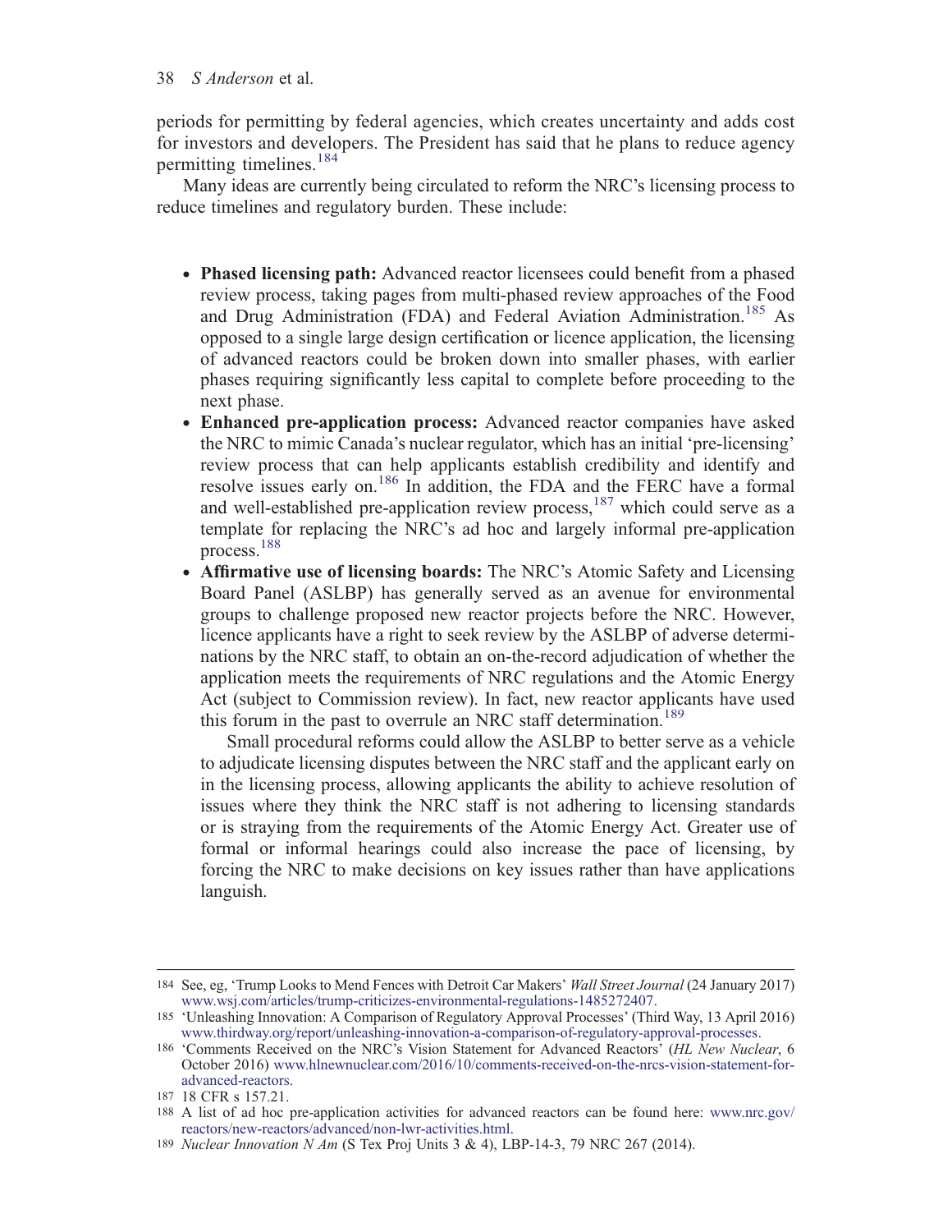periods for permitting by federal agencies, which creates uncertainty and adds cost for investors and developers. The President has said that he plans to reduce agency permitting timelines.[184]

Many ideas are currently being circulated to reform the NRC's licensing process to reduce timelines and regulatory burden. These include:

- **Phased licensing path:** Advanced reactor licensees could benefit from a phased review process, taking pages from multi-phased review approaches of the Food and Drug Administration (FDA) and Federal Aviation Administration.[185] As opposed to a single large design certification or licence application, the licensing of advanced reactors could be broken down into smaller phases, with earlier phases requiring significantly less capital to complete before proceeding to the next phase.
- **Enhanced pre-application process:** Advanced reactor companies have asked the NRC to mimic Canada's nuclear regulator, which has an initial 'pre-licensing' review process that can help applicants establish credibility and identify and resolve issues early on.[186] In addition, the FDA and the FERC have a formal and well-established pre-application review process,[187] which could serve as a template for replacing the NRC's ad hoc and largely informal pre-application process.[188]
- **Affirmative use of licensing boards:** The NRC's Atomic Safety and Licensing Board Panel (ASLBP) has generally served as an avenue for environmental groups to challenge proposed new reactor projects before the NRC. However, licence applicants have a right to seek review by the ASLBP of adverse determinations by the NRC staff, to obtain an on-the-record adjudication of whether the application meets the requirements of NRC regulations and the Atomic Energy Act (subject to Commission review). In fact, new reactor applicants have used this forum in the past to overrule an NRC staff determination.[189]

  Small procedural reforms could allow the ASLBP to better serve as a vehicle to adjudicate licensing disputes between the NRC staff and the applicant early on in the licensing process, allowing applicants the ability to achieve resolution of issues where they think the NRC staff is not adhering to licensing standards or is straying from the requirements of the Atomic Energy Act. Greater use of formal or informal hearings could also increase the pace of licensing, by forcing the NRC to make decisions on key issues rather than have applications languish.

---

184 See, eg, 'Trump Looks to Mend Fences with Detroit Car Makers' *Wall Street Journal* (24 January 2017) www.wsj.com/articles/trump-criticizes-environmental-regulations-1485272407.

185 'Unleashing Innovation: A Comparison of Regulatory Approval Processes' (Third Way, 13 April 2016) www.thirdway.org/report/unleashing-innovation-a-comparison-of-regulatory-approval-processes.

186 'Comments Received on the NRC's Vision Statement for Advanced Reactors' (*HL New Nuclear*, 6 October 2016) www.hlnewnuclear.com/2016/10/comments-received-on-the-nrcs-vision-statement-for-advanced-reactors.

187 18 CFR s 157.21.

188 A list of ad hoc pre-application activities for advanced reactors can be found here: www.nrc.gov/reactors/new-reactors/advanced/non-lwr-activities.html.

189 *Nuclear Innovation N Am* (S Tex Proj Units 3 & 4), LBP-14-3, 79 NRC 267 (2014).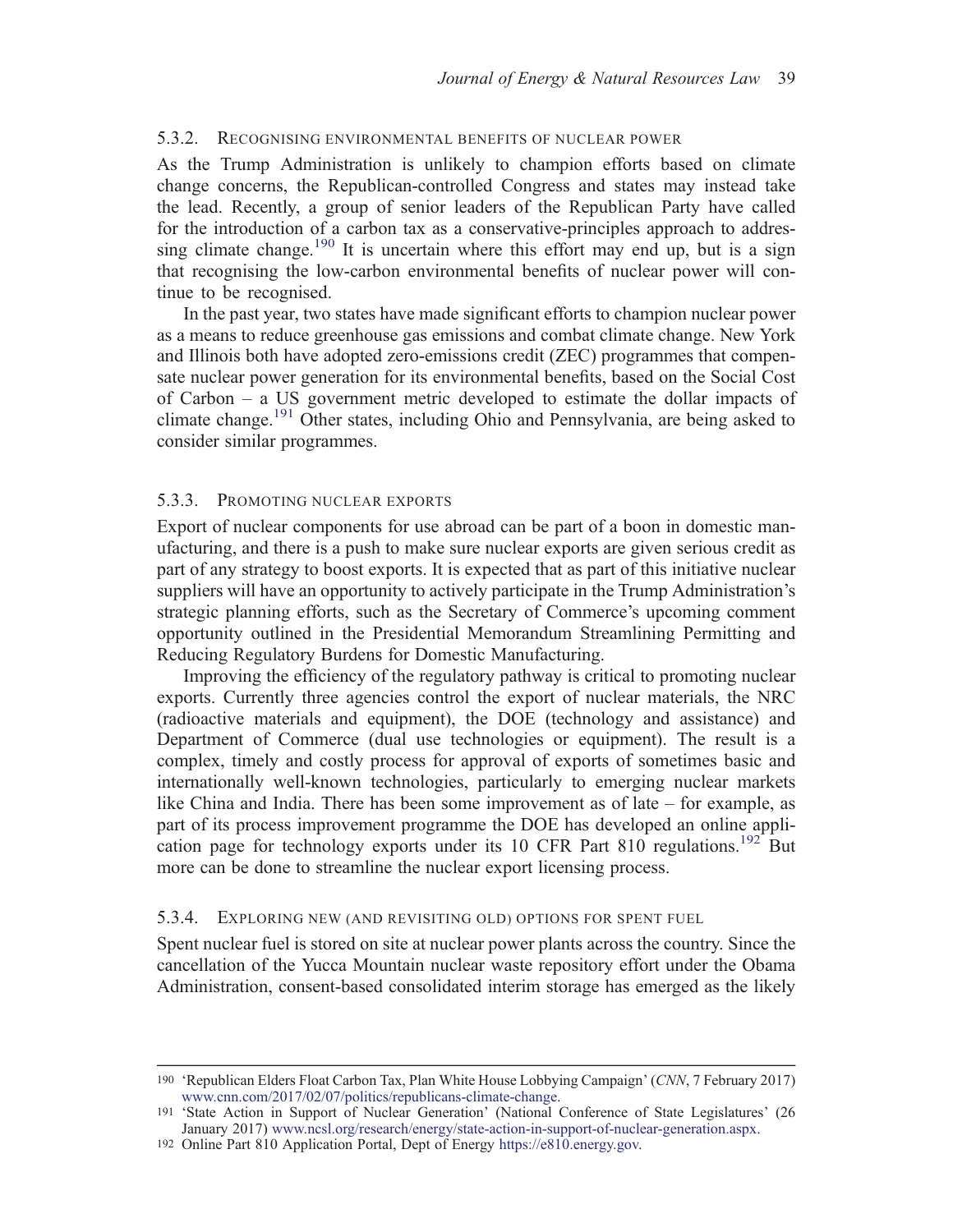#### 5.3.2. Recognising environmental benefits of nuclear power

As the Trump Administration is unlikely to champion efforts based on climate change concerns, the Republican-controlled Congress and states may instead take the lead. Recently, a group of senior leaders of the Republican Party have called for the introduction of a carbon tax as a conservative-principles approach to addressing climate change.[190] It is uncertain where this effort may end up, but is a sign that recognising the low-carbon environmental benefits of nuclear power will continue to be recognised.

In the past year, two states have made significant efforts to champion nuclear power as a means to reduce greenhouse gas emissions and combat climate change. New York and Illinois both have adopted zero-emissions credit (ZEC) programmes that compensate nuclear power generation for its environmental benefits, based on the Social Cost of Carbon – a US government metric developed to estimate the dollar impacts of climate change.[191] Other states, including Ohio and Pennsylvania, are being asked to consider similar programmes.

#### 5.3.3. Promoting nuclear exports

Export of nuclear components for use abroad can be part of a boon in domestic manufacturing, and there is a push to make sure nuclear exports are given serious credit as part of any strategy to boost exports. It is expected that as part of this initiative nuclear suppliers will have an opportunity to actively participate in the Trump Administration's strategic planning efforts, such as the Secretary of Commerce's upcoming comment opportunity outlined in the Presidential Memorandum Streamlining Permitting and Reducing Regulatory Burdens for Domestic Manufacturing.

Improving the efficiency of the regulatory pathway is critical to promoting nuclear exports. Currently three agencies control the export of nuclear materials, the NRC (radioactive materials and equipment), the DOE (technology and assistance) and Department of Commerce (dual use technologies or equipment). The result is a complex, timely and costly process for approval of exports of sometimes basic and internationally well-known technologies, particularly to emerging nuclear markets like China and India. There has been some improvement as of late – for example, as part of its process improvement programme the DOE has developed an online application page for technology exports under its 10 CFR Part 810 regulations.[192] But more can be done to streamline the nuclear export licensing process.

#### 5.3.4. Exploring new (and revisiting old) options for spent fuel

Spent nuclear fuel is stored on site at nuclear power plants across the country. Since the cancellation of the Yucca Mountain nuclear waste repository effort under the Obama Administration, consent-based consolidated interim storage has emerged as the likely

---

190 'Republican Elders Float Carbon Tax, Plan White House Lobbying Campaign' (*CNN*, 7 February 2017) www.cnn.com/2017/02/07/politics/republicans-climate-change.

191 'State Action in Support of Nuclear Generation' (National Conference of State Legislatures' (26 January 2017) www.ncsl.org/research/energy/state-action-in-support-of-nuclear-generation.aspx.

192 Online Part 810 Application Portal, Dept of Energy https://e810.energy.gov.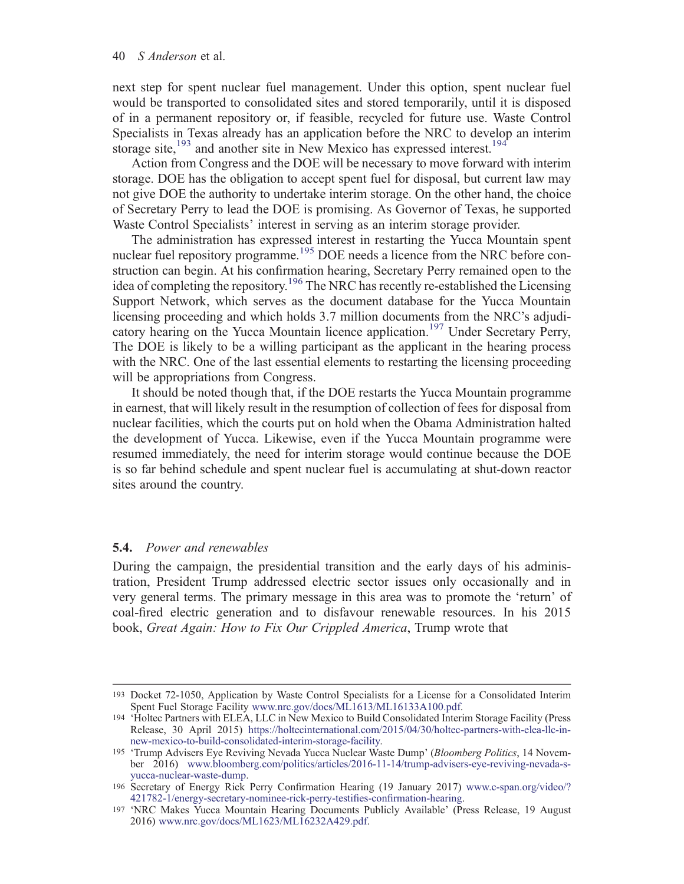next step for spent nuclear fuel management. Under this option, spent nuclear fuel would be transported to consolidated sites and stored temporarily, until it is disposed of in a permanent repository or, if feasible, recycled for future use. Waste Control Specialists in Texas already has an application before the NRC to develop an interim storage site,[193] and another site in New Mexico has expressed interest.[194]

Action from Congress and the DOE will be necessary to move forward with interim storage. DOE has the obligation to accept spent fuel for disposal, but current law may not give DOE the authority to undertake interim storage. On the other hand, the choice of Secretary Perry to lead the DOE is promising. As Governor of Texas, he supported Waste Control Specialists' interest in serving as an interim storage provider.

The administration has expressed interest in restarting the Yucca Mountain spent nuclear fuel repository programme.[195] DOE needs a licence from the NRC before construction can begin. At his confirmation hearing, Secretary Perry remained open to the idea of completing the repository.[196] The NRC has recently re-established the Licensing Support Network, which serves as the document database for the Yucca Mountain licensing proceeding and which holds 3.7 million documents from the NRC's adjudicatory hearing on the Yucca Mountain licence application.[197] Under Secretary Perry, The DOE is likely to be a willing participant as the applicant in the hearing process with the NRC. One of the last essential elements to restarting the licensing proceeding will be appropriations from Congress.

It should be noted though that, if the DOE restarts the Yucca Mountain programme in earnest, that will likely result in the resumption of collection of fees for disposal from nuclear facilities, which the courts put on hold when the Obama Administration halted the development of Yucca. Likewise, even if the Yucca Mountain programme were resumed immediately, the need for interim storage would continue because the DOE is so far behind schedule and spent nuclear fuel is accumulating at shut-down reactor sites around the country.

### 5.4. *Power and renewables*

During the campaign, the presidential transition and the early days of his administration, President Trump addressed electric sector issues only occasionally and in very general terms. The primary message in this area was to promote the 'return' of coal-fired electric generation and to disfavour renewable resources. In his 2015 book, *Great Again: How to Fix Our Crippled America*, Trump wrote that

---

193 Docket 72-1050, Application by Waste Control Specialists for a License for a Consolidated Interim Spent Fuel Storage Facility www.nrc.gov/docs/ML1613/ML16133A100.pdf.

194 'Holtec Partners with ELEA, LLC in New Mexico to Build Consolidated Interim Storage Facility (Press Release, 30 April 2015) https://holtecinternational.com/2015/04/30/holtec-partners-with-elea-llc-in-new-mexico-to-build-consolidated-interim-storage-facility.

195 'Trump Advisers Eye Reviving Nevada Yucca Nuclear Waste Dump' (*Bloomberg Politics*, 14 November 2016) www.bloomberg.com/politics/articles/2016-11-14/trump-advisers-eye-reviving-nevada-s-yucca-nuclear-waste-dump.

196 Secretary of Energy Rick Perry Confirmation Hearing (19 January 2017) www.c-span.org/video/?421782-1/energy-secretary-nominee-rick-perry-testifies-confirmation-hearing.

197 'NRC Makes Yucca Mountain Hearing Documents Publicly Available' (Press Release, 19 August 2016) www.nrc.gov/docs/ML1623/ML16232A429.pdf.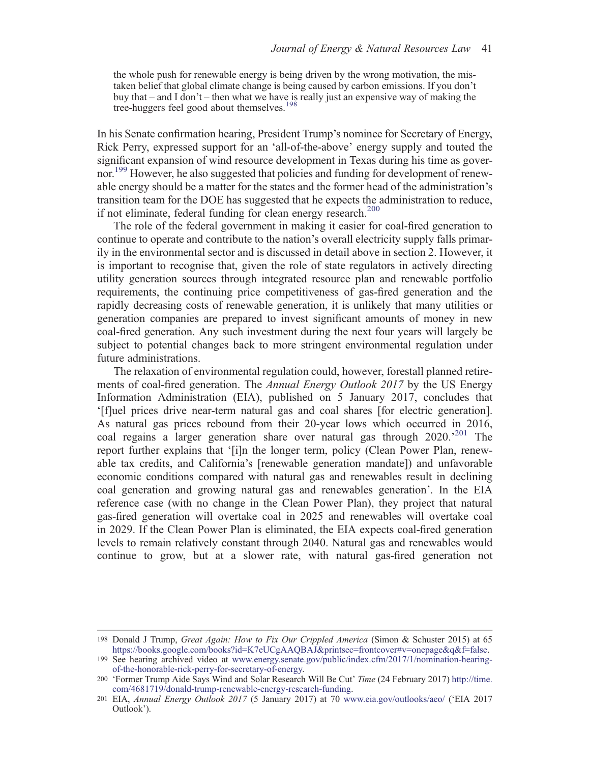> the whole push for renewable energy is being driven by the wrong motivation, the mistaken belief that global climate change is being caused by carbon emissions. If you don't buy that – and I don't – then what we have is really just an expensive way of making the tree-huggers feel good about themselves.[198]

In his Senate confirmation hearing, President Trump's nominee for Secretary of Energy, Rick Perry, expressed support for an 'all-of-the-above' energy supply and touted the significant expansion of wind resource development in Texas during his time as governor.[199] However, he also suggested that policies and funding for development of renewable energy should be a matter for the states and the former head of the administration's transition team for the DOE has suggested that he expects the administration to reduce, if not eliminate, federal funding for clean energy research.[200]

The role of the federal government in making it easier for coal-fired generation to continue to operate and contribute to the nation's overall electricity supply falls primarily in the environmental sector and is discussed in detail above in section 2. However, it is important to recognise that, given the role of state regulators in actively directing utility generation sources through integrated resource plan and renewable portfolio requirements, the continuing price competitiveness of gas-fired generation and the rapidly decreasing costs of renewable generation, it is unlikely that many utilities or generation companies are prepared to invest significant amounts of money in new coal-fired generation. Any such investment during the next four years will largely be subject to potential changes back to more stringent environmental regulation under future administrations.

The relaxation of environmental regulation could, however, forestall planned retirements of coal-fired generation. The *Annual Energy Outlook 2017* by the US Energy Information Administration (EIA), published on 5 January 2017, concludes that '[f]uel prices drive near-term natural gas and coal shares [for electric generation]. As natural gas prices rebound from their 20-year lows which occurred in 2016, coal regains a larger generation share over natural gas through 2020.'[201] The report further explains that '[i]n the longer term, policy (Clean Power Plan, renewable tax credits, and California's [renewable generation mandate]) and unfavorable economic conditions compared with natural gas and renewables result in declining coal generation and growing natural gas and renewables generation'. In the EIA reference case (with no change in the Clean Power Plan), they project that natural gas-fired generation will overtake coal in 2025 and renewables will overtake coal in 2029. If the Clean Power Plan is eliminated, the EIA expects coal-fired generation levels to remain relatively constant through 2040. Natural gas and renewables would continue to grow, but at a slower rate, with natural gas-fired generation not

---

198 Donald J Trump, *Great Again: How to Fix Our Crippled America* (Simon & Schuster 2015) at 65 https://books.google.com/books?id=K7eUCgAAQBAJ&printsec=frontcover#v=onepage&q&f=false.

199 See hearing archived video at www.energy.senate.gov/public/index.cfm/2017/1/nomination-hearing-of-the-honorable-rick-perry-for-secretary-of-energy.

200 'Former Trump Aide Says Wind and Solar Research Will Be Cut' *Time* (24 February 2017) http://time.com/4681719/donald-trump-renewable-energy-research-funding.

201 EIA, *Annual Energy Outlook 2017* (5 January 2017) at 70 www.eia.gov/outlooks/aeo/ ('EIA 2017 Outlook').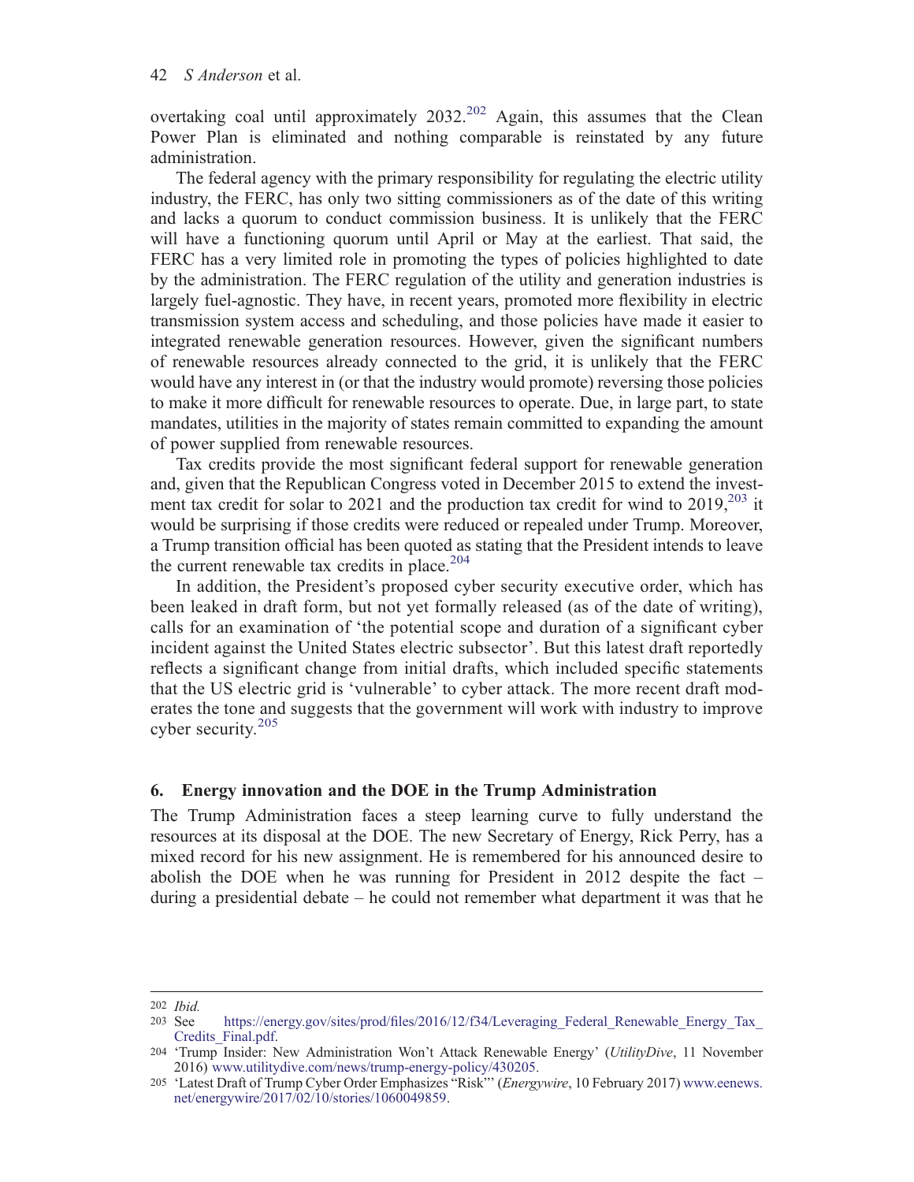overtaking coal until approximately 2032.[202] Again, this assumes that the Clean Power Plan is eliminated and nothing comparable is reinstated by any future administration.

The federal agency with the primary responsibility for regulating the electric utility industry, the FERC, has only two sitting commissioners as of the date of this writing and lacks a quorum to conduct commission business. It is unlikely that the FERC will have a functioning quorum until April or May at the earliest. That said, the FERC has a very limited role in promoting the types of policies highlighted to date by the administration. The FERC regulation of the utility and generation industries is largely fuel-agnostic. They have, in recent years, promoted more flexibility in electric transmission system access and scheduling, and those policies have made it easier to integrated renewable generation resources. However, given the significant numbers of renewable resources already connected to the grid, it is unlikely that the FERC would have any interest in (or that the industry would promote) reversing those policies to make it more difficult for renewable resources to operate. Due, in large part, to state mandates, utilities in the majority of states remain committed to expanding the amount of power supplied from renewable resources.

Tax credits provide the most significant federal support for renewable generation and, given that the Republican Congress voted in December 2015 to extend the investment tax credit for solar to 2021 and the production tax credit for wind to 2019,[203] it would be surprising if those credits were reduced or repealed under Trump. Moreover, a Trump transition official has been quoted as stating that the President intends to leave the current renewable tax credits in place.[204]

In addition, the President's proposed cyber security executive order, which has been leaked in draft form, but not yet formally released (as of the date of writing), calls for an examination of 'the potential scope and duration of a significant cyber incident against the United States electric subsector'. But this latest draft reportedly reflects a significant change from initial drafts, which included specific statements that the US electric grid is 'vulnerable' to cyber attack. The more recent draft moderates the tone and suggests that the government will work with industry to improve cyber security.[205]

## 6. Energy innovation and the DOE in the Trump Administration

The Trump Administration faces a steep learning curve to fully understand the resources at its disposal at the DOE. The new Secretary of Energy, Rick Perry, has a mixed record for his new assignment. He is remembered for his announced desire to abolish the DOE when he was running for President in 2012 despite the fact – during a presidential debate – he could not remember what department it was that he

---

202 *Ibid.*

203 See https://energy.gov/sites/prod/files/2016/12/f34/Leveraging_Federal_Renewable_Energy_Tax_Credits_Final.pdf.

204 'Trump Insider: New Administration Won't Attack Renewable Energy' (*UtilityDive*, 11 November 2016) www.utilitydive.com/news/trump-energy-policy/430205.

205 'Latest Draft of Trump Cyber Order Emphasizes "Risk"' (*Energywire*, 10 February 2017) www.eenews.net/energywire/2017/02/10/stories/1060049859.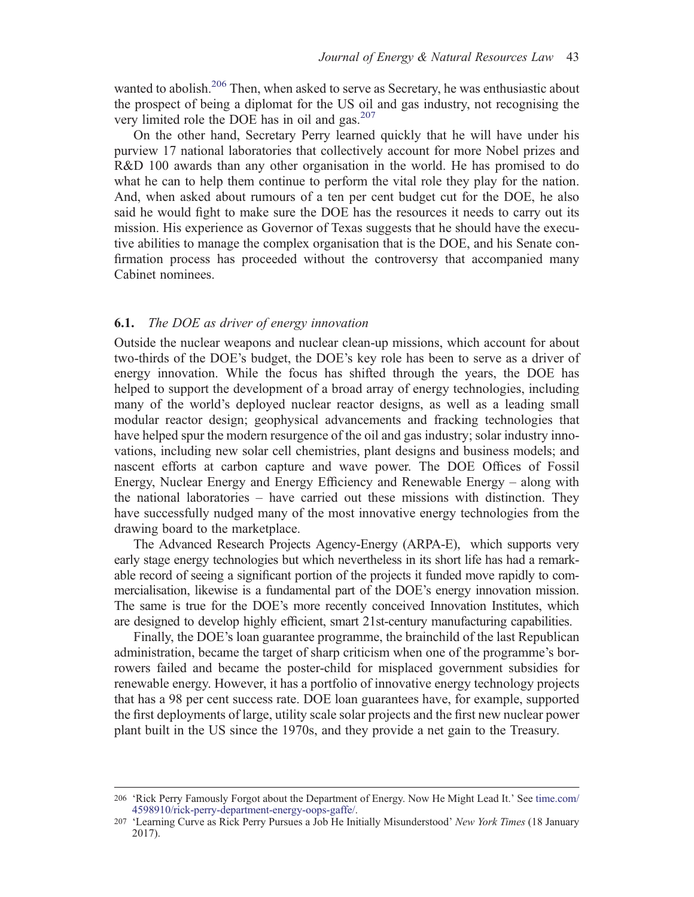wanted to abolish.[206] Then, when asked to serve as Secretary, he was enthusiastic about the prospect of being a diplomat for the US oil and gas industry, not recognising the very limited role the DOE has in oil and gas.[207]

On the other hand, Secretary Perry learned quickly that he will have under his purview 17 national laboratories that collectively account for more Nobel prizes and R&D 100 awards than any other organisation in the world. He has promised to do what he can to help them continue to perform the vital role they play for the nation. And, when asked about rumours of a ten per cent budget cut for the DOE, he also said he would fight to make sure the DOE has the resources it needs to carry out its mission. His experience as Governor of Texas suggests that he should have the executive abilities to manage the complex organisation that is the DOE, and his Senate confirmation process has proceeded without the controversy that accompanied many Cabinet nominees.

### 6.1. *The DOE as driver of energy innovation*

Outside the nuclear weapons and nuclear clean-up missions, which account for about two-thirds of the DOE's budget, the DOE's key role has been to serve as a driver of energy innovation. While the focus has shifted through the years, the DOE has helped to support the development of a broad array of energy technologies, including many of the world's deployed nuclear reactor designs, as well as a leading small modular reactor design; geophysical advancements and fracking technologies that have helped spur the modern resurgence of the oil and gas industry; solar industry innovations, including new solar cell chemistries, plant designs and business models; and nascent efforts at carbon capture and wave power. The DOE Offices of Fossil Energy, Nuclear Energy and Energy Efficiency and Renewable Energy – along with the national laboratories – have carried out these missions with distinction. They have successfully nudged many of the most innovative energy technologies from the drawing board to the marketplace.

The Advanced Research Projects Agency-Energy (ARPA-E), which supports very early stage energy technologies but which nevertheless in its short life has had a remarkable record of seeing a significant portion of the projects it funded move rapidly to commercialisation, likewise is a fundamental part of the DOE's energy innovation mission. The same is true for the DOE's more recently conceived Innovation Institutes, which are designed to develop highly efficient, smart 21st-century manufacturing capabilities.

Finally, the DOE's loan guarantee programme, the brainchild of the last Republican administration, became the target of sharp criticism when one of the programme's borrowers failed and became the poster-child for misplaced government subsidies for renewable energy. However, it has a portfolio of innovative energy technology projects that has a 98 per cent success rate. DOE loan guarantees have, for example, supported the first deployments of large, utility scale solar projects and the first new nuclear power plant built in the US since the 1970s, and they provide a net gain to the Treasury.

---

206 'Rick Perry Famously Forgot about the Department of Energy. Now He Might Lead It.' See time.com/4598910/rick-perry-department-energy-oops-gaffe/.

207 'Learning Curve as Rick Perry Pursues a Job He Initially Misunderstood' *New York Times* (18 January 2017).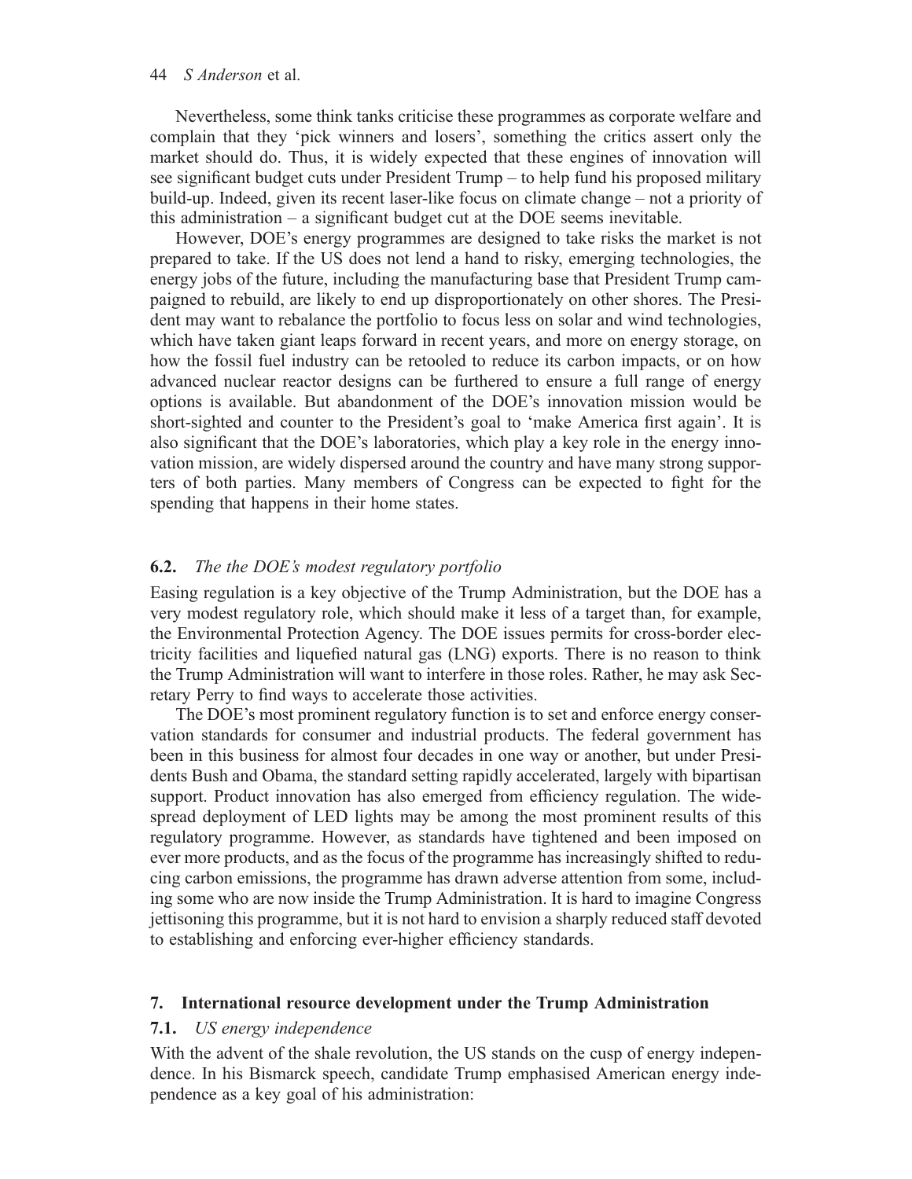Nevertheless, some think tanks criticise these programmes as corporate welfare and complain that they 'pick winners and losers', something the critics assert only the market should do. Thus, it is widely expected that these engines of innovation will see significant budget cuts under President Trump – to help fund his proposed military build-up. Indeed, given its recent laser-like focus on climate change – not a priority of this administration – a significant budget cut at the DOE seems inevitable.

However, DOE's energy programmes are designed to take risks the market is not prepared to take. If the US does not lend a hand to risky, emerging technologies, the energy jobs of the future, including the manufacturing base that President Trump campaigned to rebuild, are likely to end up disproportionately on other shores. The President may want to rebalance the portfolio to focus less on solar and wind technologies, which have taken giant leaps forward in recent years, and more on energy storage, on how the fossil fuel industry can be retooled to reduce its carbon impacts, or on how advanced nuclear reactor designs can be furthered to ensure a full range of energy options is available. But abandonment of the DOE's innovation mission would be short-sighted and counter to the President's goal to 'make America first again'. It is also significant that the DOE's laboratories, which play a key role in the energy innovation mission, are widely dispersed around the country and have many strong supporters of both parties. Many members of Congress can be expected to fight for the spending that happens in their home states.

### **6.2.** *The the DOE's modest regulatory portfolio*

Easing regulation is a key objective of the Trump Administration, but the DOE has a very modest regulatory role, which should make it less of a target than, for example, the Environmental Protection Agency. The DOE issues permits for cross-border electricity facilities and liquefied natural gas (LNG) exports. There is no reason to think the Trump Administration will want to interfere in those roles. Rather, he may ask Secretary Perry to find ways to accelerate those activities.

The DOE's most prominent regulatory function is to set and enforce energy conservation standards for consumer and industrial products. The federal government has been in this business for almost four decades in one way or another, but under Presidents Bush and Obama, the standard setting rapidly accelerated, largely with bipartisan support. Product innovation has also emerged from efficiency regulation. The widespread deployment of LED lights may be among the most prominent results of this regulatory programme. However, as standards have tightened and been imposed on ever more products, and as the focus of the programme has increasingly shifted to reducing carbon emissions, the programme has drawn adverse attention from some, including some who are now inside the Trump Administration. It is hard to imagine Congress jettisoning this programme, but it is not hard to envision a sharply reduced staff devoted to establishing and enforcing ever-higher efficiency standards.

## **7. International resource development under the Trump Administration**

### **7.1.** *US energy independence*

With the advent of the shale revolution, the US stands on the cusp of energy independence. In his Bismarck speech, candidate Trump emphasised American energy independence as a key goal of his administration: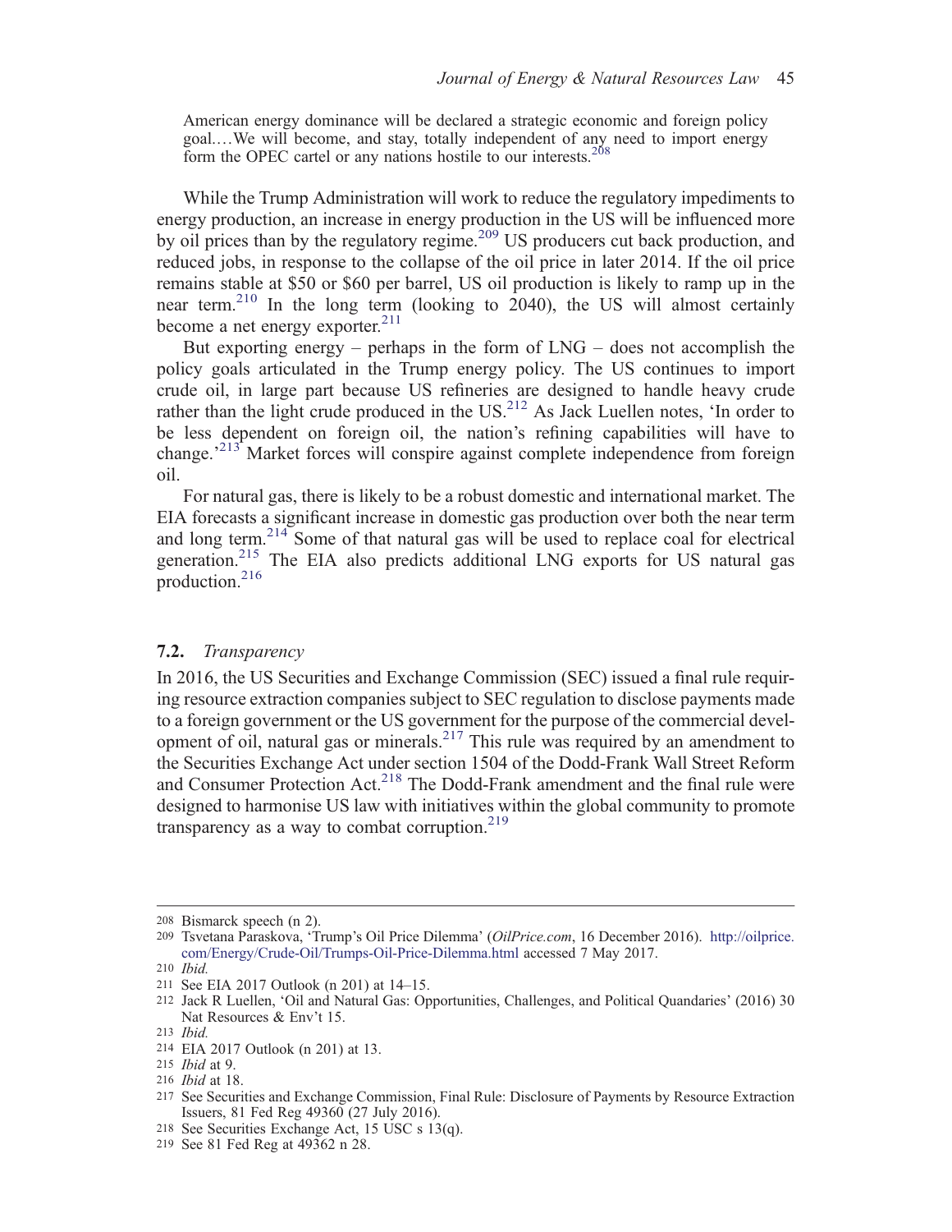American energy dominance will be declared a strategic economic and foreign policy goal.…We will become, and stay, totally independent of any need to import energy form the OPEC cartel or any nations hostile to our interests.[208]

While the Trump Administration will work to reduce the regulatory impediments to energy production, an increase in energy production in the US will be influenced more by oil prices than by the regulatory regime.[209] US producers cut back production, and reduced jobs, in response to the collapse of the oil price in later 2014. If the oil price remains stable at $50 or $60 per barrel, US oil production is likely to ramp up in the near term.[210] In the long term (looking to 2040), the US will almost certainly become a net energy exporter.[211]

But exporting energy – perhaps in the form of LNG – does not accomplish the policy goals articulated in the Trump energy policy. The US continues to import crude oil, in large part because US refineries are designed to handle heavy crude rather than the light crude produced in the US.[212] As Jack Luellen notes, 'In order to be less dependent on foreign oil, the nation's refining capabilities will have to change.'[213] Market forces will conspire against complete independence from foreign oil.

For natural gas, there is likely to be a robust domestic and international market. The EIA forecasts a significant increase in domestic gas production over both the near term and long term.[214] Some of that natural gas will be used to replace coal for electrical generation.[215] The EIA also predicts additional LNG exports for US natural gas production.[216]

### 7.2. *Transparency*

In 2016, the US Securities and Exchange Commission (SEC) issued a final rule requiring resource extraction companies subject to SEC regulation to disclose payments made to a foreign government or the US government for the purpose of the commercial development of oil, natural gas or minerals.[217] This rule was required by an amendment to the Securities Exchange Act under section 1504 of the Dodd-Frank Wall Street Reform and Consumer Protection Act.[218] The Dodd-Frank amendment and the final rule were designed to harmonise US law with initiatives within the global community to promote transparency as a way to combat corruption.[219]

---

208 Bismarck speech (n 2).
209 Tsvetana Paraskova, 'Trump's Oil Price Dilemma' (*OilPrice.com*, 16 December 2016). http://oilprice.com/Energy/Crude-Oil/Trumps-Oil-Price-Dilemma.html accessed 7 May 2017.
210 *Ibid.*
211 See EIA 2017 Outlook (n 201) at 14–15.
212 Jack R Luellen, 'Oil and Natural Gas: Opportunities, Challenges, and Political Quandaries' (2016) 30 Nat Resources & Env't 15.
213 *Ibid.*
214 EIA 2017 Outlook (n 201) at 13.
215 *Ibid* at 9.
216 *Ibid* at 18.
217 See Securities and Exchange Commission, Final Rule: Disclosure of Payments by Resource Extraction Issuers, 81 Fed Reg 49360 (27 July 2016).
218 See Securities Exchange Act, 15 USC s 13(q).
219 See 81 Fed Reg at 49362 n 28.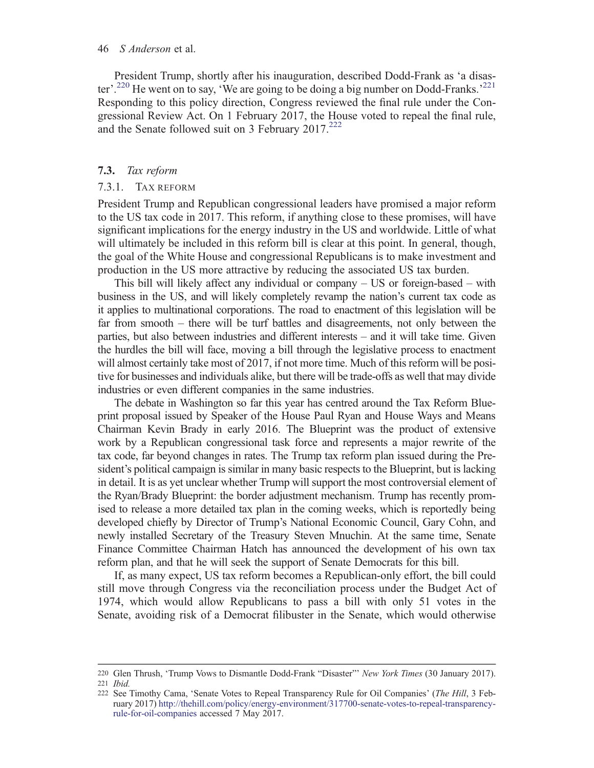President Trump, shortly after his inauguration, described Dodd-Frank as 'a disaster'.[220] He went on to say, 'We are going to be doing a big number on Dodd-Franks.'[221] Responding to this policy direction, Congress reviewed the final rule under the Congressional Review Act. On 1 February 2017, the House voted to repeal the final rule, and the Senate followed suit on 3 February 2017.[222]

## 7.3. *Tax reform*

### 7.3.1. Tax reform

President Trump and Republican congressional leaders have promised a major reform to the US tax code in 2017. This reform, if anything close to these promises, will have significant implications for the energy industry in the US and worldwide. Little of what will ultimately be included in this reform bill is clear at this point. In general, though, the goal of the White House and congressional Republicans is to make investment and production in the US more attractive by reducing the associated US tax burden.

This bill will likely affect any individual or company – US or foreign-based – with business in the US, and will likely completely revamp the nation's current tax code as it applies to multinational corporations. The road to enactment of this legislation will be far from smooth – there will be turf battles and disagreements, not only between the parties, but also between industries and different interests – and it will take time. Given the hurdles the bill will face, moving a bill through the legislative process to enactment will almost certainly take most of 2017, if not more time. Much of this reform will be positive for businesses and individuals alike, but there will be trade-offs as well that may divide industries or even different companies in the same industries.

The debate in Washington so far this year has centred around the Tax Reform Blueprint proposal issued by Speaker of the House Paul Ryan and House Ways and Means Chairman Kevin Brady in early 2016. The Blueprint was the product of extensive work by a Republican congressional task force and represents a major rewrite of the tax code, far beyond changes in rates. The Trump tax reform plan issued during the President's political campaign is similar in many basic respects to the Blueprint, but is lacking in detail. It is as yet unclear whether Trump will support the most controversial element of the Ryan/Brady Blueprint: the border adjustment mechanism. Trump has recently promised to release a more detailed tax plan in the coming weeks, which is reportedly being developed chiefly by Director of Trump's National Economic Council, Gary Cohn, and newly installed Secretary of the Treasury Steven Mnuchin. At the same time, Senate Finance Committee Chairman Hatch has announced the development of his own tax reform plan, and that he will seek the support of Senate Democrats for this bill.

If, as many expect, US tax reform becomes a Republican-only effort, the bill could still move through Congress via the reconciliation process under the Budget Act of 1974, which would allow Republicans to pass a bill with only 51 votes in the Senate, avoiding risk of a Democrat filibuster in the Senate, which would otherwise

---

[220] Glen Thrush, 'Trump Vows to Dismantle Dodd-Frank "Disaster"' *New York Times* (30 January 2017).

[221] *Ibid.*

[222] See Timothy Cama, 'Senate Votes to Repeal Transparency Rule for Oil Companies' (*The Hill*, 3 February 2017) http://thehill.com/policy/energy-environment/317700-senate-votes-to-repeal-transparency-rule-for-oil-companies accessed 7 May 2017.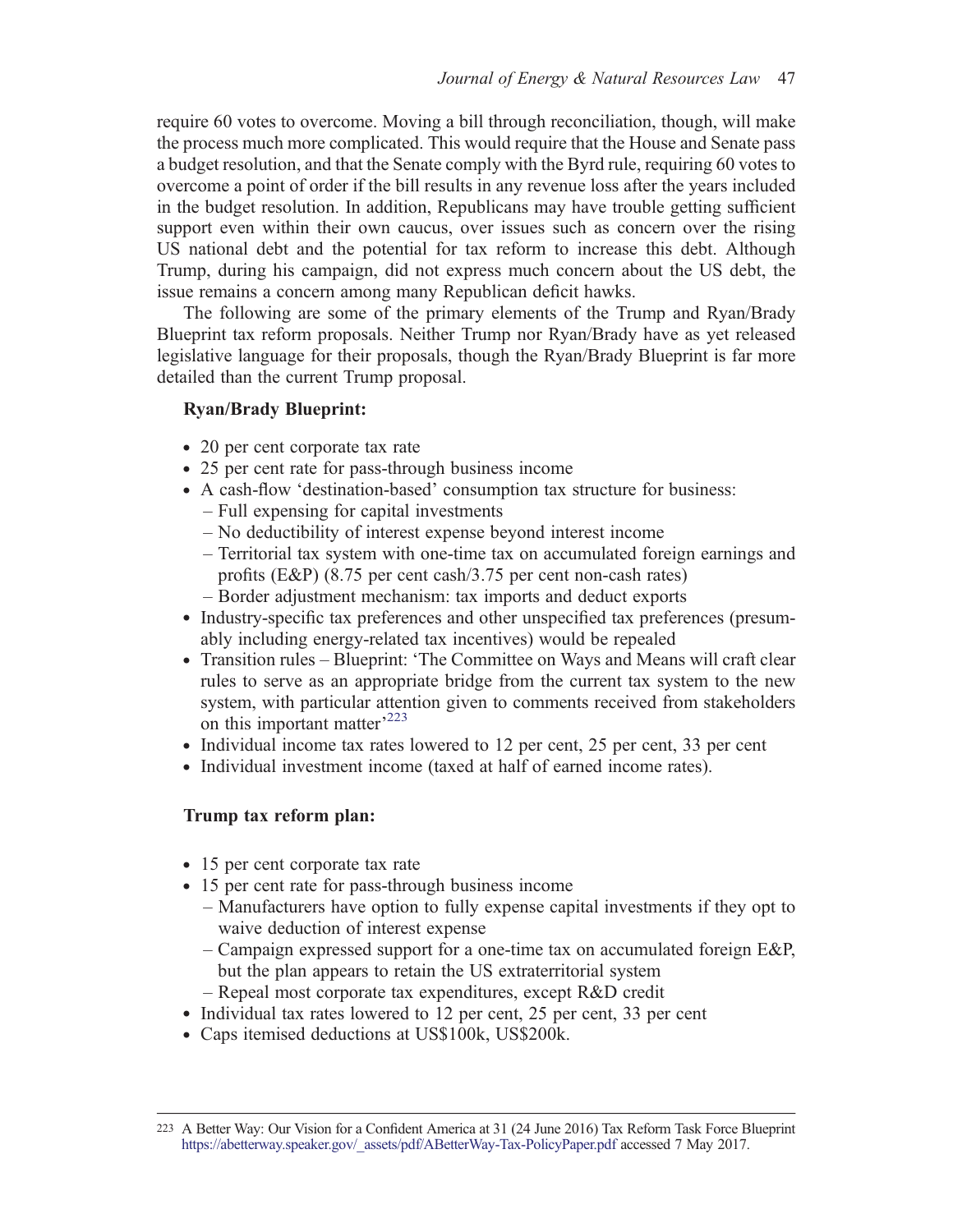require 60 votes to overcome. Moving a bill through reconciliation, though, will make the process much more complicated. This would require that the House and Senate pass a budget resolution, and that the Senate comply with the Byrd rule, requiring 60 votes to overcome a point of order if the bill results in any revenue loss after the years included in the budget resolution. In addition, Republicans may have trouble getting sufficient support even within their own caucus, over issues such as concern over the rising US national debt and the potential for tax reform to increase this debt. Although Trump, during his campaign, did not express much concern about the US debt, the issue remains a concern among many Republican deficit hawks.

The following are some of the primary elements of the Trump and Ryan/Brady Blueprint tax reform proposals. Neither Trump nor Ryan/Brady have as yet released legislative language for their proposals, though the Ryan/Brady Blueprint is far more detailed than the current Trump proposal.

**Ryan/Brady Blueprint:**

- 20 per cent corporate tax rate
- 25 per cent rate for pass-through business income
- A cash-flow 'destination-based' consumption tax structure for business:
  - Full expensing for capital investments
  - No deductibility of interest expense beyond interest income
  - Territorial tax system with one-time tax on accumulated foreign earnings and profits (E&P) (8.75 per cent cash/3.75 per cent non-cash rates)
  - Border adjustment mechanism: tax imports and deduct exports
- Industry-specific tax preferences and other unspecified tax preferences (presumably including energy-related tax incentives) would be repealed
- Transition rules – Blueprint: 'The Committee on Ways and Means will craft clear rules to serve as an appropriate bridge from the current tax system to the new system, with particular attention given to comments received from stakeholders on this important matter'[223]
- Individual income tax rates lowered to 12 per cent, 25 per cent, 33 per cent
- Individual investment income (taxed at half of earned income rates).

**Trump tax reform plan:**

- 15 per cent corporate tax rate
- 15 per cent rate for pass-through business income
  - Manufacturers have option to fully expense capital investments if they opt to waive deduction of interest expense
  - Campaign expressed support for a one-time tax on accumulated foreign E&P, but the plan appears to retain the US extraterritorial system
  - Repeal most corporate tax expenditures, except R&D credit
- Individual tax rates lowered to 12 per cent, 25 per cent, 33 per cent
- Caps itemised deductions at US$100k, US$200k.

---

223 A Better Way: Our Vision for a Confident America at 31 (24 June 2016) Tax Reform Task Force Blueprint https://abetterway.speaker.gov/_assets/pdf/ABetterWay-Tax-PolicyPaper.pdf accessed 7 May 2017.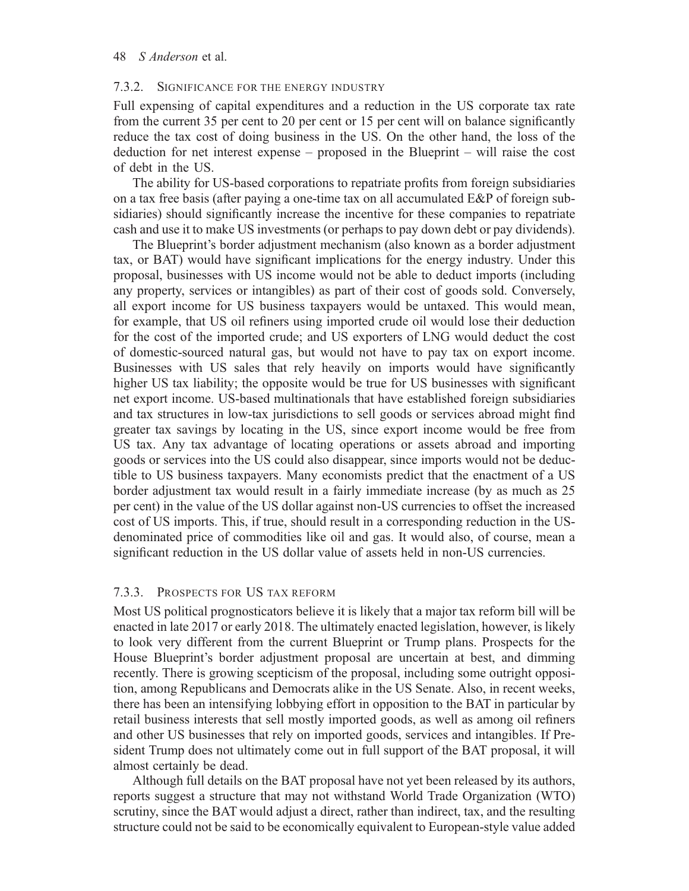### 7.3.2. Significance for the energy industry

Full expensing of capital expenditures and a reduction in the US corporate tax rate from the current 35 per cent to 20 per cent or 15 per cent will on balance significantly reduce the tax cost of doing business in the US. On the other hand, the loss of the deduction for net interest expense – proposed in the Blueprint – will raise the cost of debt in the US.

The ability for US-based corporations to repatriate profits from foreign subsidiaries on a tax free basis (after paying a one-time tax on all accumulated E&P of foreign subsidiaries) should significantly increase the incentive for these companies to repatriate cash and use it to make US investments (or perhaps to pay down debt or pay dividends).

The Blueprint's border adjustment mechanism (also known as a border adjustment tax, or BAT) would have significant implications for the energy industry. Under this proposal, businesses with US income would not be able to deduct imports (including any property, services or intangibles) as part of their cost of goods sold. Conversely, all export income for US business taxpayers would be untaxed. This would mean, for example, that US oil refiners using imported crude oil would lose their deduction for the cost of the imported crude; and US exporters of LNG would deduct the cost of domestic-sourced natural gas, but would not have to pay tax on export income. Businesses with US sales that rely heavily on imports would have significantly higher US tax liability; the opposite would be true for US businesses with significant net export income. US-based multinationals that have established foreign subsidiaries and tax structures in low-tax jurisdictions to sell goods or services abroad might find greater tax savings by locating in the US, since export income would be free from US tax. Any tax advantage of locating operations or assets abroad and importing goods or services into the US could also disappear, since imports would not be deductible to US business taxpayers. Many economists predict that the enactment of a US border adjustment tax would result in a fairly immediate increase (by as much as 25 per cent) in the value of the US dollar against non-US currencies to offset the increased cost of US imports. This, if true, should result in a corresponding reduction in the US-denominated price of commodities like oil and gas. It would also, of course, mean a significant reduction in the US dollar value of assets held in non-US currencies.

### 7.3.3. Prospects for US tax reform

Most US political prognosticators believe it is likely that a major tax reform bill will be enacted in late 2017 or early 2018. The ultimately enacted legislation, however, is likely to look very different from the current Blueprint or Trump plans. Prospects for the House Blueprint's border adjustment proposal are uncertain at best, and dimming recently. There is growing scepticism of the proposal, including some outright opposition, among Republicans and Democrats alike in the US Senate. Also, in recent weeks, there has been an intensifying lobbying effort in opposition to the BAT in particular by retail business interests that sell mostly imported goods, as well as among oil refiners and other US businesses that rely on imported goods, services and intangibles. If President Trump does not ultimately come out in full support of the BAT proposal, it will almost certainly be dead.

Although full details on the BAT proposal have not yet been released by its authors, reports suggest a structure that may not withstand World Trade Organization (WTO) scrutiny, since the BAT would adjust a direct, rather than indirect, tax, and the resulting structure could not be said to be economically equivalent to European-style value added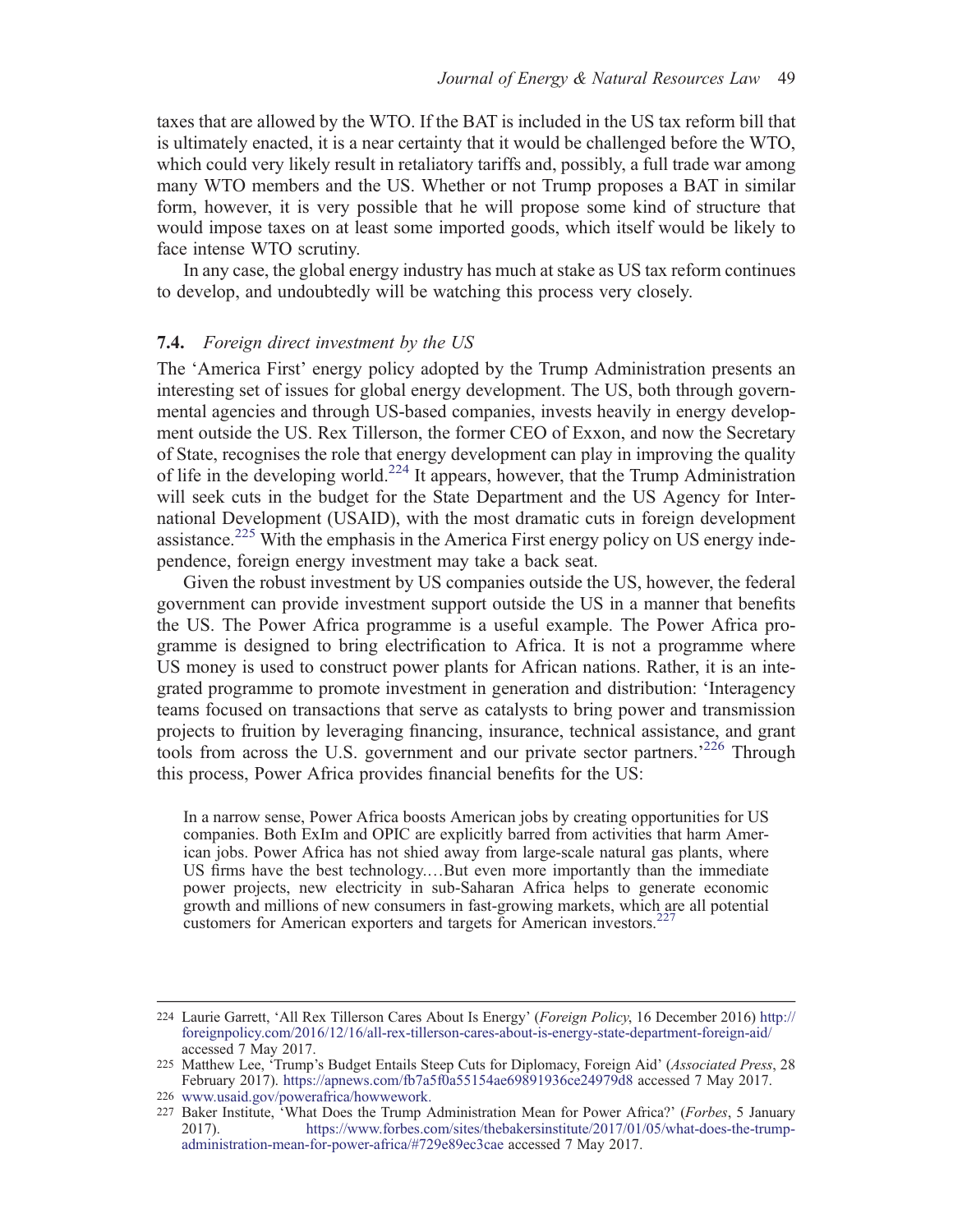taxes that are allowed by the WTO. If the BAT is included in the US tax reform bill that is ultimately enacted, it is a near certainty that it would be challenged before the WTO, which could very likely result in retaliatory tariffs and, possibly, a full trade war among many WTO members and the US. Whether or not Trump proposes a BAT in similar form, however, it is very possible that he will propose some kind of structure that would impose taxes on at least some imported goods, which itself would be likely to face intense WTO scrutiny.

In any case, the global energy industry has much at stake as US tax reform continues to develop, and undoubtedly will be watching this process very closely.

### 7.4. *Foreign direct investment by the US*

The 'America First' energy policy adopted by the Trump Administration presents an interesting set of issues for global energy development. The US, both through governmental agencies and through US-based companies, invests heavily in energy development outside the US. Rex Tillerson, the former CEO of Exxon, and now the Secretary of State, recognises the role that energy development can play in improving the quality of life in the developing world.[224] It appears, however, that the Trump Administration will seek cuts in the budget for the State Department and the US Agency for International Development (USAID), with the most dramatic cuts in foreign development assistance.[225] With the emphasis in the America First energy policy on US energy independence, foreign energy investment may take a back seat.

Given the robust investment by US companies outside the US, however, the federal government can provide investment support outside the US in a manner that benefits the US. The Power Africa programme is a useful example. The Power Africa programme is designed to bring electrification to Africa. It is not a programme where US money is used to construct power plants for African nations. Rather, it is an integrated programme to promote investment in generation and distribution: 'Interagency teams focused on transactions that serve as catalysts to bring power and transmission projects to fruition by leveraging financing, insurance, technical assistance, and grant tools from across the U.S. government and our private sector partners.'[226] Through this process, Power Africa provides financial benefits for the US:

> In a narrow sense, Power Africa boosts American jobs by creating opportunities for US companies. Both ExIm and OPIC are explicitly barred from activities that harm American jobs. Power Africa has not shied away from large-scale natural gas plants, where US firms have the best technology.…But even more importantly than the immediate power projects, new electricity in sub-Saharan Africa helps to generate economic growth and millions of new consumers in fast-growing markets, which are all potential customers for American exporters and targets for American investors.[227]

---

224 Laurie Garrett, 'All Rex Tillerson Cares About Is Energy' (*Foreign Policy*, 16 December 2016) http://foreignpolicy.com/2016/12/16/all-rex-tillerson-cares-about-is-energy-state-department-foreign-aid/ accessed 7 May 2017.

225 Matthew Lee, 'Trump's Budget Entails Steep Cuts for Diplomacy, Foreign Aid' (*Associated Press*, 28 February 2017). https://apnews.com/fb7a5f0a55154ae69891936ce24979d8 accessed 7 May 2017.

226 www.usaid.gov/powerafrica/howwework.

227 Baker Institute, 'What Does the Trump Administration Mean for Power Africa?' (*Forbes*, 5 January 2017). https://www.forbes.com/sites/thebakersinstitute/2017/01/05/what-does-the-trump-administration-mean-for-power-africa/#729e89ec3cae accessed 7 May 2017.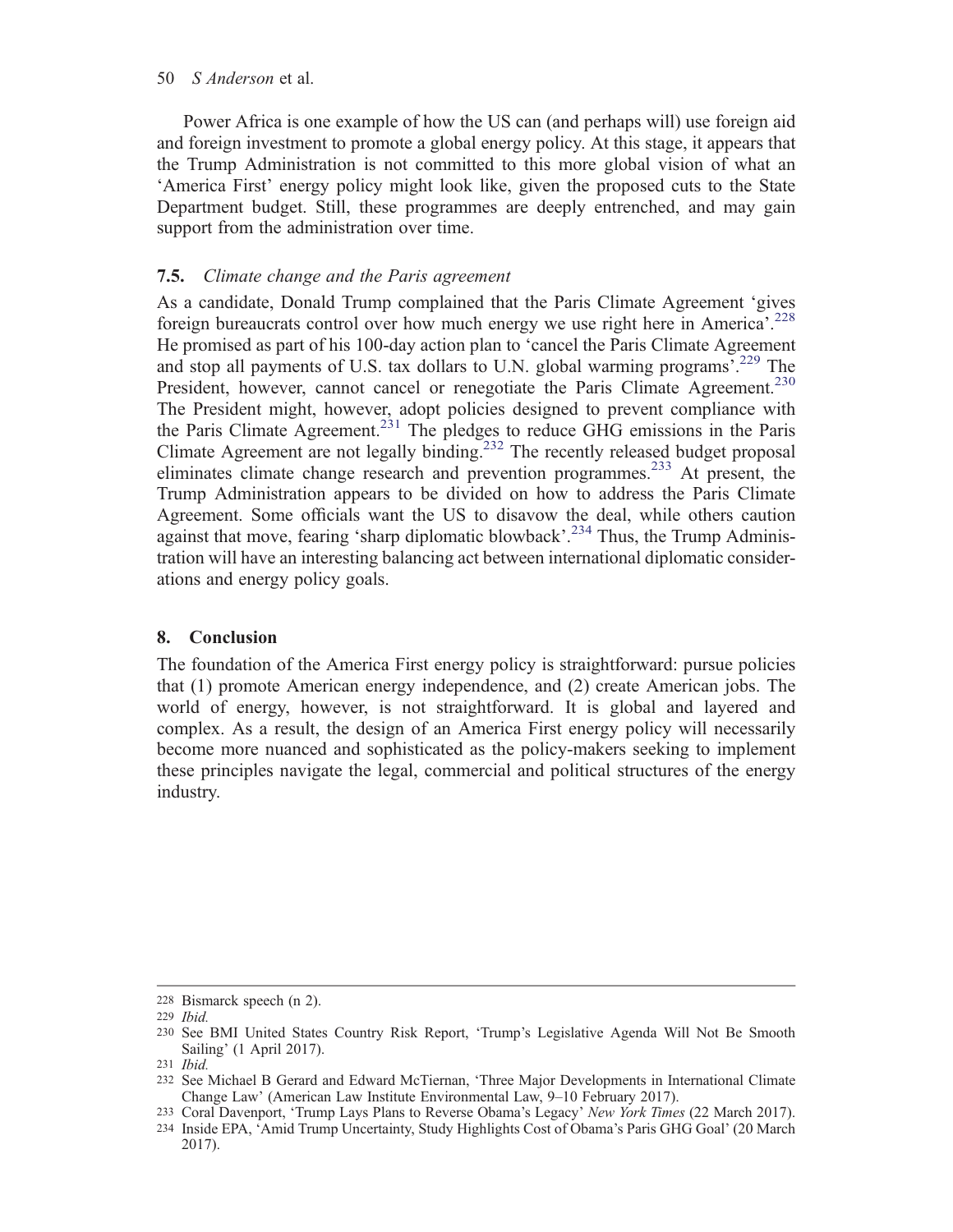Power Africa is one example of how the US can (and perhaps will) use foreign aid and foreign investment to promote a global energy policy. At this stage, it appears that the Trump Administration is not committed to this more global vision of what an 'America First' energy policy might look like, given the proposed cuts to the State Department budget. Still, these programmes are deeply entrenched, and may gain support from the administration over time.

### 7.5. *Climate change and the Paris agreement*

As a candidate, Donald Trump complained that the Paris Climate Agreement 'gives foreign bureaucrats control over how much energy we use right here in America'.[228] He promised as part of his 100-day action plan to 'cancel the Paris Climate Agreement and stop all payments of U.S. tax dollars to U.N. global warming programs'.[229] The President, however, cannot cancel or renegotiate the Paris Climate Agreement.[230] The President might, however, adopt policies designed to prevent compliance with the Paris Climate Agreement.[231] The pledges to reduce GHG emissions in the Paris Climate Agreement are not legally binding.[232] The recently released budget proposal eliminates climate change research and prevention programmes.[233] At present, the Trump Administration appears to be divided on how to address the Paris Climate Agreement. Some officials want the US to disavow the deal, while others caution against that move, fearing 'sharp diplomatic blowback'.[234] Thus, the Trump Administration will have an interesting balancing act between international diplomatic considerations and energy policy goals.

## 8. Conclusion

The foundation of the America First energy policy is straightforward: pursue policies that (1) promote American energy independence, and (2) create American jobs. The world of energy, however, is not straightforward. It is global and layered and complex. As a result, the design of an America First energy policy will necessarily become more nuanced and sophisticated as the policy-makers seeking to implement these principles navigate the legal, commercial and political structures of the energy industry.

---

228 Bismarck speech (n 2).

229 *Ibid.*

230 See BMI United States Country Risk Report, 'Trump's Legislative Agenda Will Not Be Smooth Sailing' (1 April 2017).

231 *Ibid.*

232 See Michael B Gerard and Edward McTiernan, 'Three Major Developments in International Climate Change Law' (American Law Institute Environmental Law, 9–10 February 2017).

233 Coral Davenport, 'Trump Lays Plans to Reverse Obama's Legacy' *New York Times* (22 March 2017).

234 Inside EPA, 'Amid Trump Uncertainty, Study Highlights Cost of Obama's Paris GHG Goal' (20 March 2017).